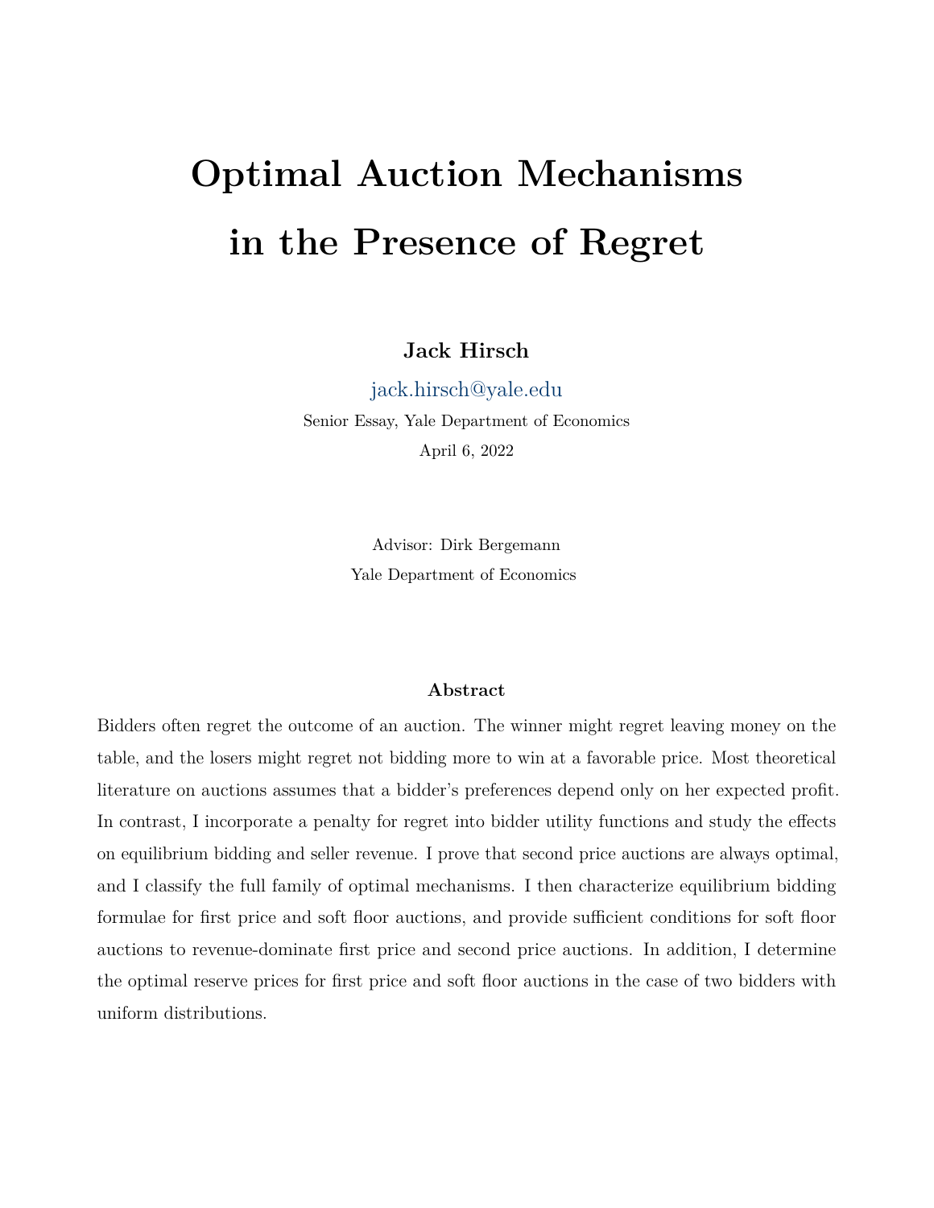# Optimal Auction Mechanisms in the Presence of Regret

**Jack Hirsch**

jack.hirsch@yale.edu

Senior Essay, Yale Department of Economics

April 6, 2022

Advisor: Dirk Bergemann

Yale Department of Economics

### Abstract

Bidders often regret the outcome of an auction. The winner might regret leaving money on the table, and the losers might regret not bidding more to win at a favorable price. Most theoretical literature on auctions assumes that a bidder's preferences depend only on her expected profit. In contrast, I incorporate a penalty for regret into bidder utility functions and study the effects on equilibrium bidding and seller revenue. I prove that second price auctions are always optimal, and I classify the full family of optimal mechanisms. I then characterize equilibrium bidding formulae for first price and soft floor auctions, and provide sufficient conditions for soft floor auctions to revenue-dominate first price and second price auctions. In addition, I determine the optimal reserve prices for first price and soft floor auctions in the case of two bidders with uniform distributions.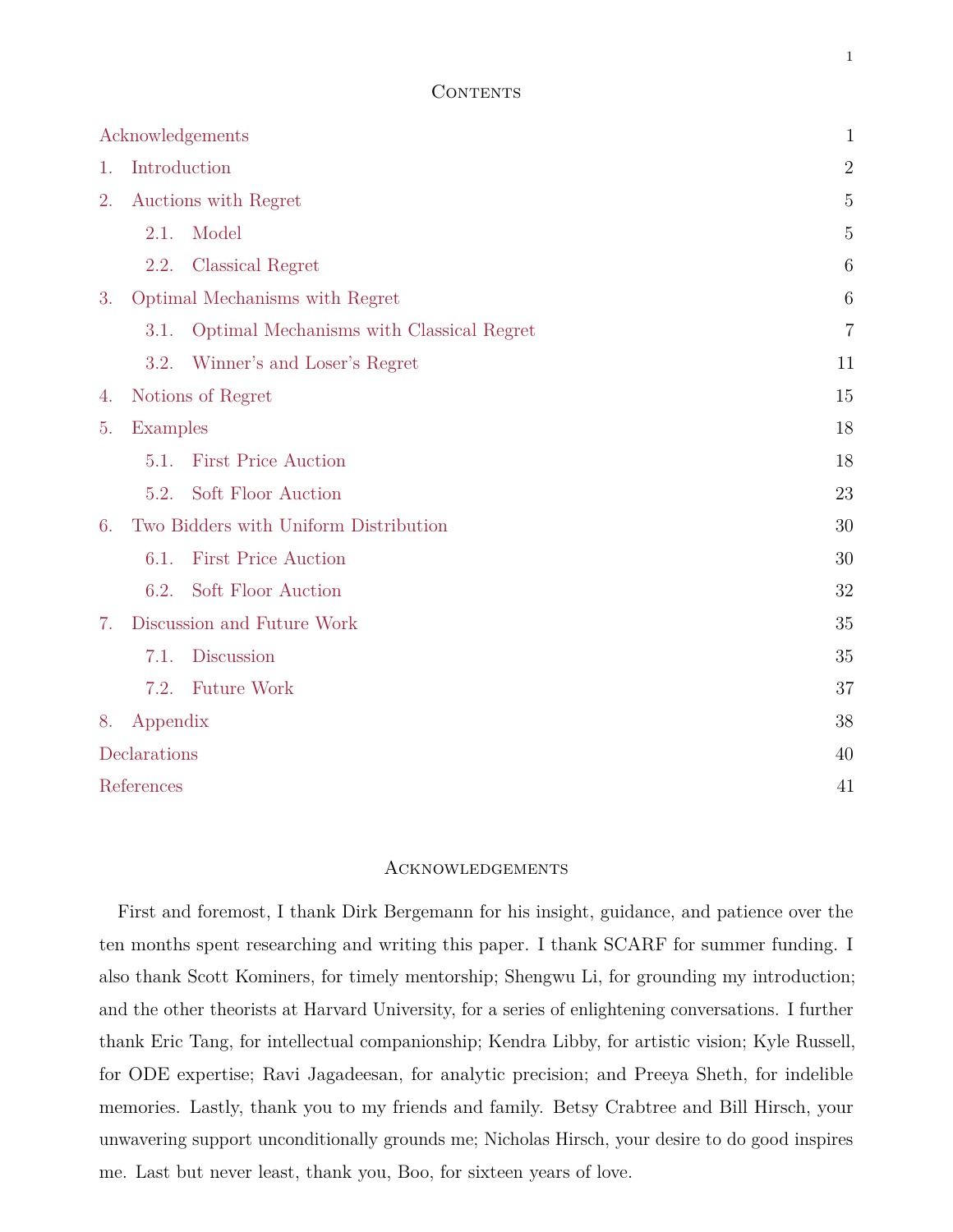## Contents

| | |
|---|---|
| Acknowledgements | 1 |
| 1. Introduction | 2 |
| 2. Auctions with Regret | 5 |
| 2.1. Model | 5 |
| 2.2. Classical Regret | 6 |
| 3. Optimal Mechanisms with Regret | 6 |
| 3.1. Optimal Mechanisms with Classical Regret | 7 |
| 3.2. Winner's and Loser's Regret | 11 |
| 4. Notions of Regret | 15 |
| 5. Examples | 18 |
| 5.1. First Price Auction | 18 |
| 5.2. Soft Floor Auction | 23 |
| 6. Two Bidders with Uniform Distribution | 30 |
| 6.1. First Price Auction | 30 |
| 6.2. Soft Floor Auction | 32 |
| 7. Discussion and Future Work | 35 |
| 7.1. Discussion | 35 |
| 7.2. Future Work | 37 |
| 8. Appendix | 38 |
| Declarations | 40 |
| References | 41 |

## Acknowledgements

First and foremost, I thank Dirk Bergemann for his insight, guidance, and patience over the ten months spent researching and writing this paper. I thank SCARF for summer funding. I also thank Scott Kominers, for timely mentorship; Shengwu Li, for grounding my introduction; and the other theorists at Harvard University, for a series of enlightening conversations. I further thank Eric Tang, for intellectual companionship; Kendra Libby, for artistic vision; Kyle Russell, for ODE expertise; Ravi Jagadeesan, for analytic precision; and Preeya Sheth, for indelible memories. Lastly, thank you to my friends and family. Betsy Crabtree and Bill Hirsch, your unwavering support unconditionally grounds me; Nicholas Hirsch, your desire to do good inspires me. Last but never least, thank you, Boo, for sixteen years of love.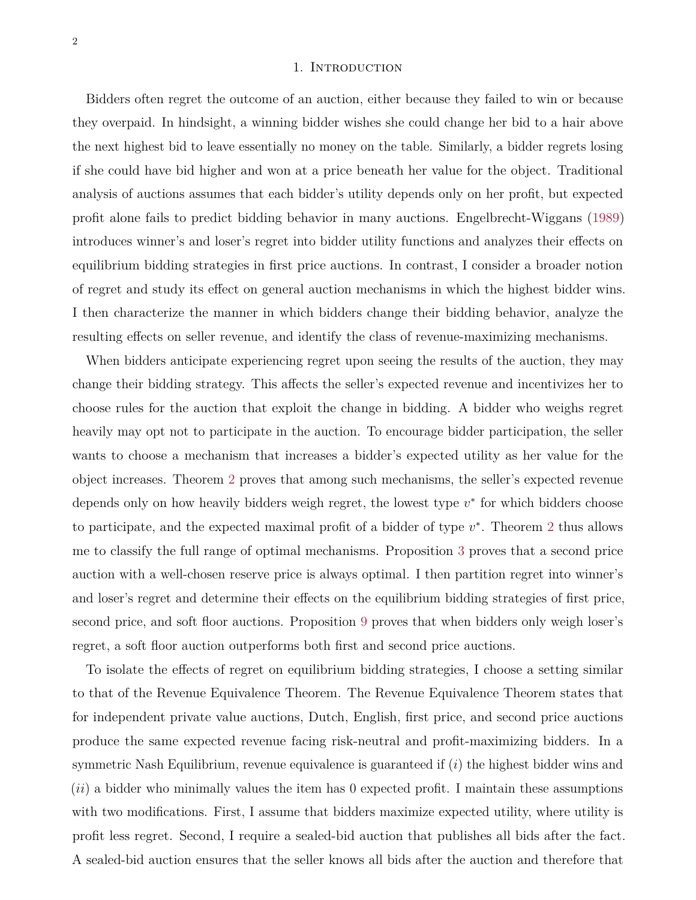# 1. Introduction

Bidders often regret the outcome of an auction, either because they failed to win or because they overpaid. In hindsight, a winning bidder wishes she could change her bid to a hair above the next highest bid to leave essentially no money on the table. Similarly, a bidder regrets losing if she could have bid higher and won at a price beneath her value for the object. Traditional analysis of auctions assumes that each bidder's utility depends only on her profit, but expected profit alone fails to predict bidding behavior in many auctions. Engelbrecht-Wiggans (1989) introduces winner's and loser's regret into bidder utility functions and analyzes their effects on equilibrium bidding strategies in first price auctions. In contrast, I consider a broader notion of regret and study its effect on general auction mechanisms in which the highest bidder wins. I then characterize the manner in which bidders change their bidding behavior, analyze the resulting effects on seller revenue, and identify the class of revenue-maximizing mechanisms.

When bidders anticipate experiencing regret upon seeing the results of the auction, they may change their bidding strategy. This affects the seller's expected revenue and incentivizes her to choose rules for the auction that exploit the change in bidding. A bidder who weighs regret heavily may opt not to participate in the auction. To encourage bidder participation, the seller wants to choose a mechanism that increases a bidder's expected utility as her value for the object increases. Theorem 2 proves that among such mechanisms, the seller's expected revenue depends only on how heavily bidders weigh regret, the lowest type $v^*$ for which bidders choose to participate, and the expected maximal profit of a bidder of type $v^*$. Theorem 2 thus allows me to classify the full range of optimal mechanisms. Proposition 3 proves that a second price auction with a well-chosen reserve price is always optimal. I then partition regret into winner's and loser's regret and determine their effects on the equilibrium bidding strategies of first price, second price, and soft floor auctions. Proposition 9 proves that when bidders only weigh loser's regret, a soft floor auction outperforms both first and second price auctions.

To isolate the effects of regret on equilibrium bidding strategies, I choose a setting similar to that of the Revenue Equivalence Theorem. The Revenue Equivalence Theorem states that for independent private value auctions, Dutch, English, first price, and second price auctions produce the same expected revenue facing risk-neutral and profit-maximizing bidders. In a symmetric Nash Equilibrium, revenue equivalence is guaranteed if $(i)$ the highest bidder wins and $(ii)$ a bidder who minimally values the item has 0 expected profit. I maintain these assumptions with two modifications. First, I assume that bidders maximize expected utility, where utility is profit less regret. Second, I require a sealed-bid auction that publishes all bids after the fact. A sealed-bid auction ensures that the seller knows all bids after the auction and therefore that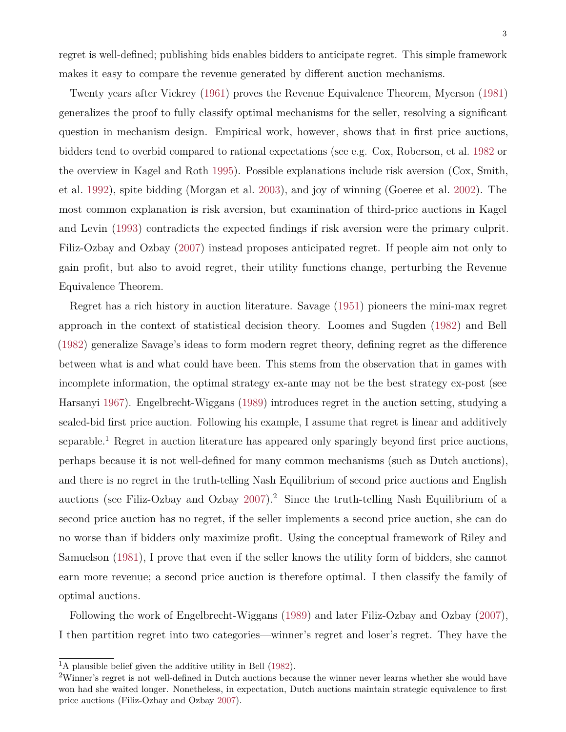regret is well-defined; publishing bids enables bidders to anticipate regret. This simple framework makes it easy to compare the revenue generated by different auction mechanisms.

Twenty years after Vickrey (1961) proves the Revenue Equivalence Theorem, Myerson (1981) generalizes the proof to fully classify optimal mechanisms for the seller, resolving a significant question in mechanism design. Empirical work, however, shows that in first price auctions, bidders tend to overbid compared to rational expectations (see e.g. Cox, Roberson, et al. 1982 or the overview in Kagel and Roth 1995). Possible explanations include risk aversion (Cox, Smith, et al. 1992), spite bidding (Morgan et al. 2003), and joy of winning (Goeree et al. 2002). The most common explanation is risk aversion, but examination of third-price auctions in Kagel and Levin (1993) contradicts the expected findings if risk aversion were the primary culprit. Filiz-Ozbay and Ozbay (2007) instead proposes anticipated regret. If people aim not only to gain profit, but also to avoid regret, their utility functions change, perturbing the Revenue Equivalence Theorem.

Regret has a rich history in auction literature. Savage (1951) pioneers the mini-max regret approach in the context of statistical decision theory. Loomes and Sugden (1982) and Bell (1982) generalize Savage's ideas to form modern regret theory, defining regret as the difference between what is and what could have been. This stems from the observation that in games with incomplete information, the optimal strategy ex-ante may not be the best strategy ex-post (see Harsanyi 1967). Engelbrecht-Wiggans (1989) introduces regret in the auction setting, studying a sealed-bid first price auction. Following his example, I assume that regret is linear and additively separable.[1] Regret in auction literature has appeared only sparingly beyond first price auctions, perhaps because it is not well-defined for many common mechanisms (such as Dutch auctions), and there is no regret in the truth-telling Nash Equilibrium of second price auctions and English auctions (see Filiz-Ozbay and Ozbay 2007).[2] Since the truth-telling Nash Equilibrium of a second price auction has no regret, if the seller implements a second price auction, she can do no worse than if bidders only maximize profit. Using the conceptual framework of Riley and Samuelson (1981), I prove that even if the seller knows the utility form of bidders, she cannot earn more revenue; a second price auction is therefore optimal. I then classify the family of optimal auctions.

Following the work of Engelbrecht-Wiggans (1989) and later Filiz-Ozbay and Ozbay (2007), I then partition regret into two categories—winner's regret and loser's regret. They have the

---

[1] A plausible belief given the additive utility in Bell (1982).

[2] Winner's regret is not well-defined in Dutch auctions because the winner never learns whether she would have won had she waited longer. Nonetheless, in expectation, Dutch auctions maintain strategic equivalence to first price auctions (Filiz-Ozbay and Ozbay 2007).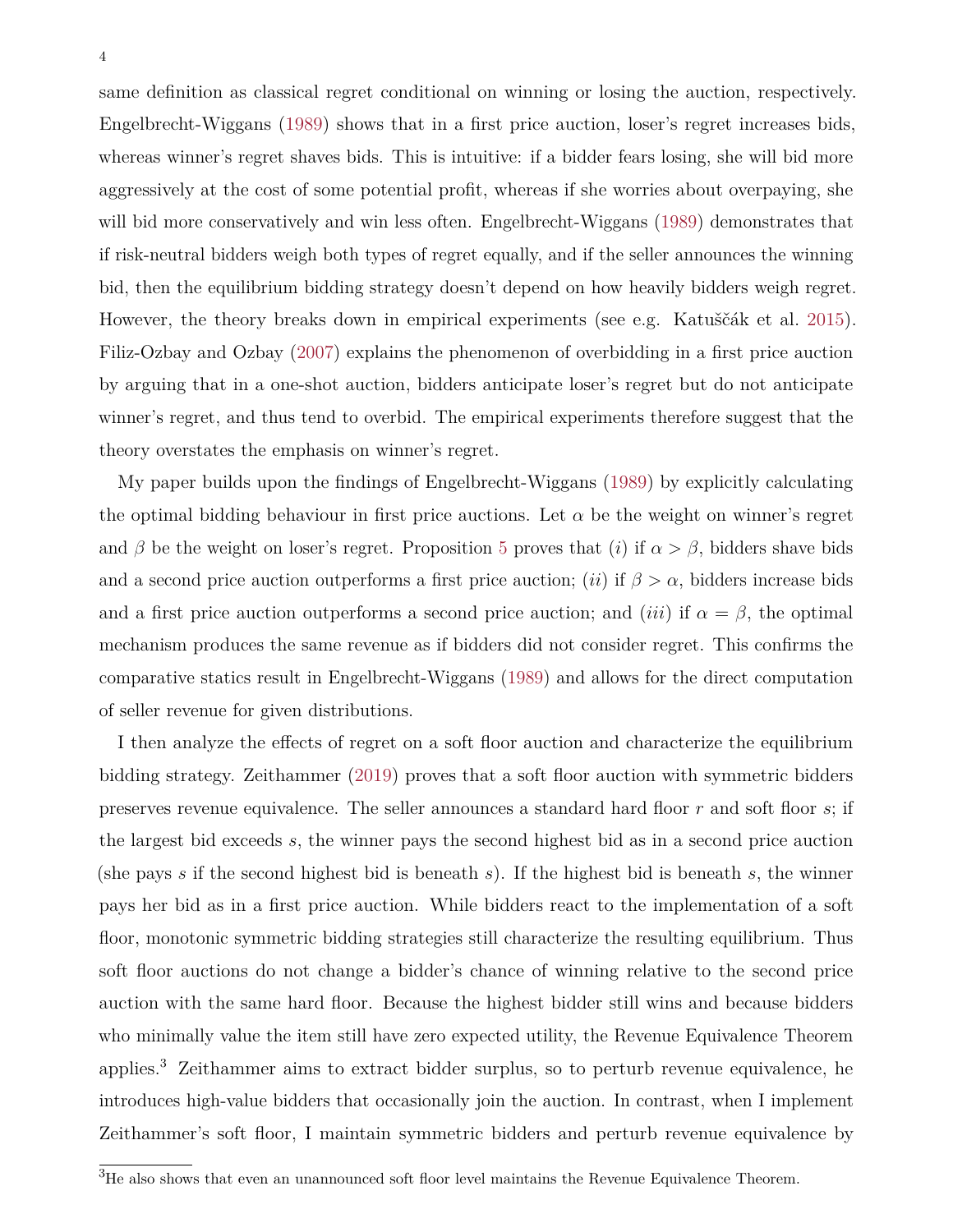same definition as classical regret conditional on winning or losing the auction, respectively. Engelbrecht-Wiggans (1989) shows that in a first price auction, loser's regret increases bids, whereas winner's regret shaves bids. This is intuitive: if a bidder fears losing, she will bid more aggressively at the cost of some potential profit, whereas if she worries about overpaying, she will bid more conservatively and win less often. Engelbrecht-Wiggans (1989) demonstrates that if risk-neutral bidders weigh both types of regret equally, and if the seller announces the winning bid, then the equilibrium bidding strategy doesn't depend on how heavily bidders weigh regret. However, the theory breaks down in empirical experiments (see e.g. Katuščák et al. 2015). Filiz-Ozbay and Ozbay (2007) explains the phenomenon of overbidding in a first price auction by arguing that in a one-shot auction, bidders anticipate loser's regret but do not anticipate winner's regret, and thus tend to overbid. The empirical experiments therefore suggest that the theory overstates the emphasis on winner's regret.

My paper builds upon the findings of Engelbrecht-Wiggans (1989) by explicitly calculating the optimal bidding behaviour in first price auctions. Let $\alpha$ be the weight on winner's regret and $\beta$ be the weight on loser's regret. Proposition 5 proves that $(i)$ if $\alpha > \beta$, bidders shave bids and a second price auction outperforms a first price auction; $(ii)$ if $\beta > \alpha$, bidders increase bids and a first price auction outperforms a second price auction; and $(iii)$ if $\alpha = \beta$, the optimal mechanism produces the same revenue as if bidders did not consider regret. This confirms the comparative statics result in Engelbrecht-Wiggans (1989) and allows for the direct computation of seller revenue for given distributions.

I then analyze the effects of regret on a soft floor auction and characterize the equilibrium bidding strategy. Zeithammer (2019) proves that a soft floor auction with symmetric bidders preserves revenue equivalence. The seller announces a standard hard floor $r$ and soft floor $s$; if the largest bid exceeds $s$, the winner pays the second highest bid as in a second price auction (she pays $s$ if the second highest bid is beneath $s$). If the highest bid is beneath $s$, the winner pays her bid as in a first price auction. While bidders react to the implementation of a soft floor, monotonic symmetric bidding strategies still characterize the resulting equilibrium. Thus soft floor auctions do not change a bidder's chance of winning relative to the second price auction with the same hard floor. Because the highest bidder still wins and because bidders who minimally value the item still have zero expected utility, the Revenue Equivalence Theorem applies.[3] Zeithammer aims to extract bidder surplus, so to perturb revenue equivalence, he introduces high-value bidders that occasionally join the auction. In contrast, when I implement Zeithammer's soft floor, I maintain symmetric bidders and perturb revenue equivalence by

[3]He also shows that even an unannounced soft floor level maintains the Revenue Equivalence Theorem.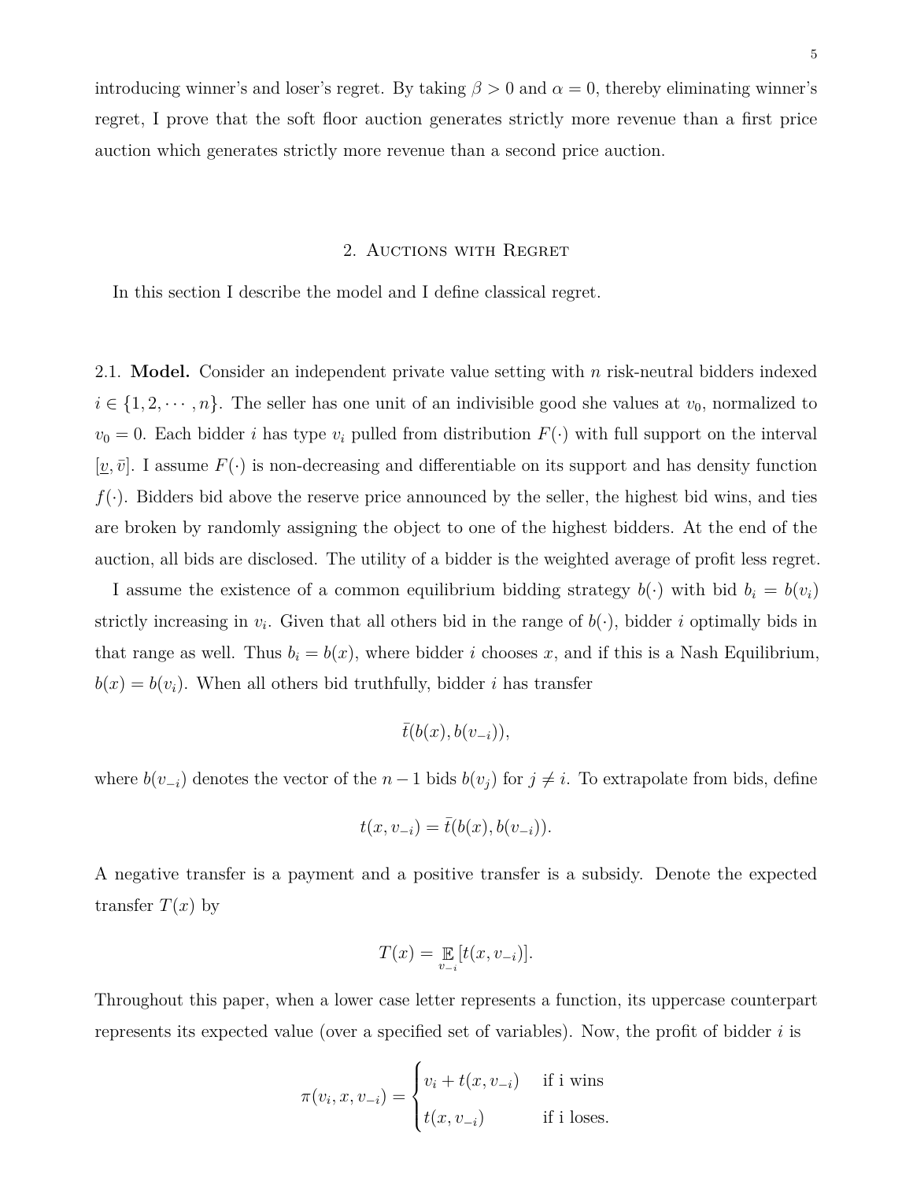introducing winner's and loser's regret. By taking $\beta > 0$ and $\alpha = 0$, thereby eliminating winner's regret, I prove that the soft floor auction generates strictly more revenue than a first price auction which generates strictly more revenue than a second price auction.

## 2. Auctions with Regret

In this section I describe the model and I define classical regret.

2.1. **Model.** Consider an independent private value setting with $n$ risk-neutral bidders indexed $i \in \{1, 2, \cdots, n\}$. The seller has one unit of an indivisible good she values at $v_0$, normalized to $v_0 = 0$. Each bidder $i$ has type $v_i$ pulled from distribution $F(\cdot)$ with full support on the interval $[\underline{v}, \bar{v}]$. I assume $F(\cdot)$ is non-decreasing and differentiable on its support and has density function $f(\cdot)$. Bidders bid above the reserve price announced by the seller, the highest bid wins, and ties are broken by randomly assigning the object to one of the highest bidders. At the end of the auction, all bids are disclosed. The utility of a bidder is the weighted average of profit less regret.

I assume the existence of a common equilibrium bidding strategy $b(\cdot)$ with bid $b_i = b(v_i)$ strictly increasing in $v_i$. Given that all others bid in the range of $b(\cdot)$, bidder $i$ optimally bids in that range as well. Thus $b_i = b(x)$, where bidder $i$ chooses $x$, and if this is a Nash Equilibrium, $b(x) = b(v_i)$. When all others bid truthfully, bidder $i$ has transfer

$$\bar{t}(b(x), b(v_{-i})),$$

where $b(v_{-i})$ denotes the vector of the $n-1$ bids $b(v_j)$ for $j \neq i$. To extrapolate from bids, define

$$t(x, v_{-i}) = \bar{t}(b(x), b(v_{-i})).$$

A negative transfer is a payment and a positive transfer is a subsidy. Denote the expected transfer $T(x)$ by

$$T(x) = \mathop{\mathbb{E}}_{v_{-i}}[t(x, v_{-i})].$$

Throughout this paper, when a lower case letter represents a function, its uppercase counterpart represents its expected value (over a specified set of variables). Now, the profit of bidder $i$ is

$$\pi(v_i, x, v_{-i}) = \begin{cases} v_i + t(x, v_{-i}) & \text{if i wins} \\ t(x, v_{-i}) & \text{if i loses.} \end{cases}$$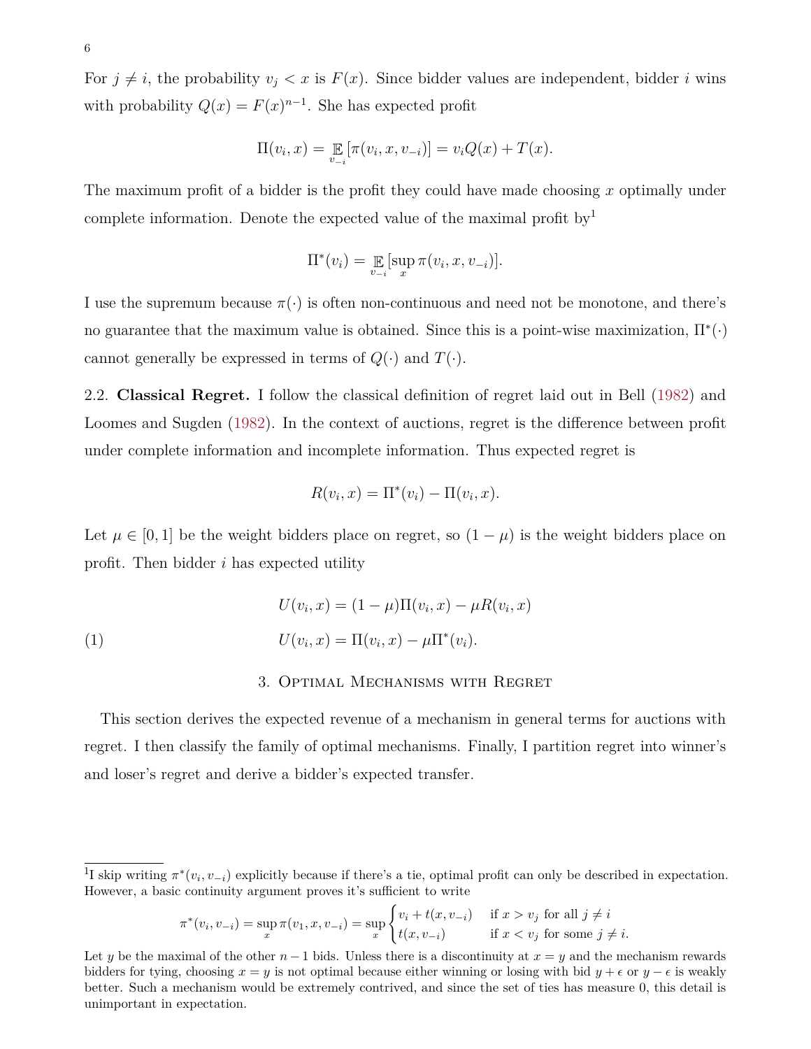For $j \neq i$, the probability $v_j < x$ is $F(x)$. Since bidder values are independent, bidder $i$ wins with probability $Q(x) = F(x)^{n-1}$. She has expected profit

$$\Pi(v_i, x) = \mathop{\mathbb{E}}_{v_{-i}}[\pi(v_i, x, v_{-i})] = v_i Q(x) + T(x).$$

The maximum profit of a bidder is the profit they could have made choosing $x$ optimally under complete information. Denote the expected value of the maximal profit by[1]

$$\Pi^*(v_i) = \mathop{\mathbb{E}}_{v_{-i}}[\sup_x \pi(v_i, x, v_{-i})].$$

I use the supremum because $\pi(\cdot)$ is often non-continuous and need not be monotone, and there's no guarantee that the maximum value is obtained. Since this is a point-wise maximization, $\Pi^*(\cdot)$ cannot generally be expressed in terms of $Q(\cdot)$ and $T(\cdot)$.

2.2. **Classical Regret.** I follow the classical definition of regret laid out in Bell (1982) and Loomes and Sugden (1982). In the context of auctions, regret is the difference between profit under complete information and incomplete information. Thus expected regret is

$$R(v_i, x) = \Pi^*(v_i) - \Pi(v_i, x).$$

Let $\mu \in [0, 1]$ be the weight bidders place on regret, so $(1 - \mu)$ is the weight bidders place on profit. Then bidder $i$ has expected utility

$$U(v_i, x) = (1 - \mu)\Pi(v_i, x) - \mu R(v_i, x)$$

$$U(v_i, x) = \Pi(v_i, x) - \mu \Pi^*(v_i). \tag{1}$$

## 3. Optimal Mechanisms with Regret

This section derives the expected revenue of a mechanism in general terms for auctions with regret. I then classify the family of optimal mechanisms. Finally, I partition regret into winner's and loser's regret and derive a bidder's expected transfer.

---

[1] I skip writing $\pi^*(v_i, v_{-i})$ explicitly because if there's a tie, optimal profit can only be described in expectation. However, a basic continuity argument proves it's sufficient to write

$$\pi^*(v_i, v_{-i}) = \sup_x \pi(v_1, x, v_{-i}) = \sup_x \begin{cases} v_i + t(x, v_{-i}) & \text{if } x > v_j \text{ for all } j \neq i \\ t(x, v_{-i}) & \text{if } x < v_j \text{ for some } j \neq i. \end{cases}$$

Let $y$ be the maximal of the other $n - 1$ bids. Unless there is a discontinuity at $x = y$ and the mechanism rewards bidders for tying, choosing $x = y$ is not optimal because either winning or losing with bid $y + \epsilon$ or $y - \epsilon$ is weakly better. Such a mechanism would be extremely contrived, and since the set of ties has measure 0, this detail is unimportant in expectation.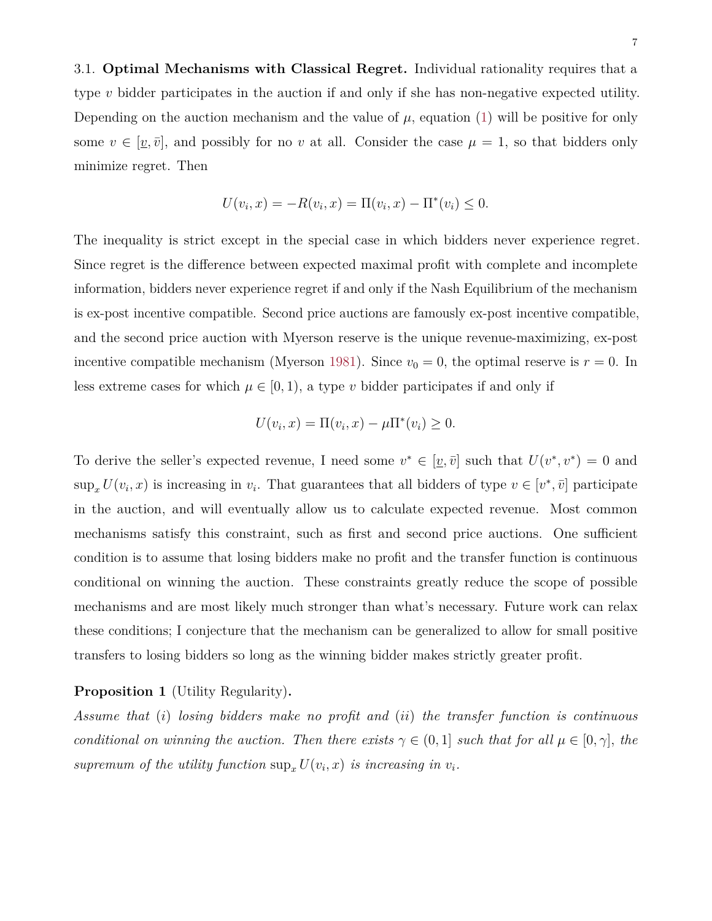3.1. **Optimal Mechanisms with Classical Regret.** Individual rationality requires that a type $v$ bidder participates in the auction if and only if she has non-negative expected utility. Depending on the auction mechanism and the value of $\mu$, equation (1) will be positive for only some $v \in [\underline{v}, \bar{v}]$, and possibly for no $v$ at all. Consider the case $\mu = 1$, so that bidders only minimize regret. Then

$$U(v_i, x) = -R(v_i, x) = \Pi(v_i, x) - \Pi^*(v_i) \leq 0.$$

The inequality is strict except in the special case in which bidders never experience regret. Since regret is the difference between expected maximal profit with complete and incomplete information, bidders never experience regret if and only if the Nash Equilibrium of the mechanism is ex-post incentive compatible. Second price auctions are famously ex-post incentive compatible, and the second price auction with Myerson reserve is the unique revenue-maximizing, ex-post incentive compatible mechanism (Myerson 1981). Since $v_0 = 0$, the optimal reserve is $r = 0$. In less extreme cases for which $\mu \in [0, 1)$, a type $v$ bidder participates if and only if

$$U(v_i, x) = \Pi(v_i, x) - \mu\Pi^*(v_i) \geq 0.$$

To derive the seller's expected revenue, I need some $v^* \in [\underline{v}, \bar{v}]$ such that $U(v^*, v^*) = 0$ and $\sup_x U(v_i, x)$ is increasing in $v_i$. That guarantees that all bidders of type $v \in [v^*, \bar{v}]$ participate in the auction, and will eventually allow us to calculate expected revenue. Most common mechanisms satisfy this constraint, such as first and second price auctions. One sufficient condition is to assume that losing bidders make no profit and the transfer function is continuous conditional on winning the auction. These constraints greatly reduce the scope of possible mechanisms and are most likely much stronger than what's necessary. Future work can relax these conditions; I conjecture that the mechanism can be generalized to allow for small positive transfers to losing bidders so long as the winning bidder makes strictly greater profit.

**Proposition 1** (Utility Regularity)**.**
*Assume that $(i)$ losing bidders make no profit and $(ii)$ the transfer function is continuous conditional on winning the auction. Then there exists $\gamma \in (0, 1]$ such that for all $\mu \in [0, \gamma]$, the supremum of the utility function $\sup_x U(v_i, x)$ is increasing in $v_i$.*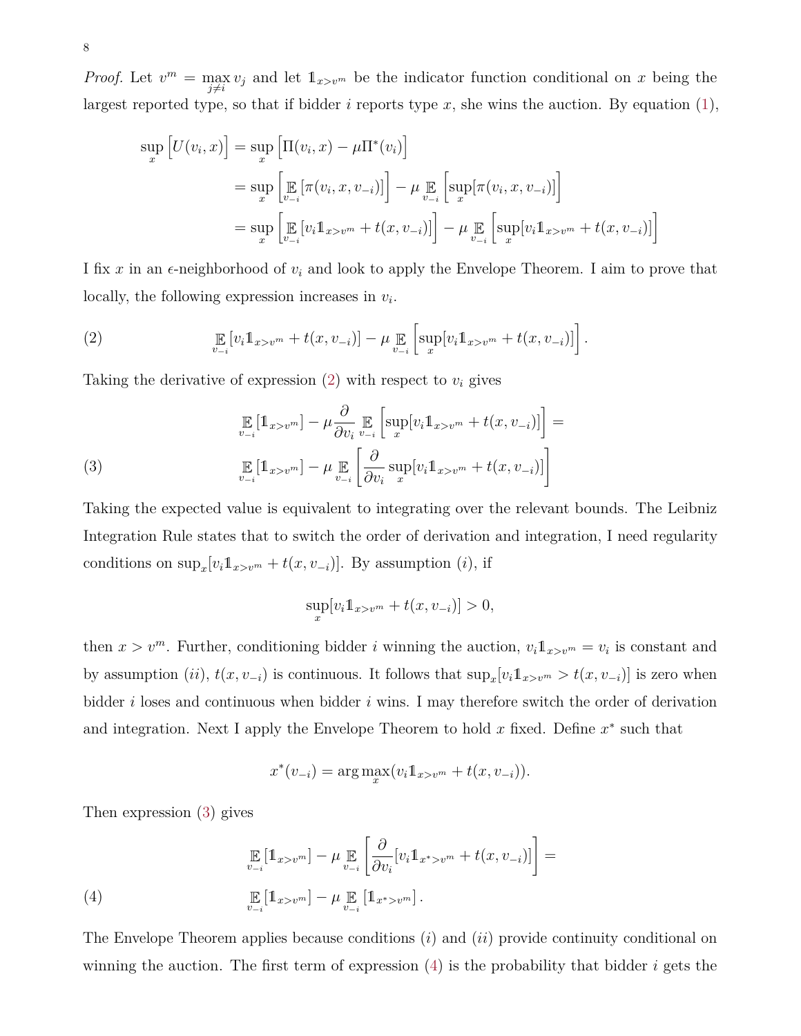*Proof.* Let $v^m = \max_{j \neq i} v_j$ and let $\mathbb{1}_{x > v^m}$ be the indicator function conditional on $x$ being the largest reported type, so that if bidder $i$ reports type $x$, she wins the auction. By equation (1),

$$
\begin{aligned}
\sup_x \Big[ U(v_i, x) \Big] &= \sup_x \Big[ \Pi(v_i, x) - \mu \Pi^*(v_i) \Big] \\
&= \sup_x \Big[ \mathop{\mathbb{E}}_{v_{-i}} [\pi(v_i, x, v_{-i})] \Big] - \mu \mathop{\mathbb{E}}_{v_{-i}} \Big[ \sup_x [\pi(v_i, x, v_{-i})] \Big] \\
&= \sup_x \Big[ \mathop{\mathbb{E}}_{v_{-i}} [v_i \mathbb{1}_{x > v^m} + t(x, v_{-i})] \Big] - \mu \mathop{\mathbb{E}}_{v_{-i}} \Big[ \sup_x [v_i \mathbb{1}_{x > v^m} + t(x, v_{-i})] \Big]
\end{aligned}
$$

I fix $x$ in an $\epsilon$-neighborhood of $v_i$ and look to apply the Envelope Theorem. I aim to prove that locally, the following expression increases in $v_i$.

$$
\mathop{\mathbb{E}}_{v_{-i}} [v_i \mathbb{1}_{x > v^m} + t(x, v_{-i})] - \mu \mathop{\mathbb{E}}_{v_{-i}} \Big[ \sup_x [v_i \mathbb{1}_{x > v^m} + t(x, v_{-i})] \Big]. \tag{2}
$$

Taking the derivative of expression (2) with respect to $v_i$ gives

$$
\begin{aligned}
&\mathop{\mathbb{E}}_{v_{-i}} [\mathbb{1}_{x > v^m}] - \mu \frac{\partial}{\partial v_i} \mathop{\mathbb{E}}_{v_{-i}} \Big[ \sup_x [v_i \mathbb{1}_{x > v^m} + t(x, v_{-i})] \Big] = \\
&\mathop{\mathbb{E}}_{v_{-i}} [\mathbb{1}_{x > v^m}] - \mu \mathop{\mathbb{E}}_{v_{-i}} \Big[ \frac{\partial}{\partial v_i} \sup_x [v_i \mathbb{1}_{x > v^m} + t(x, v_{-i})] \Big]
\end{aligned} \tag{3}
$$

Taking the expected value is equivalent to integrating over the relevant bounds. The Leibniz Integration Rule states that to switch the order of derivation and integration, I need regularity conditions on $\sup_x [v_i \mathbb{1}_{x > v^m} + t(x, v_{-i})]$. By assumption $(i)$, if

$$
\sup_x [v_i \mathbb{1}_{x > v^m} + t(x, v_{-i})] > 0,
$$

then $x > v^m$. Further, conditioning bidder $i$ winning the auction, $v_i \mathbb{1}_{x > v^m} = v_i$ is constant and by assumption $(ii)$, $t(x, v_{-i})$ is continuous. It follows that $\sup_x [v_i \mathbb{1}_{x > v^m} > t(x, v_{-i})]$ is zero when bidder $i$ loses and continuous when bidder $i$ wins. I may therefore switch the order of derivation and integration. Next I apply the Envelope Theorem to hold $x$ fixed. Define $x^*$ such that

$$
x^*(v_{-i}) = \arg\max_x (v_i \mathbb{1}_{x > v^m} + t(x, v_{-i})).
$$

Then expression (3) gives

$$
\begin{aligned}
&\mathop{\mathbb{E}}_{v_{-i}} [\mathbb{1}_{x > v^m}] - \mu \mathop{\mathbb{E}}_{v_{-i}} \Big[ \frac{\partial}{\partial v_i} [v_i \mathbb{1}_{x^* > v^m} + t(x, v_{-i})] \Big] = \\
&\mathop{\mathbb{E}}_{v_{-i}} [\mathbb{1}_{x > v^m}] - \mu \mathop{\mathbb{E}}_{v_{-i}} [\mathbb{1}_{x^* > v^m}].
\end{aligned} \tag{4}
$$

The Envelope Theorem applies because conditions $(i)$ and $(ii)$ provide continuity conditional on winning the auction. The first term of expression (4) is the probability that bidder $i$ gets the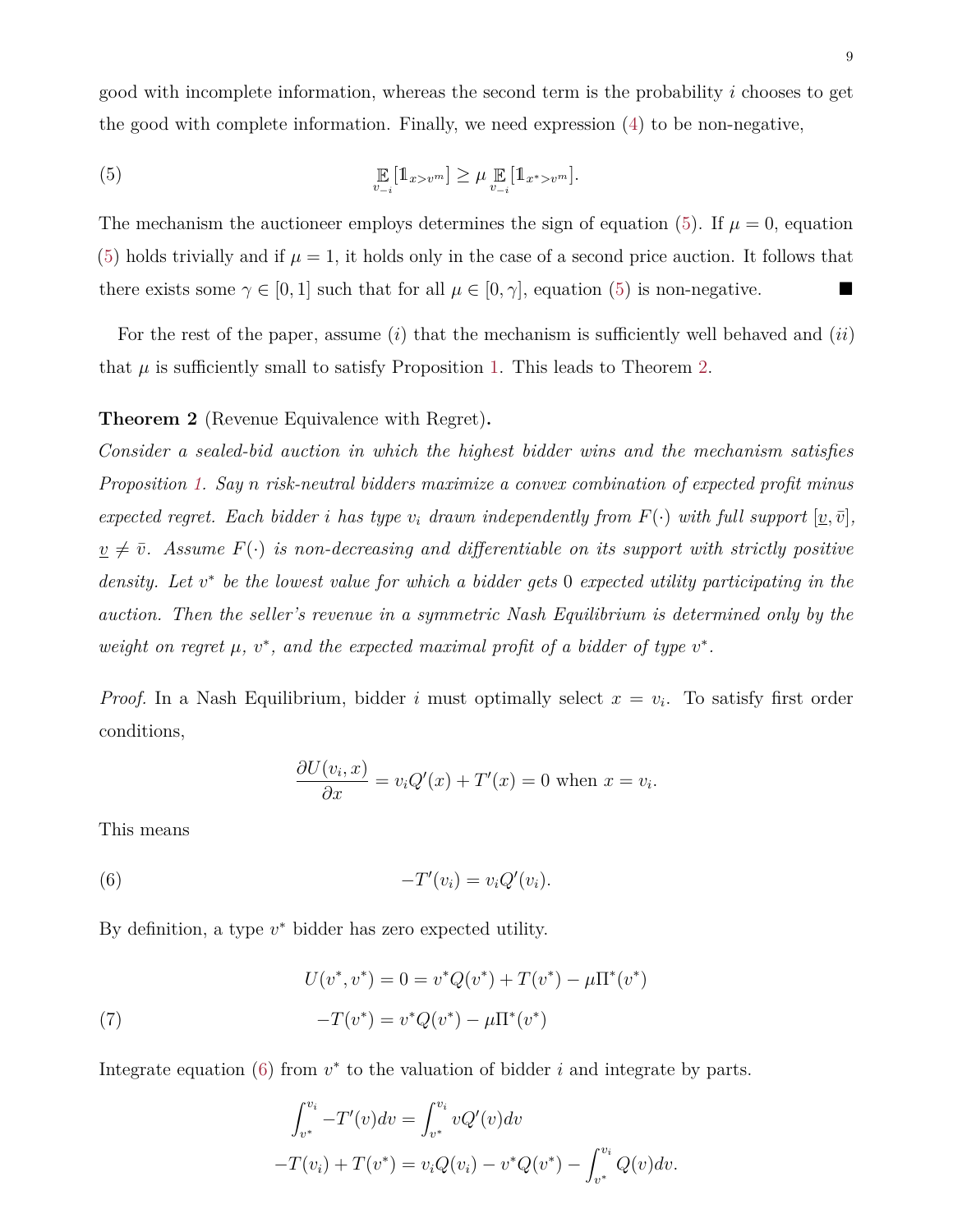good with incomplete information, whereas the second term is the probability $i$ chooses to get the good with complete information. Finally, we need expression (4) to be non-negative,

$$\mathbb{E}_{v_{-i}}[\mathbb{1}_{x>v^m}] \geq \mu \mathbb{E}_{v_{-i}}[\mathbb{1}_{x^*>v^m}]. \tag{5}$$

The mechanism the auctioneer employs determines the sign of equation (5). If $\mu = 0$, equation (5) holds trivially and if $\mu = 1$, it holds only in the case of a second price auction. It follows that there exists some $\gamma \in [0, 1]$ such that for all $\mu \in [0, \gamma]$, equation (5) is non-negative. ■

For the rest of the paper, assume $(i)$ that the mechanism is sufficiently well behaved and $(ii)$ that $\mu$ is sufficiently small to satisfy Proposition 1. This leads to Theorem 2.

**Theorem 2** (Revenue Equivalence with Regret)**.**
*Consider a sealed-bid auction in which the highest bidder wins and the mechanism satisfies Proposition 1. Say $n$ risk-neutral bidders maximize a convex combination of expected profit minus expected regret. Each bidder $i$ has type $v_i$ drawn independently from $F(\cdot)$ with full support $[\underline{v}, \bar{v}]$, $\underline{v} \neq \bar{v}$. Assume $F(\cdot)$ is non-decreasing and differentiable on its support with strictly positive density. Let $v^*$ be the lowest value for which a bidder gets 0 expected utility participating in the auction. Then the seller's revenue in a symmetric Nash Equilibrium is determined only by the weight on regret $\mu$, $v^*$, and the expected maximal profit of a bidder of type $v^*$.*

*Proof.* In a Nash Equilibrium, bidder $i$ must optimally select $x = v_i$. To satisfy first order conditions,

$$\frac{\partial U(v_i, x)}{\partial x} = v_i Q'(x) + T'(x) = 0 \text{ when } x = v_i.$$

This means

$$-T'(v_i) = v_i Q'(v_i). \tag{6}$$

By definition, a type $v^*$ bidder has zero expected utility.

$$U(v^*, v^*) = 0 = v^* Q(v^*) + T(v^*) - \mu \Pi^*(v^*)$$

$$-T(v^*) = v^* Q(v^*) - \mu \Pi^*(v^*) \tag{7}$$

Integrate equation (6) from $v^*$ to the valuation of bidder $i$ and integrate by parts.

$$\int_{v^*}^{v_i} -T'(v)dv = \int_{v^*}^{v_i} vQ'(v)dv$$

$$-T(v_i) + T(v^*) = v_i Q(v_i) - v^* Q(v^*) - \int_{v^*}^{v_i} Q(v)dv.$$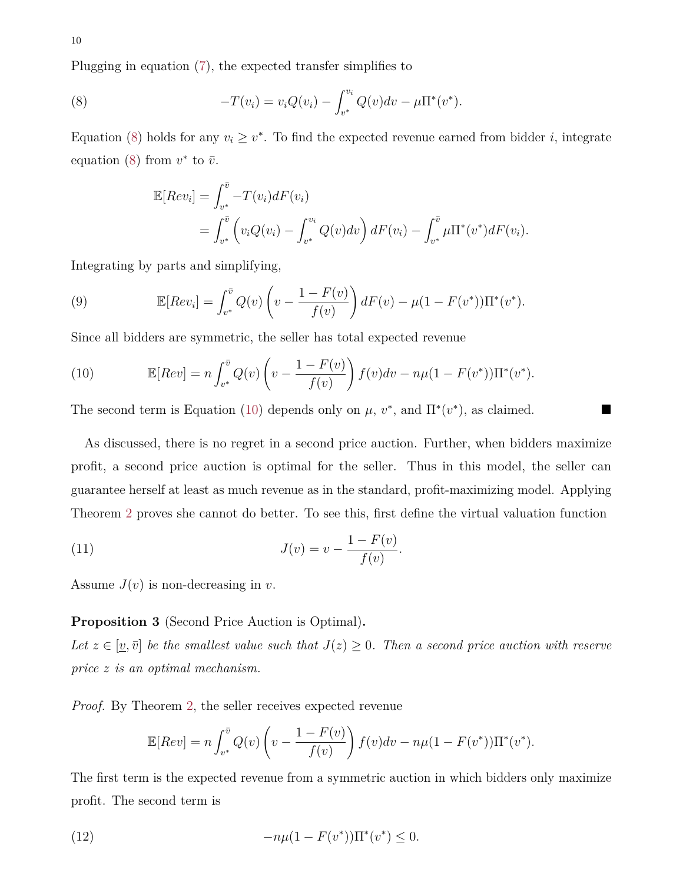Plugging in equation (7), the expected transfer simplifies to

$$-T(v_i) = v_i Q(v_i) - \int_{v^*}^{v_i} Q(v)dv - \mu \Pi^*(v^*). \tag{8}$$

Equation (8) holds for any $v_i \geq v^*$. To find the expected revenue earned from bidder $i$, integrate equation (8) from $v^*$ to $\bar{v}$.

$$\begin{aligned}
\mathbb{E}[Rev_i] &= \int_{v^*}^{\bar{v}} -T(v_i)dF(v_i) \\
&= \int_{v^*}^{\bar{v}} \left( v_i Q(v_i) - \int_{v^*}^{v_i} Q(v)dv \right) dF(v_i) - \int_{v^*}^{\bar{v}} \mu \Pi^*(v^*) dF(v_i).
\end{aligned}$$

Integrating by parts and simplifying,

$$\mathbb{E}[Rev_i] = \int_{v^*}^{\bar{v}} Q(v) \left( v - \frac{1 - F(v)}{f(v)} \right) dF(v) - \mu(1 - F(v^*))\Pi^*(v^*). \tag{9}$$

Since all bidders are symmetric, the seller has total expected revenue

$$\mathbb{E}[Rev] = n \int_{v^*}^{\bar{v}} Q(v) \left( v - \frac{1 - F(v)}{f(v)} \right) f(v)dv - n\mu(1 - F(v^*))\Pi^*(v^*). \tag{10}$$

The second term is Equation (10) depends only on $\mu$, $v^*$, and $\Pi^*(v^*)$, as claimed. ■

As discussed, there is no regret in a second price auction. Further, when bidders maximize profit, a second price auction is optimal for the seller. Thus in this model, the seller can guarantee herself at least as much revenue as in the standard, profit-maximizing model. Applying Theorem 2 proves she cannot do better. To see this, first define the virtual valuation function

$$J(v) = v - \frac{1 - F(v)}{f(v)}. \tag{11}$$

Assume $J(v)$ is non-decreasing in $v$.

**Proposition 3** (Second Price Auction is Optimal)**.**
*Let $z \in [\underline{v}, \bar{v}]$ be the smallest value such that $J(z) \geq 0$. Then a second price auction with reserve price $z$ is an optimal mechanism.*

*Proof.* By Theorem 2, the seller receives expected revenue

$$\mathbb{E}[Rev] = n \int_{v^*}^{\bar{v}} Q(v) \left( v - \frac{1 - F(v)}{f(v)} \right) f(v)dv - n\mu(1 - F(v^*))\Pi^*(v^*).$$

The first term is the expected revenue from a symmetric auction in which bidders only maximize profit. The second term is

$$-n\mu(1 - F(v^*))\Pi^*(v^*) \leq 0. \tag{12}$$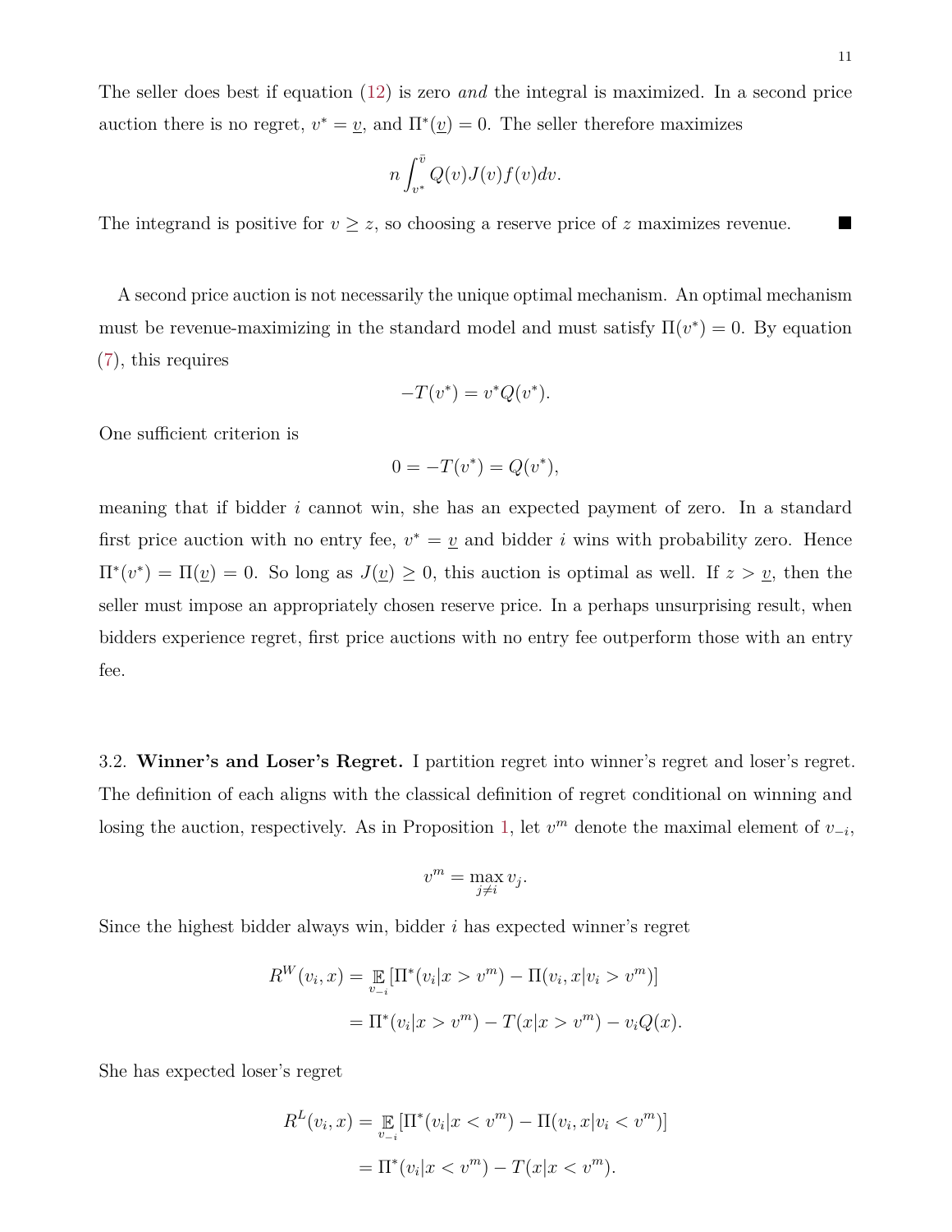The seller does best if equation (12) is zero *and* the integral is maximized. In a second price auction there is no regret, $v^* = \underline{v}$, and $\Pi^*(\underline{v}) = 0$. The seller therefore maximizes

$$n \int_{v^*}^{\bar{v}} Q(v)J(v)f(v)dv.$$

The integrand is positive for $v \geq z$, so choosing a reserve price of $z$ maximizes revenue. ■

A second price auction is not necessarily the unique optimal mechanism. An optimal mechanism must be revenue-maximizing in the standard model and must satisfy $\Pi(v^*) = 0$. By equation (7), this requires

$$-T(v^*) = v^* Q(v^*).$$

One sufficient criterion is

$$0 = -T(v^*) = Q(v^*),$$

meaning that if bidder $i$ cannot win, she has an expected payment of zero. In a standard first price auction with no entry fee, $v^* = \underline{v}$ and bidder $i$ wins with probability zero. Hence $\Pi^*(v^*) = \Pi(\underline{v}) = 0$. So long as $J(\underline{v}) \geq 0$, this auction is optimal as well. If $z > \underline{v}$, then the seller must impose an appropriately chosen reserve price. In a perhaps unsurprising result, when bidders experience regret, first price auctions with no entry fee outperform those with an entry fee.

3.2. **Winner's and Loser's Regret.** I partition regret into winner's regret and loser's regret. The definition of each aligns with the classical definition of regret conditional on winning and losing the auction, respectively. As in Proposition 1, let $v^m$ denote the maximal element of $v_{-i}$,

$$v^m = \max_{j \neq i} v_j.$$

Since the highest bidder always win, bidder $i$ has expected winner's regret

$$\begin{aligned}
R^W(v_i, x) &= \mathop{\mathbb{E}}_{v_{-i}} [\Pi^*(v_i | x > v^m) - \Pi(v_i, x | v_i > v^m)] \\
&= \Pi^*(v_i | x > v^m) - T(x | x > v^m) - v_i Q(x).
\end{aligned}$$

She has expected loser's regret

$$\begin{aligned}
R^L(v_i, x) &= \mathop{\mathbb{E}}_{v_{-i}} [\Pi^*(v_i | x < v^m) - \Pi(v_i, x | v_i < v^m)] \\
&= \Pi^*(v_i | x < v^m) - T(x | x < v^m).
\end{aligned}$$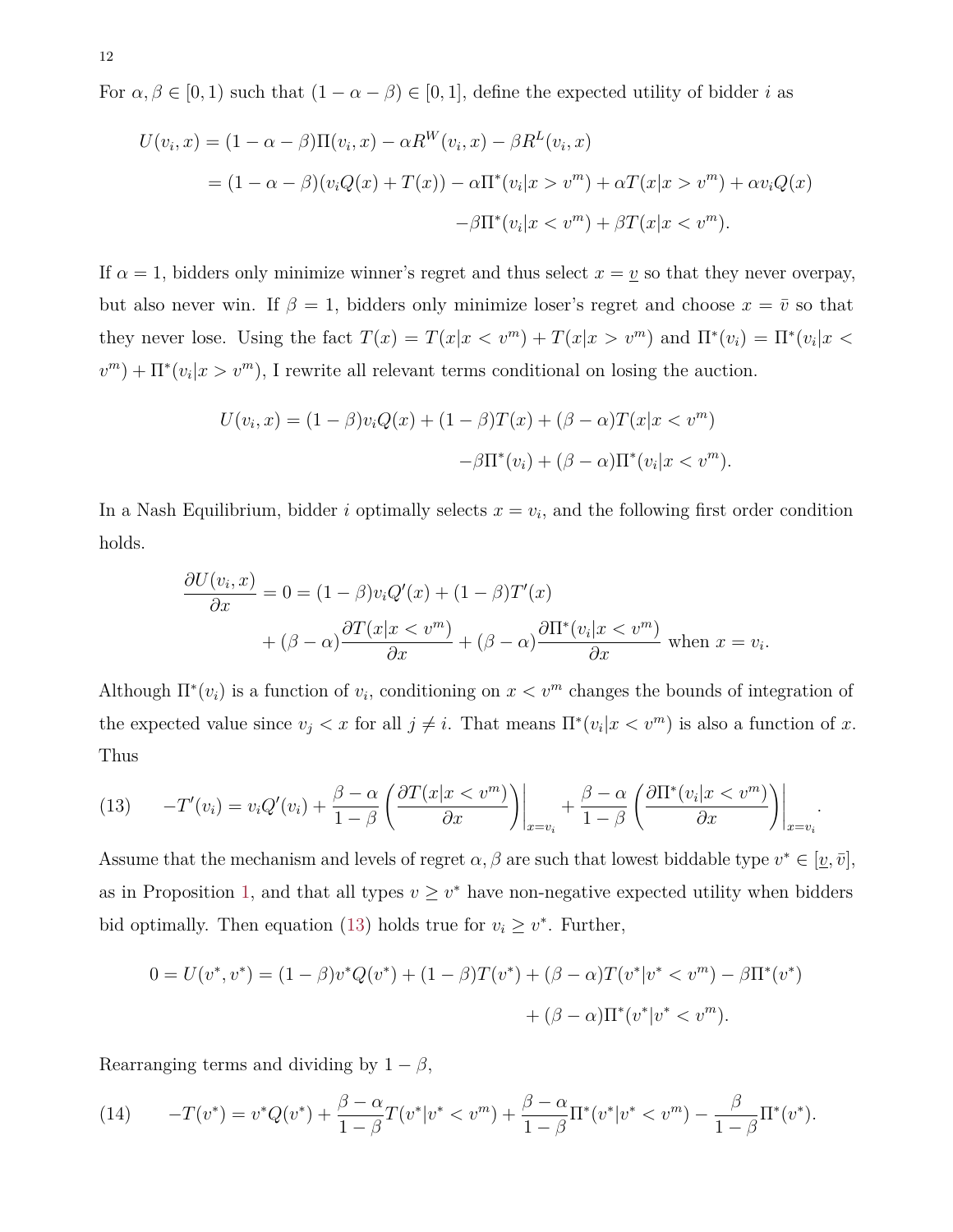For $\alpha, \beta \in [0, 1)$ such that $(1 - \alpha - \beta) \in [0, 1]$, define the expected utility of bidder $i$ as

$$
\begin{aligned}
U(v_i, x) &= (1 - \alpha - \beta)\Pi(v_i, x) - \alpha R^W(v_i, x) - \beta R^L(v_i, x) \\
&= (1 - \alpha - \beta)(v_i Q(x) + T(x)) - \alpha \Pi^*(v_i | x > v^m) + \alpha T(x | x > v^m) + \alpha v_i Q(x) \\
&\qquad - \beta \Pi^*(v_i | x < v^m) + \beta T(x | x < v^m).
\end{aligned}
$$

If $\alpha = 1$, bidders only minimize winner's regret and thus select $x = \underline{v}$ so that they never overpay, but also never win. If $\beta = 1$, bidders only minimize loser's regret and choose $x = \bar{v}$ so that they never lose. Using the fact $T(x) = T(x|x < v^m) + T(x|x > v^m)$ and $\Pi^*(v_i) = \Pi^*(v_i|x < v^m) + \Pi^*(v_i|x > v^m)$, I rewrite all relevant terms conditional on losing the auction.

$$
\begin{aligned}
U(v_i, x) = (1 - \beta)v_i Q(x) + (1 - \beta)T(x) + (\beta - \alpha)T(x|x < v^m) \\
- \beta \Pi^*(v_i) + (\beta - \alpha)\Pi^*(v_i|x < v^m).
\end{aligned}
$$

In a Nash Equilibrium, bidder $i$ optimally selects $x = v_i$, and the following first order condition holds.

$$
\begin{aligned}
\frac{\partial U(v_i, x)}{\partial x} = 0 &= (1 - \beta)v_i Q'(x) + (1 - \beta)T'(x) \\
&\quad + (\beta - \alpha)\frac{\partial T(x|x < v^m)}{\partial x} + (\beta - \alpha)\frac{\partial \Pi^*(v_i|x < v^m)}{\partial x} \text{ when } x = v_i.
\end{aligned}
$$

Although $\Pi^*(v_i)$ is a function of $v_i$, conditioning on $x < v^m$ changes the bounds of integration of the expected value since $v_j < x$ for all $j \neq i$. That means $\Pi^*(v_i|x < v^m)$ is also a function of $x$. Thus

$$
(13) \qquad -T'(v_i) = v_i Q'(v_i) + \frac{\beta - \alpha}{1 - \beta}\left(\frac{\partial T(x|x < v^m)}{\partial x}\right)\bigg|_{x = v_i} + \frac{\beta - \alpha}{1 - \beta}\left(\frac{\partial \Pi^*(v_i|x < v^m)}{\partial x}\right)\bigg|_{x = v_i}.
$$

Assume that the mechanism and levels of regret $\alpha, \beta$ are such that lowest biddable type $v^* \in [\underline{v}, \bar{v}]$, as in Proposition 1, and that all types $v \geq v^*$ have non-negative expected utility when bidders bid optimally. Then equation (13) holds true for $v_i \geq v^*$. Further,

$$
\begin{aligned}
0 = U(v^*, v^*) = (1 - \beta)v^* Q(v^*) + (1 - \beta)T(v^*) + (\beta - \alpha)T(v^*|v^* < v^m) - \beta \Pi^*(v^*) \\
+ (\beta - \alpha)\Pi^*(v^*|v^* < v^m).
\end{aligned}
$$

Rearranging terms and dividing by $1 - \beta$,

$$
(14) \qquad -T(v^*) = v^* Q(v^*) + \frac{\beta - \alpha}{1 - \beta}T(v^*|v^* < v^m) + \frac{\beta - \alpha}{1 - \beta}\Pi^*(v^*|v^* < v^m) - \frac{\beta}{1 - \beta}\Pi^*(v^*).
$$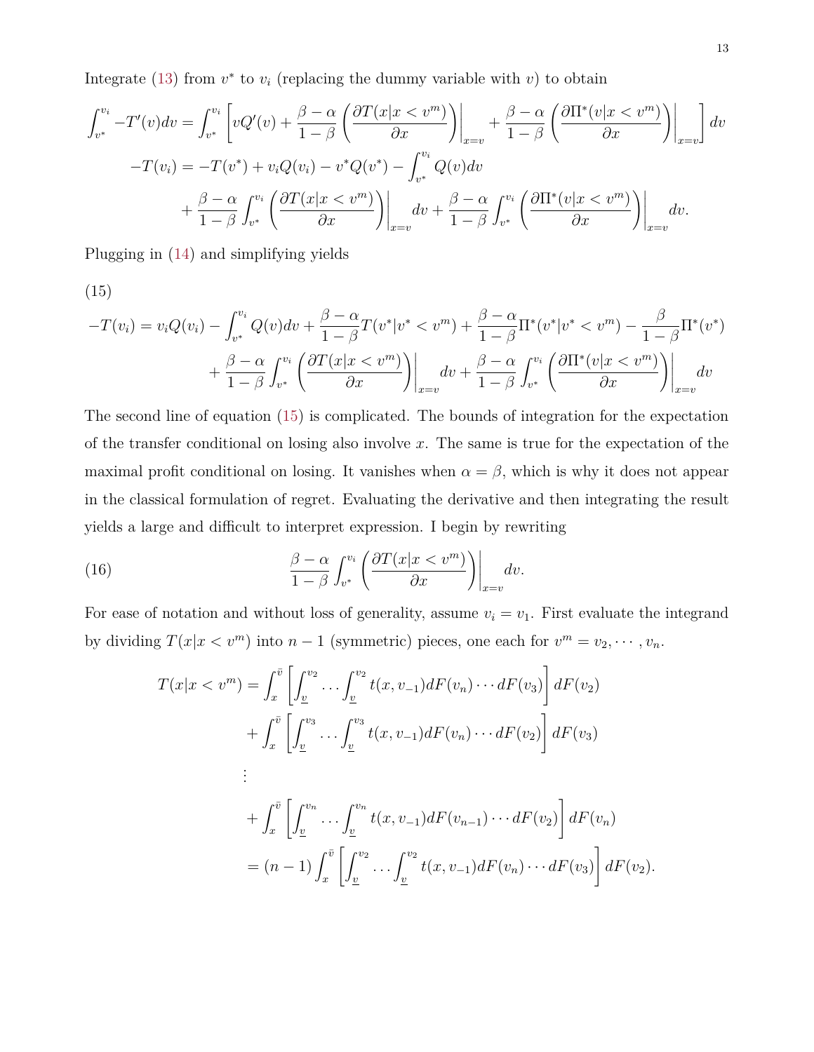Integrate (13) from $v^*$ to $v_i$ (replacing the dummy variable with $v$) to obtain

$$
\begin{aligned}
\int_{v^*}^{v_i} -T'(v)dv &= \int_{v^*}^{v_i} \left[ vQ'(v) + \frac{\beta-\alpha}{1-\beta} \left( \frac{\partial T(x|x<v^m)}{\partial x} \right)\bigg|_{x=v} + \frac{\beta-\alpha}{1-\beta} \left( \frac{\partial \Pi^*(v|x<v^m)}{\partial x} \right)\bigg|_{x=v} \right] dv \\
-T(v_i) &= -T(v^*) + v_iQ(v_i) - v^*Q(v^*) - \int_{v^*}^{v_i} Q(v)dv \\
&\quad + \frac{\beta-\alpha}{1-\beta} \int_{v^*}^{v_i} \left( \frac{\partial T(x|x<v^m)}{\partial x} \right)\bigg|_{x=v} dv + \frac{\beta-\alpha}{1-\beta} \int_{v^*}^{v_i} \left( \frac{\partial \Pi^*(v|x<v^m)}{\partial x} \right)\bigg|_{x=v} dv.
\end{aligned}
$$

Plugging in (14) and simplifying yields

(15)

$$
\begin{aligned}
-T(v_i) = v_iQ(v_i) - \int_{v^*}^{v_i} Q(v)dv + \frac{\beta-\alpha}{1-\beta}T(v^*|v^*<v^m) + \frac{\beta-\alpha}{1-\beta}\Pi^*(v^*|v^*<v^m) - \frac{\beta}{1-\beta}\Pi^*(v^*) \\
+ \frac{\beta-\alpha}{1-\beta} \int_{v^*}^{v_i} \left( \frac{\partial T(x|x<v^m)}{\partial x} \right)\bigg|_{x=v} dv + \frac{\beta-\alpha}{1-\beta} \int_{v^*}^{v_i} \left( \frac{\partial \Pi^*(v|x<v^m)}{\partial x} \right)\bigg|_{x=v} dv
\end{aligned}
$$

The second line of equation (15) is complicated. The bounds of integration for the expectation of the transfer conditional on losing also involve $x$. The same is true for the expectation of the maximal profit conditional on losing. It vanishes when $\alpha = \beta$, which is why it does not appear in the classical formulation of regret. Evaluating the derivative and then integrating the result yields a large and difficult to interpret expression. I begin by rewriting

$$
\frac{\beta-\alpha}{1-\beta} \int_{v^*}^{v_i} \left( \frac{\partial T(x|x<v^m)}{\partial x} \right)\bigg|_{x=v} dv. \tag{16}
$$

For ease of notation and without loss of generality, assume $v_i = v_1$. First evaluate the integrand by dividing $T(x|x<v^m)$ into $n-1$ (symmetric) pieces, one each for $v^m = v_2, \cdots, v_n$.

$$
\begin{aligned}
T(x|x<v^m) &= \int_x^{\bar{v}} \left[ \int_{\underline{v}}^{v_2} \ldots \int_{\underline{v}}^{v_2} t(x, v_{-1}) dF(v_n) \cdots dF(v_3) \right] dF(v_2) \\
&\quad + \int_x^{\bar{v}} \left[ \int_{\underline{v}}^{v_3} \ldots \int_{\underline{v}}^{v_3} t(x, v_{-1}) dF(v_n) \cdots dF(v_2) \right] dF(v_3) \\
&\quad \vdots \\
&\quad + \int_x^{\bar{v}} \left[ \int_{\underline{v}}^{v_n} \ldots \int_{\underline{v}}^{v_n} t(x, v_{-1}) dF(v_{n-1}) \cdots dF(v_2) \right] dF(v_n) \\
&= (n-1) \int_x^{\bar{v}} \left[ \int_{\underline{v}}^{v_2} \ldots \int_{\underline{v}}^{v_2} t(x, v_{-1}) dF(v_n) \cdots dF(v_3) \right] dF(v_2).
\end{aligned}
$$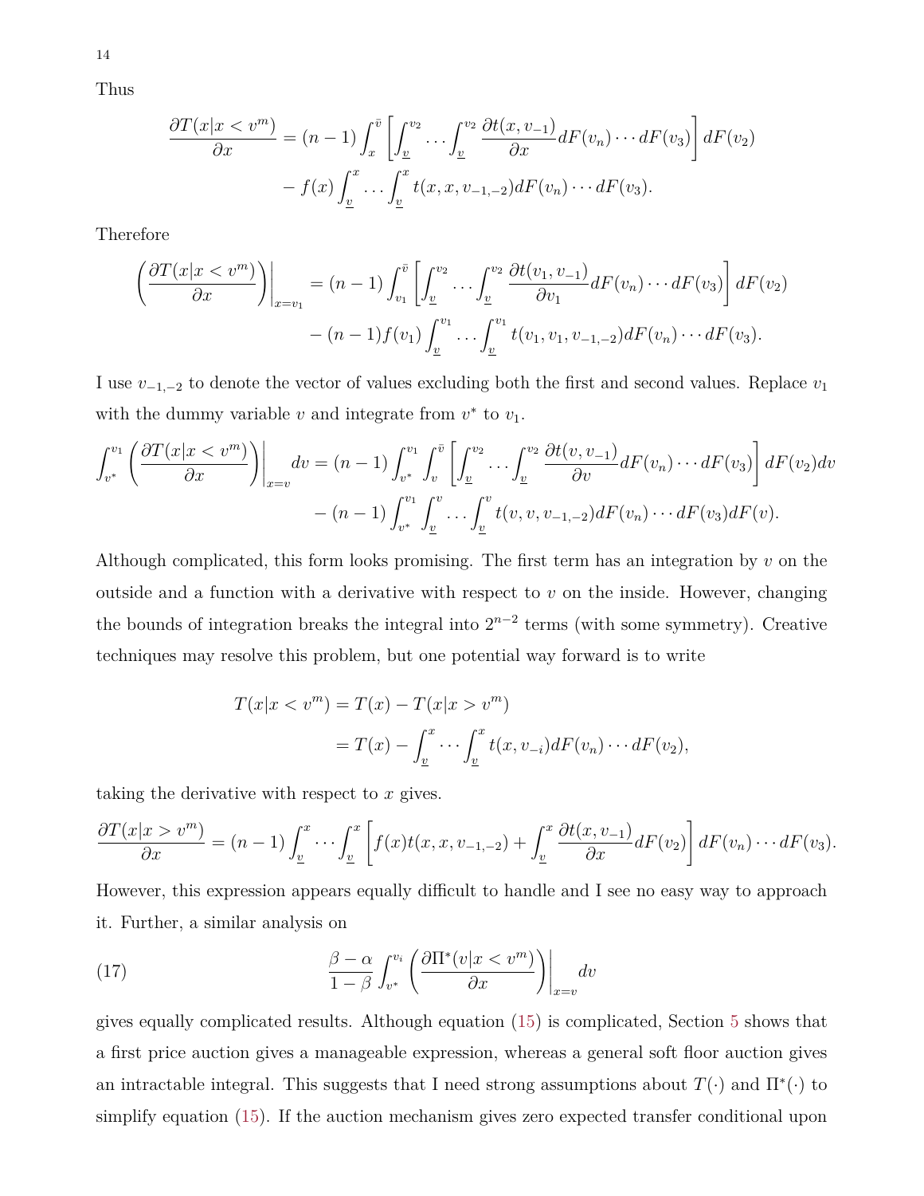Thus

$$\frac{\partial T(x|x<v^m)}{\partial x} = (n-1)\int_x^{\bar{v}} \left[ \int_{\underline{v}}^{v_2} \cdots \int_{\underline{v}}^{v_2} \frac{\partial t(x,v_{-1})}{\partial x} dF(v_n)\cdots dF(v_3) \right] dF(v_2)$$
$$- f(x) \int_{\underline{v}}^{x} \cdots \int_{\underline{v}}^{x} t(x,x,v_{-1,-2}) dF(v_n)\cdots dF(v_3).$$

Therefore

$$\left( \frac{\partial T(x|x<v^m)}{\partial x} \right)\bigg|_{x=v_1} = (n-1)\int_{v_1}^{\bar{v}} \left[ \int_{\underline{v}}^{v_2} \cdots \int_{\underline{v}}^{v_2} \frac{\partial t(v_1,v_{-1})}{\partial v_1} dF(v_n)\cdots dF(v_3) \right] dF(v_2)$$
$$- (n-1)f(v_1) \int_{\underline{v}}^{v_1} \cdots \int_{\underline{v}}^{v_1} t(v_1,v_1,v_{-1,-2}) dF(v_n)\cdots dF(v_3).$$

I use $v_{-1,-2}$ to denote the vector of values excluding both the first and second values. Replace $v_1$ with the dummy variable $v$ and integrate from $v^*$ to $v_1$.

$$\int_{v^*}^{v_1} \left( \frac{\partial T(x|x<v^m)}{\partial x} \right)\bigg|_{x=v} dv = (n-1)\int_{v^*}^{v_1}\int_{v}^{\bar{v}} \left[ \int_{\underline{v}}^{v_2} \cdots \int_{\underline{v}}^{v_2} \frac{\partial t(v,v_{-1})}{\partial v} dF(v_n)\cdots dF(v_3) \right] dF(v_2)dv$$
$$- (n-1)\int_{v^*}^{v_1}\int_{\underline{v}}^{v} \cdots \int_{\underline{v}}^{v} t(v,v,v_{-1,-2}) dF(v_n)\cdots dF(v_3)dF(v).$$

Although complicated, this form looks promising. The first term has an integration by $v$ on the outside and a function with a derivative with respect to $v$ on the inside. However, changing the bounds of integration breaks the integral into $2^{n-2}$ terms (with some symmetry). Creative techniques may resolve this problem, but one potential way forward is to write

$$\begin{aligned} T(x|x<v^m) &= T(x) - T(x|x>v^m) \\ &= T(x) - \int_{\underline{v}}^{x} \cdots \int_{\underline{v}}^{x} t(x,v_{-i}) dF(v_n)\cdots dF(v_2), \end{aligned}$$

taking the derivative with respect to $x$ gives.

$$\frac{\partial T(x|x>v^m)}{\partial x} = (n-1)\int_{\underline{v}}^{x} \cdots \int_{\underline{v}}^{x} \left[ f(x)t(x,x,v_{-1,-2}) + \int_{\underline{v}}^{x} \frac{\partial t(x,v_{-1})}{\partial x} dF(v_2) \right] dF(v_n)\cdots dF(v_3).$$

However, this expression appears equally difficult to handle and I see no easy way to approach it. Further, a similar analysis on

$$\frac{\beta-\alpha}{1-\beta}\int_{v^*}^{v_i} \left( \frac{\partial \Pi^*(v|x<v^m)}{\partial x} \right)\bigg|_{x=v} dv \tag{17}$$

gives equally complicated results. Although equation (15) is complicated, Section 5 shows that a first price auction gives a manageable expression, whereas a general soft floor auction gives an intractable integral. This suggests that I need strong assumptions about $T(\cdot)$ and $\Pi^*(\cdot)$ to simplify equation (15). If the auction mechanism gives zero expected transfer conditional upon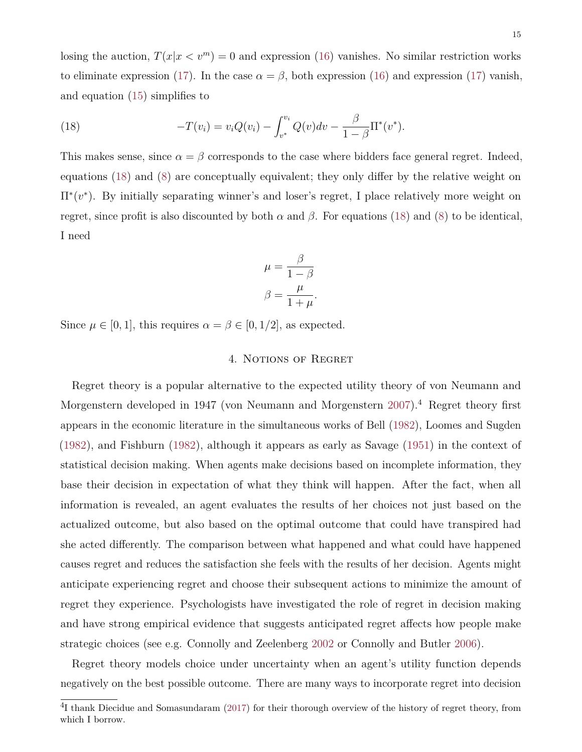losing the auction, $T(x|x < v^m) = 0$ and expression (16) vanishes. No similar restriction works to eliminate expression (17). In the case $\alpha = \beta$, both expression (16) and expression (17) vanish, and equation (15) simplifies to

$$-T(v_i) = v_i Q(v_i) - \int_{v^*}^{v_i} Q(v)dv - \frac{\beta}{1-\beta}\Pi^*(v^*). \tag{18}$$

This makes sense, since $\alpha = \beta$ corresponds to the case where bidders face general regret. Indeed, equations (18) and (8) are conceptually equivalent; they only differ by the relative weight on $\Pi^*(v^*)$. By initially separating winner's and loser's regret, I place relatively more weight on regret, since profit is also discounted by both $\alpha$ and $\beta$. For equations (18) and (8) to be identical, I need

$$\mu = \frac{\beta}{1-\beta}$$
$$\beta = \frac{\mu}{1+\mu}.$$

Since $\mu \in [0, 1]$, this requires $\alpha = \beta \in [0, 1/2]$, as expected.

## 4. Notions of Regret

Regret theory is a popular alternative to the expected utility theory of von Neumann and Morgenstern developed in 1947 (von Neumann and Morgenstern 2007).[4] Regret theory first appears in the economic literature in the simultaneous works of Bell (1982), Loomes and Sugden (1982), and Fishburn (1982), although it appears as early as Savage (1951) in the context of statistical decision making. When agents make decisions based on incomplete information, they base their decision in expectation of what they think will happen. After the fact, when all information is revealed, an agent evaluates the results of her choices not just based on the actualized outcome, but also based on the optimal outcome that could have transpired had she acted differently. The comparison between what happened and what could have happened causes regret and reduces the satisfaction she feels with the results of her decision. Agents might anticipate experiencing regret and choose their subsequent actions to minimize the amount of regret they experience. Psychologists have investigated the role of regret in decision making and have strong empirical evidence that suggests anticipated regret affects how people make strategic choices (see e.g. Connolly and Zeelenberg 2002 or Connolly and Butler 2006).

Regret theory models choice under uncertainty when an agent's utility function depends negatively on the best possible outcome. There are many ways to incorporate regret into decision

[4] I thank Diecidue and Somasundaram (2017) for their thorough overview of the history of regret theory, from which I borrow.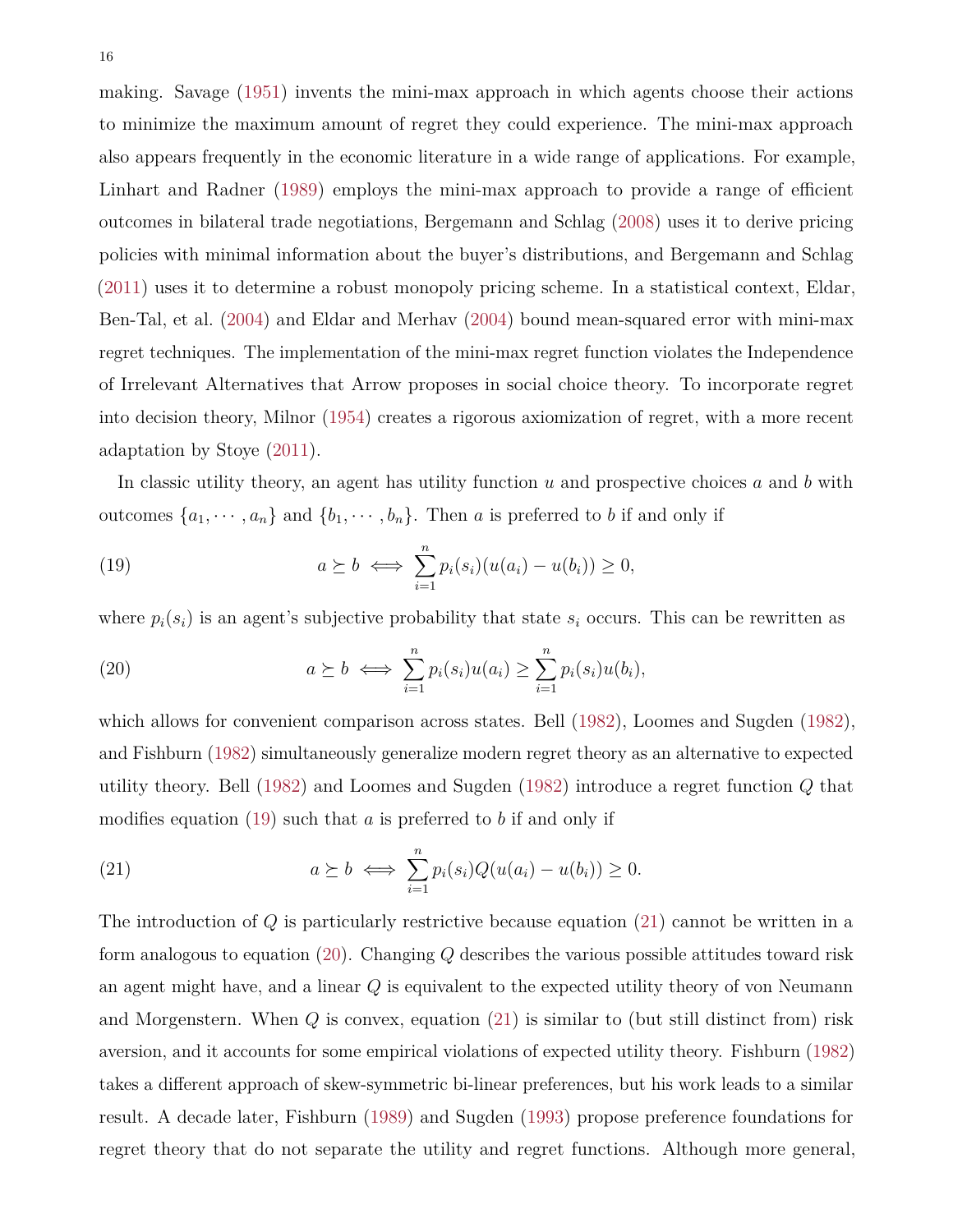making. Savage (1951) invents the mini-max approach in which agents choose their actions to minimize the maximum amount of regret they could experience. The mini-max approach also appears frequently in the economic literature in a wide range of applications. For example, Linhart and Radner (1989) employs the mini-max approach to provide a range of efficient outcomes in bilateral trade negotiations, Bergemann and Schlag (2008) uses it to derive pricing policies with minimal information about the buyer's distributions, and Bergemann and Schlag (2011) uses it to determine a robust monopoly pricing scheme. In a statistical context, Eldar, Ben-Tal, et al. (2004) and Eldar and Merhav (2004) bound mean-squared error with mini-max regret techniques. The implementation of the mini-max regret function violates the Independence of Irrelevant Alternatives that Arrow proposes in social choice theory. To incorporate regret into decision theory, Milnor (1954) creates a rigorous axiomization of regret, with a more recent adaptation by Stoye (2011).

In classic utility theory, an agent has utility function $u$ and prospective choices $a$ and $b$ with outcomes $\{a_1, \cdots, a_n\}$ and $\{b_1, \cdots, b_n\}$. Then $a$ is preferred to $b$ if and only if

$$a \succeq b \iff \sum_{i=1}^{n} p_i(s_i)(u(a_i) - u(b_i)) \geq 0, \tag{19}$$

where $p_i(s_i)$ is an agent's subjective probability that state $s_i$ occurs. This can be rewritten as

$$a \succeq b \iff \sum_{i=1}^{n} p_i(s_i)u(a_i) \geq \sum_{i=1}^{n} p_i(s_i)u(b_i), \tag{20}$$

which allows for convenient comparison across states. Bell (1982), Loomes and Sugden (1982), and Fishburn (1982) simultaneously generalize modern regret theory as an alternative to expected utility theory. Bell (1982) and Loomes and Sugden (1982) introduce a regret function $Q$ that modifies equation (19) such that $a$ is preferred to $b$ if and only if

$$a \succeq b \iff \sum_{i=1}^{n} p_i(s_i)Q(u(a_i) - u(b_i)) \geq 0. \tag{21}$$

The introduction of $Q$ is particularly restrictive because equation (21) cannot be written in a form analogous to equation (20). Changing $Q$ describes the various possible attitudes toward risk an agent might have, and a linear $Q$ is equivalent to the expected utility theory of von Neumann and Morgenstern. When $Q$ is convex, equation (21) is similar to (but still distinct from) risk aversion, and it accounts for some empirical violations of expected utility theory. Fishburn (1982) takes a different approach of skew-symmetric bi-linear preferences, but his work leads to a similar result. A decade later, Fishburn (1989) and Sugden (1993) propose preference foundations for regret theory that do not separate the utility and regret functions. Although more general,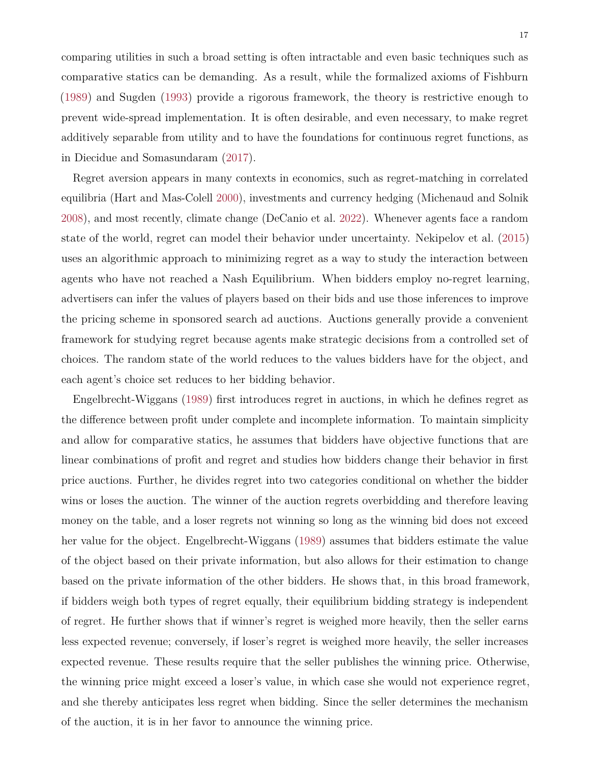comparing utilities in such a broad setting is often intractable and even basic techniques such as comparative statics can be demanding. As a result, while the formalized axioms of Fishburn (1989) and Sugden (1993) provide a rigorous framework, the theory is restrictive enough to prevent wide-spread implementation. It is often desirable, and even necessary, to make regret additively separable from utility and to have the foundations for continuous regret functions, as in Diecidue and Somasundaram (2017).

Regret aversion appears in many contexts in economics, such as regret-matching in correlated equilibria (Hart and Mas-Colell 2000), investments and currency hedging (Michenaud and Solnik 2008), and most recently, climate change (DeCanio et al. 2022). Whenever agents face a random state of the world, regret can model their behavior under uncertainty. Nekipelov et al. (2015) uses an algorithmic approach to minimizing regret as a way to study the interaction between agents who have not reached a Nash Equilibrium. When bidders employ no-regret learning, advertisers can infer the values of players based on their bids and use those inferences to improve the pricing scheme in sponsored search ad auctions. Auctions generally provide a convenient framework for studying regret because agents make strategic decisions from a controlled set of choices. The random state of the world reduces to the values bidders have for the object, and each agent's choice set reduces to her bidding behavior.

Engelbrecht-Wiggans (1989) first introduces regret in auctions, in which he defines regret as the difference between profit under complete and incomplete information. To maintain simplicity and allow for comparative statics, he assumes that bidders have objective functions that are linear combinations of profit and regret and studies how bidders change their behavior in first price auctions. Further, he divides regret into two categories conditional on whether the bidder wins or loses the auction. The winner of the auction regrets overbidding and therefore leaving money on the table, and a loser regrets not winning so long as the winning bid does not exceed her value for the object. Engelbrecht-Wiggans (1989) assumes that bidders estimate the value of the object based on their private information, but also allows for their estimation to change based on the private information of the other bidders. He shows that, in this broad framework, if bidders weigh both types of regret equally, their equilibrium bidding strategy is independent of regret. He further shows that if winner's regret is weighed more heavily, then the seller earns less expected revenue; conversely, if loser's regret is weighed more heavily, the seller increases expected revenue. These results require that the seller publishes the winning price. Otherwise, the winning price might exceed a loser's value, in which case she would not experience regret, and she thereby anticipates less regret when bidding. Since the seller determines the mechanism of the auction, it is in her favor to announce the winning price.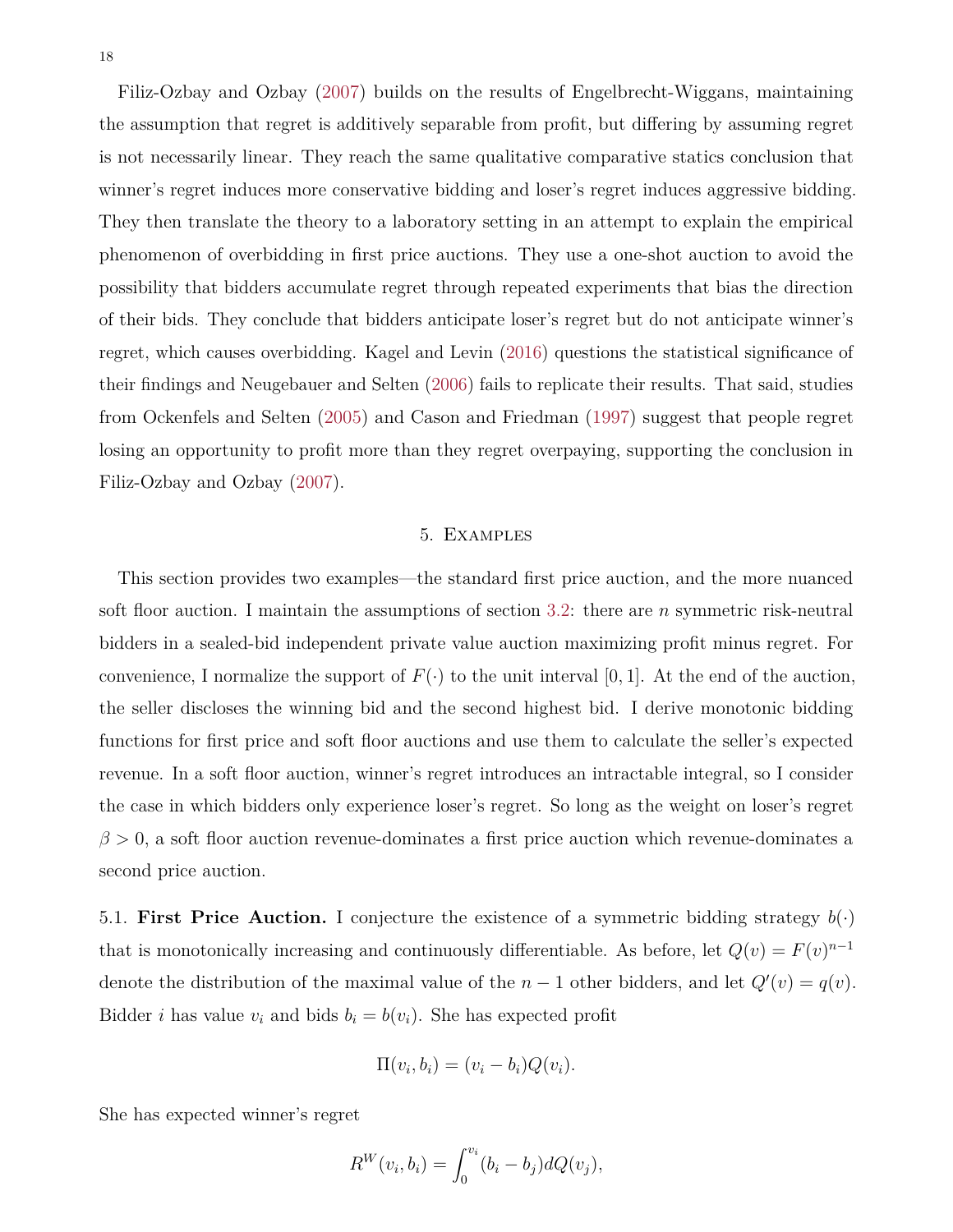Filiz-Ozbay and Ozbay (2007) builds on the results of Engelbrecht-Wiggans, maintaining the assumption that regret is additively separable from profit, but differing by assuming regret is not necessarily linear. They reach the same qualitative comparative statics conclusion that winner's regret induces more conservative bidding and loser's regret induces aggressive bidding. They then translate the theory to a laboratory setting in an attempt to explain the empirical phenomenon of overbidding in first price auctions. They use a one-shot auction to avoid the possibility that bidders accumulate regret through repeated experiments that bias the direction of their bids. They conclude that bidders anticipate loser's regret but do not anticipate winner's regret, which causes overbidding. Kagel and Levin (2016) questions the statistical significance of their findings and Neugebauer and Selten (2006) fails to replicate their results. That said, studies from Ockenfels and Selten (2005) and Cason and Friedman (1997) suggest that people regret losing an opportunity to profit more than they regret overpaying, supporting the conclusion in Filiz-Ozbay and Ozbay (2007).

## 5. Examples

This section provides two examples—the standard first price auction, and the more nuanced soft floor auction. I maintain the assumptions of section 3.2: there are $n$ symmetric risk-neutral bidders in a sealed-bid independent private value auction maximizing profit minus regret. For convenience, I normalize the support of $F(\cdot)$ to the unit interval $[0,1]$. At the end of the auction, the seller discloses the winning bid and the second highest bid. I derive monotonic bidding functions for first price and soft floor auctions and use them to calculate the seller's expected revenue. In a soft floor auction, winner's regret introduces an intractable integral, so I consider the case in which bidders only experience loser's regret. So long as the weight on loser's regret $\beta > 0$, a soft floor auction revenue-dominates a first price auction which revenue-dominates a second price auction.

5.1. **First Price Auction.** I conjecture the existence of a symmetric bidding strategy $b(\cdot)$ that is monotonically increasing and continuously differentiable. As before, let $Q(v) = F(v)^{n-1}$ denote the distribution of the maximal value of the $n-1$ other bidders, and let $Q'(v) = q(v)$. Bidder $i$ has value $v_i$ and bids $b_i = b(v_i)$. She has expected profit

$$\Pi(v_i, b_i) = (v_i - b_i)Q(v_i).$$

She has expected winner's regret

$$R^W(v_i, b_i) = \int_0^{v_i} (b_i - b_j) dQ(v_j),$$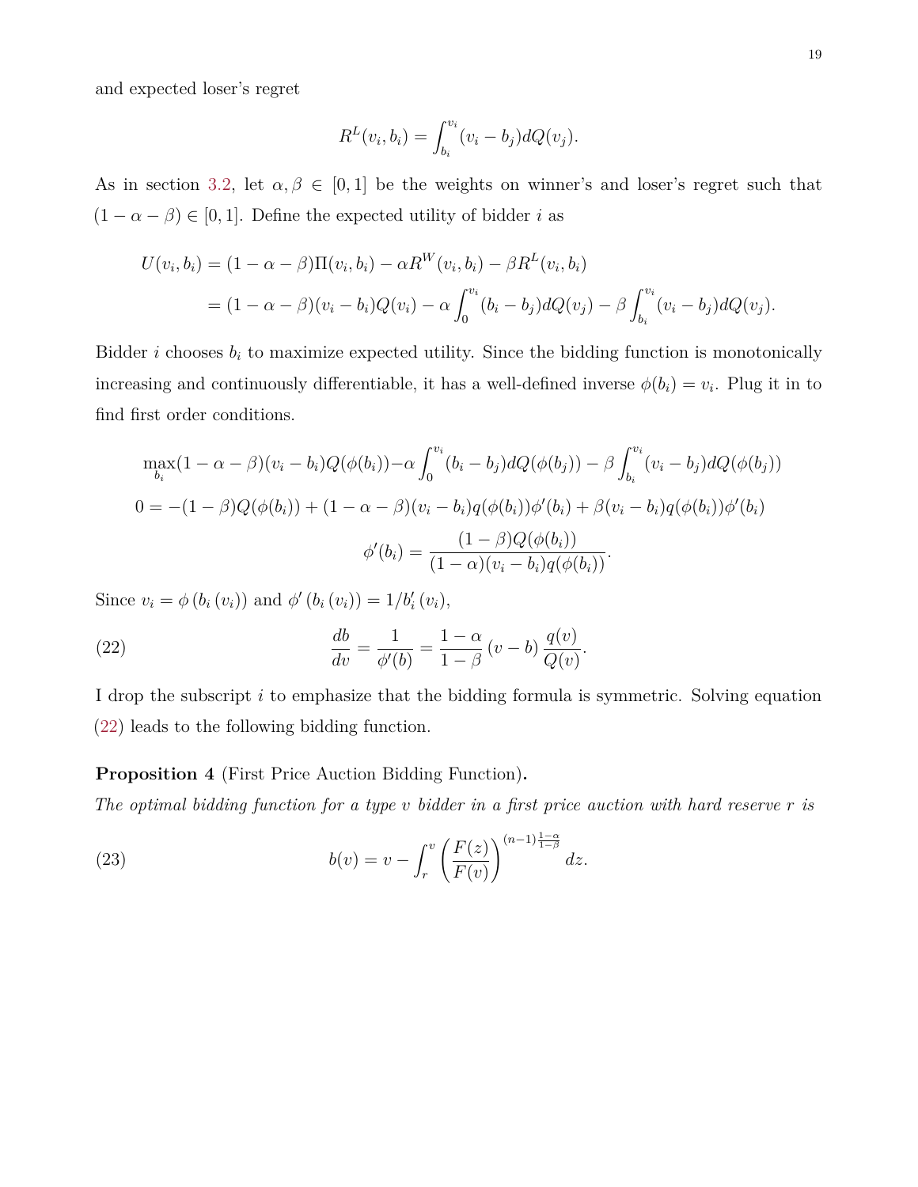and expected loser's regret

$$R^L(v_i, b_i) = \int_{b_i}^{v_i} (v_i - b_j) dQ(v_j).$$

As in section 3.2, let $\alpha, \beta \in [0,1]$ be the weights on winner's and loser's regret such that $(1 - \alpha - \beta) \in [0,1]$. Define the expected utility of bidder $i$ as

$$\begin{aligned}
U(v_i, b_i) &= (1 - \alpha - \beta)\Pi(v_i, b_i) - \alpha R^W(v_i, b_i) - \beta R^L(v_i, b_i) \\
&= (1 - \alpha - \beta)(v_i - b_i)Q(v_i) - \alpha \int_0^{v_i} (b_i - b_j) dQ(v_j) - \beta \int_{b_i}^{v_i} (v_i - b_j) dQ(v_j).
\end{aligned}$$

Bidder $i$ chooses $b_i$ to maximize expected utility. Since the bidding function is monotonically increasing and continuously differentiable, it has a well-defined inverse $\phi(b_i) = v_i$. Plug it in to find first order conditions.

$$\begin{gathered}
\max_{b_i} (1 - \alpha - \beta)(v_i - b_i)Q(\phi(b_i)) - \alpha \int_0^{v_i} (b_i - b_j) dQ(\phi(b_j)) - \beta \int_{b_i}^{v_i} (v_i - b_j) dQ(\phi(b_j)) \\
0 = -(1 - \beta)Q(\phi(b_i)) + (1 - \alpha - \beta)(v_i - b_i)q(\phi(b_i))\phi'(b_i) + \beta(v_i - b_i)q(\phi(b_i))\phi'(b_i) \\
\phi'(b_i) = \frac{(1 - \beta)Q(\phi(b_i))}{(1 - \alpha)(v_i - b_i)q(\phi(b_i))}.
\end{gathered}$$

Since $v_i = \phi(b_i(v_i))$ and $\phi'(b_i(v_i)) = 1/b_i'(v_i)$,

$$\frac{db}{dv} = \frac{1}{\phi'(b)} = \frac{1 - \alpha}{1 - \beta} (v - b) \frac{q(v)}{Q(v)}. \tag{22}$$

I drop the subscript $i$ to emphasize that the bidding formula is symmetric. Solving equation (22) leads to the following bidding function.

**Proposition 4** (First Price Auction Bidding Function)**.**
*The optimal bidding function for a type $v$ bidder in a first price auction with hard reserve $r$ is*

$$b(v) = v - \int_r^v \left( \frac{F(z)}{F(v)} \right)^{(n-1)\frac{1-\alpha}{1-\beta}} dz. \tag{23}$$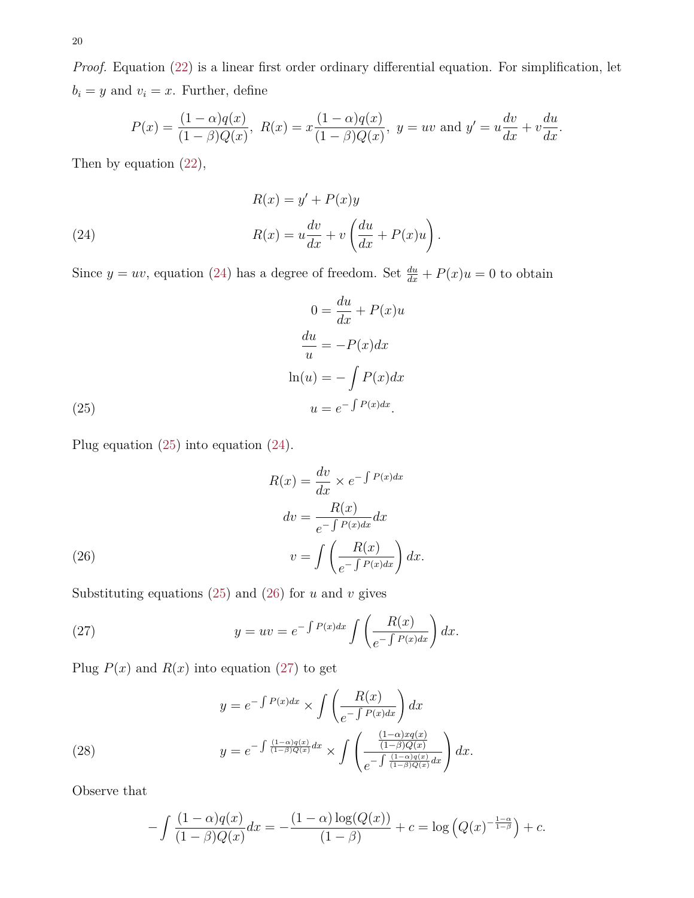*Proof.* Equation (22) is a linear first order ordinary differential equation. For simplification, let $b_i = y$ and $v_i = x$. Further, define

$$P(x) = \frac{(1-\alpha)q(x)}{(1-\beta)Q(x)},\ R(x) = x\frac{(1-\alpha)q(x)}{(1-\beta)Q(x)},\ y = uv \text{ and } y' = u\frac{dv}{dx} + v\frac{du}{dx}.$$

Then by equation (22),

$$\begin{aligned} R(x) &= y' + P(x)y \\ R(x) &= u\frac{dv}{dx} + v\left(\frac{du}{dx} + P(x)u\right). \end{aligned} \tag{24}$$

Since $y = uv$, equation (24) has a degree of freedom. Set $\frac{du}{dx} + P(x)u = 0$ to obtain

$$\begin{aligned} 0 &= \frac{du}{dx} + P(x)u \\ \frac{du}{u} &= -P(x)dx \\ \ln(u) &= -\int P(x)dx \\ u &= e^{-\int P(x)dx}. \end{aligned} \tag{25}$$

Plug equation (25) into equation (24).

$$\begin{aligned} R(x) &= \frac{dv}{dx} \times e^{-\int P(x)dx} \\ dv &= \frac{R(x)}{e^{-\int P(x)dx}}dx \\ v &= \int \left(\frac{R(x)}{e^{-\int P(x)dx}}\right)dx. \end{aligned} \tag{26}$$

Substituting equations (25) and (26) for $u$ and $v$ gives

$$y = uv = e^{-\int P(x)dx} \int \left(\frac{R(x)}{e^{-\int P(x)dx}}\right)dx. \tag{27}$$

Plug $P(x)$ and $R(x)$ into equation (27) to get

$$\begin{aligned} y &= e^{-\int P(x)dx} \times \int \left(\frac{R(x)}{e^{-\int P(x)dx}}\right)dx \\ y &= e^{-\int \frac{(1-\alpha)q(x)}{(1-\beta)Q(x)}dx} \times \int \left(\frac{\frac{(1-\alpha)xq(x)}{(1-\beta)Q(x)}}{e^{-\int \frac{(1-\alpha)q(x)}{(1-\beta)Q(x)}dx}}\right)dx. \end{aligned} \tag{28}$$

Observe that

$$-\int \frac{(1-\alpha)q(x)}{(1-\beta)Q(x)}dx = -\frac{(1-\alpha)\log(Q(x))}{(1-\beta)} + c = \log\left(Q(x)^{-\frac{1-\alpha}{1-\beta}}\right) + c.$$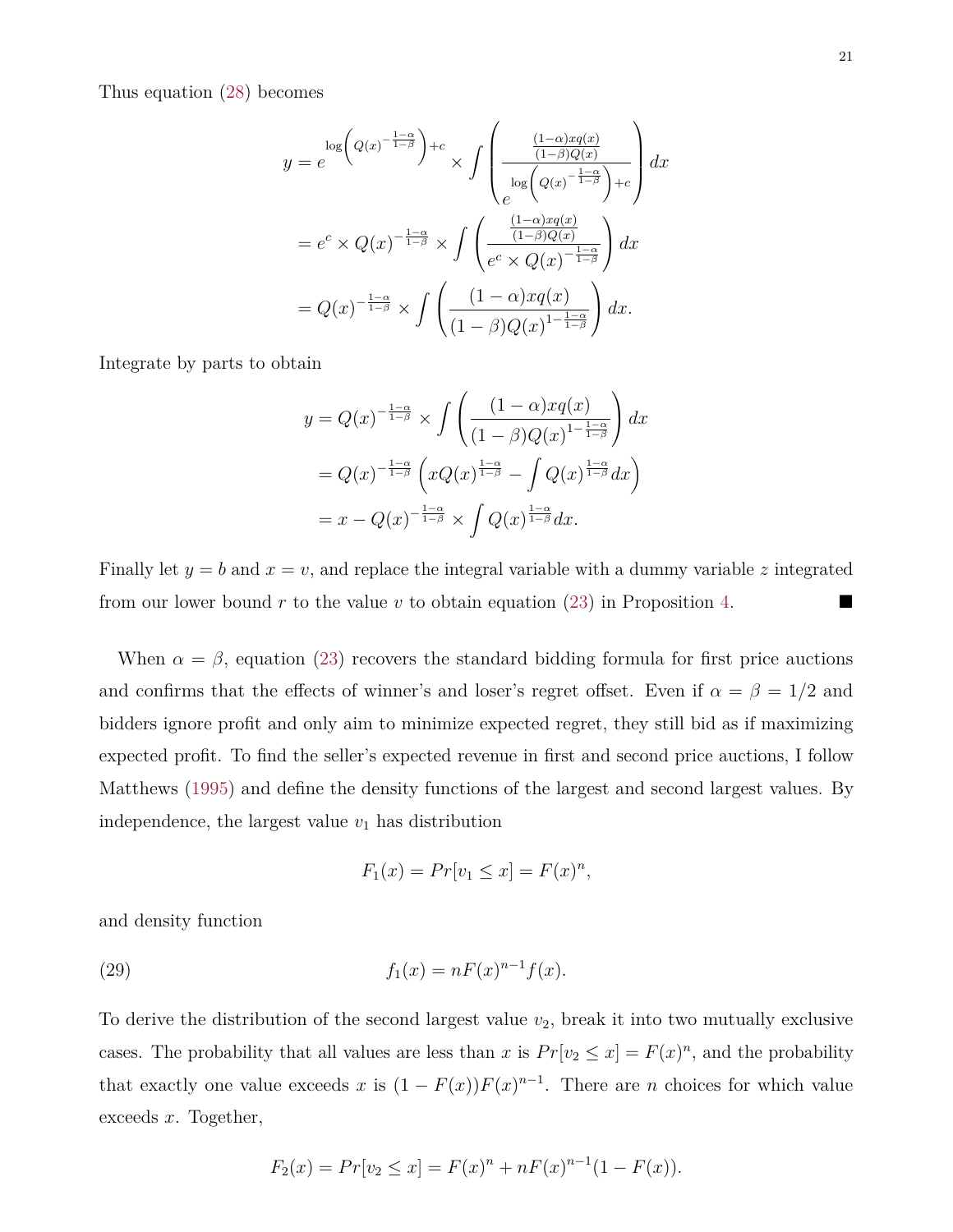Thus equation (28) becomes

$$
\begin{aligned}
y &= e^{\log\left(Q(x)^{-\frac{1-\alpha}{1-\beta}}\right)+c} \times \int \left( \frac{\frac{(1-\alpha)xq(x)}{(1-\beta)Q(x)}}{e^{\log\left(Q(x)^{-\frac{1-\alpha}{1-\beta}}\right)+c}} \right) dx \\
&= e^{c} \times Q(x)^{-\frac{1-\alpha}{1-\beta}} \times \int \left( \frac{\frac{(1-\alpha)xq(x)}{(1-\beta)Q(x)}}{e^{c} \times Q(x)^{-\frac{1-\alpha}{1-\beta}}} \right) dx \\
&= Q(x)^{-\frac{1-\alpha}{1-\beta}} \times \int \left( \frac{(1-\alpha)xq(x)}{(1-\beta)Q(x)^{1-\frac{1-\alpha}{1-\beta}}} \right) dx.
\end{aligned}
$$

Integrate by parts to obtain

$$
\begin{aligned}
y &= Q(x)^{-\frac{1-\alpha}{1-\beta}} \times \int \left( \frac{(1-\alpha)xq(x)}{(1-\beta)Q(x)^{1-\frac{1-\alpha}{1-\beta}}} \right) dx \\
&= Q(x)^{-\frac{1-\alpha}{1-\beta}} \left( xQ(x)^{\frac{1-\alpha}{1-\beta}} - \int Q(x)^{\frac{1-\alpha}{1-\beta}} dx \right) \\
&= x - Q(x)^{-\frac{1-\alpha}{1-\beta}} \times \int Q(x)^{\frac{1-\alpha}{1-\beta}} dx.
\end{aligned}
$$

Finally let $y = b$ and $x = v$, and replace the integral variable with a dummy variable $z$ integrated from our lower bound $r$ to the value $v$ to obtain equation (23) in Proposition 4. ■

When $\alpha = \beta$, equation (23) recovers the standard bidding formula for first price auctions and confirms that the effects of winner's and loser's regret offset. Even if $\alpha = \beta = 1/2$ and bidders ignore profit and only aim to minimize expected regret, they still bid as if maximizing expected profit. To find the seller's expected revenue in first and second price auctions, I follow Matthews (1995) and define the density functions of the largest and second largest values. By independence, the largest value $v_1$ has distribution

$$
F_1(x) = Pr[v_1 \leq x] = F(x)^n,
$$

and density function

$$
f_1(x) = nF(x)^{n-1}f(x). \tag{29}
$$

To derive the distribution of the second largest value $v_2$, break it into two mutually exclusive cases. The probability that all values are less than $x$ is $Pr[v_2 \leq x] = F(x)^n$, and the probability that exactly one value exceeds $x$ is $(1 - F(x))F(x)^{n-1}$. There are $n$ choices for which value exceeds $x$. Together,

$$
F_2(x) = Pr[v_2 \leq x] = F(x)^n + nF(x)^{n-1}(1 - F(x)).
$$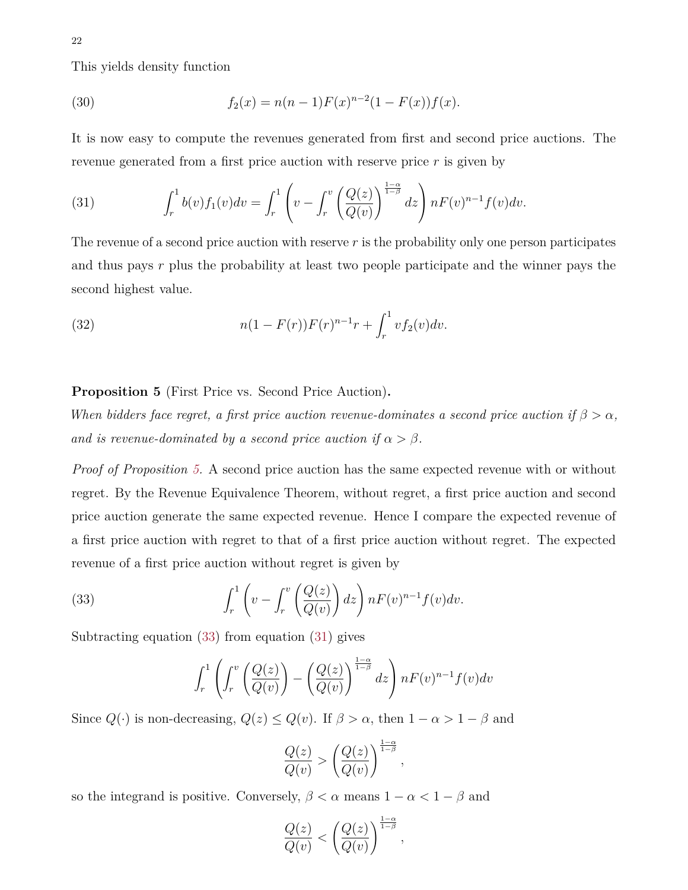This yields density function

$$f_2(x) = n(n-1)F(x)^{n-2}(1-F(x))f(x). \tag{30}$$

It is now easy to compute the revenues generated from first and second price auctions. The revenue generated from a first price auction with reserve price $r$ is given by

$$\int_r^1 b(v)f_1(v)dv = \int_r^1 \left( v - \int_r^v \left(\frac{Q(z)}{Q(v)}\right)^{\frac{1-\alpha}{1-\beta}} dz \right) nF(v)^{n-1}f(v)dv. \tag{31}$$

The revenue of a second price auction with reserve $r$ is the probability only one person participates and thus pays $r$ plus the probability at least two people participate and the winner pays the second highest value.

$$n(1-F(r))F(r)^{n-1}r + \int_r^1 vf_2(v)dv. \tag{32}$$

**Proposition 5** (First Price vs. Second Price Auction)**.**
*When bidders face regret, a first price auction revenue-dominates a second price auction if $\beta > \alpha$, and is revenue-dominated by a second price auction if $\alpha > \beta$.*

*Proof of Proposition 5.* A second price auction has the same expected revenue with or without regret. By the Revenue Equivalence Theorem, without regret, a first price auction and second price auction generate the same expected revenue. Hence I compare the expected revenue of a first price auction with regret to that of a first price auction without regret. The expected revenue of a first price auction without regret is given by

$$\int_r^1 \left( v - \int_r^v \left(\frac{Q(z)}{Q(v)}\right) dz \right) nF(v)^{n-1}f(v)dv. \tag{33}$$

Subtracting equation (33) from equation (31) gives

$$\int_r^1 \left( \int_r^v \left(\frac{Q(z)}{Q(v)}\right) - \left(\frac{Q(z)}{Q(v)}\right)^{\frac{1-\alpha}{1-\beta}} dz \right) nF(v)^{n-1}f(v)dv$$

Since $Q(\cdot)$ is non-decreasing, $Q(z) \leq Q(v)$. If $\beta > \alpha$, then $1-\alpha > 1-\beta$ and

$$\frac{Q(z)}{Q(v)} > \left(\frac{Q(z)}{Q(v)}\right)^{\frac{1-\alpha}{1-\beta}},$$

so the integrand is positive. Conversely, $\beta < \alpha$ means $1-\alpha < 1-\beta$ and

$$\frac{Q(z)}{Q(v)} < \left(\frac{Q(z)}{Q(v)}\right)^{\frac{1-\alpha}{1-\beta}},$$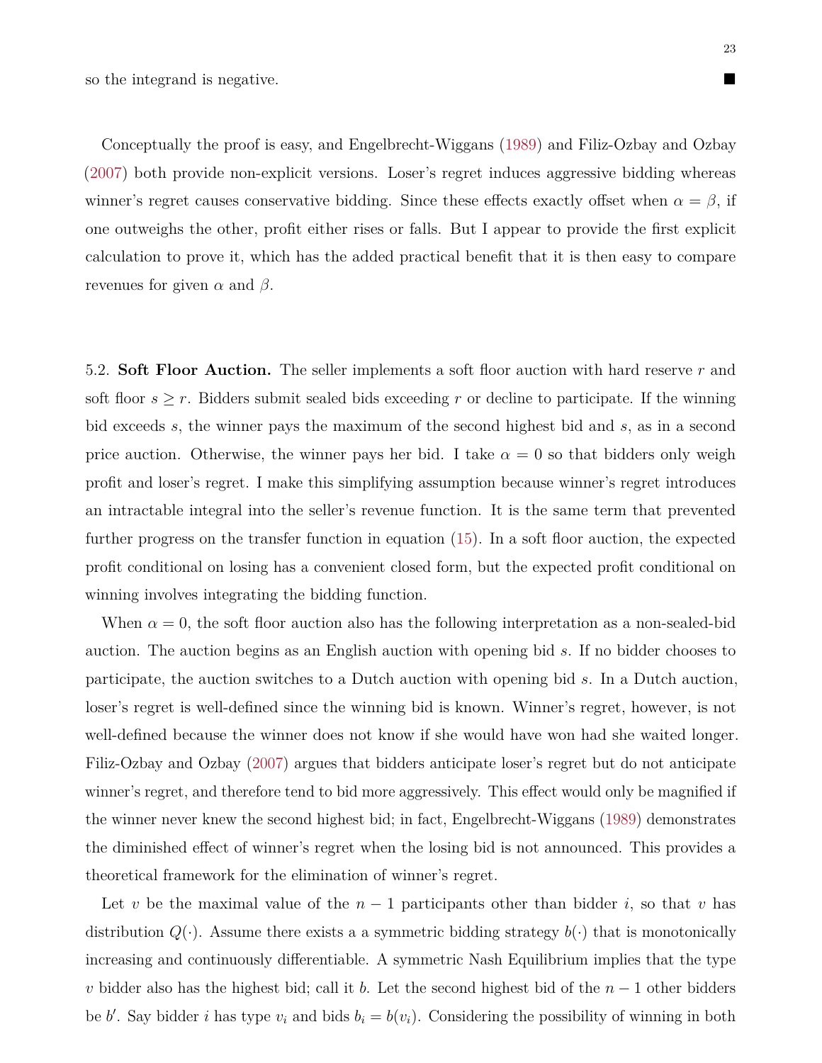so the integrand is negative. ■

Conceptually the proof is easy, and Engelbrecht-Wiggans (1989) and Filiz-Ozbay and Ozbay (2007) both provide non-explicit versions. Loser's regret induces aggressive bidding whereas winner's regret causes conservative bidding. Since these effects exactly offset when $\alpha = \beta$, if one outweighs the other, profit either rises or falls. But I appear to provide the first explicit calculation to prove it, which has the added practical benefit that it is then easy to compare revenues for given $\alpha$ and $\beta$.

5.2. **Soft Floor Auction.** The seller implements a soft floor auction with hard reserve $r$ and soft floor $s \geq r$. Bidders submit sealed bids exceeding $r$ or decline to participate. If the winning bid exceeds $s$, the winner pays the maximum of the second highest bid and $s$, as in a second price auction. Otherwise, the winner pays her bid. I take $\alpha = 0$ so that bidders only weigh profit and loser's regret. I make this simplifying assumption because winner's regret introduces an intractable integral into the seller's revenue function. It is the same term that prevented further progress on the transfer function in equation (15). In a soft floor auction, the expected profit conditional on losing has a convenient closed form, but the expected profit conditional on winning involves integrating the bidding function.

When $\alpha = 0$, the soft floor auction also has the following interpretation as a non-sealed-bid auction. The auction begins as an English auction with opening bid $s$. If no bidder chooses to participate, the auction switches to a Dutch auction with opening bid $s$. In a Dutch auction, loser's regret is well-defined since the winning bid is known. Winner's regret, however, is not well-defined because the winner does not know if she would have won had she waited longer. Filiz-Ozbay and Ozbay (2007) argues that bidders anticipate loser's regret but do not anticipate winner's regret, and therefore tend to bid more aggressively. This effect would only be magnified if the winner never knew the second highest bid; in fact, Engelbrecht-Wiggans (1989) demonstrates the diminished effect of winner's regret when the losing bid is not announced. This provides a theoretical framework for the elimination of winner's regret.

Let $v$ be the maximal value of the $n-1$ participants other than bidder $i$, so that $v$ has distribution $Q(\cdot)$. Assume there exists a a symmetric bidding strategy $b(\cdot)$ that is monotonically increasing and continuously differentiable. A symmetric Nash Equilibrium implies that the type $v$ bidder also has the highest bid; call it $b$. Let the second highest bid of the $n-1$ other bidders be $b'$. Say bidder $i$ has type $v_i$ and bids $b_i = b(v_i)$. Considering the possibility of winning in both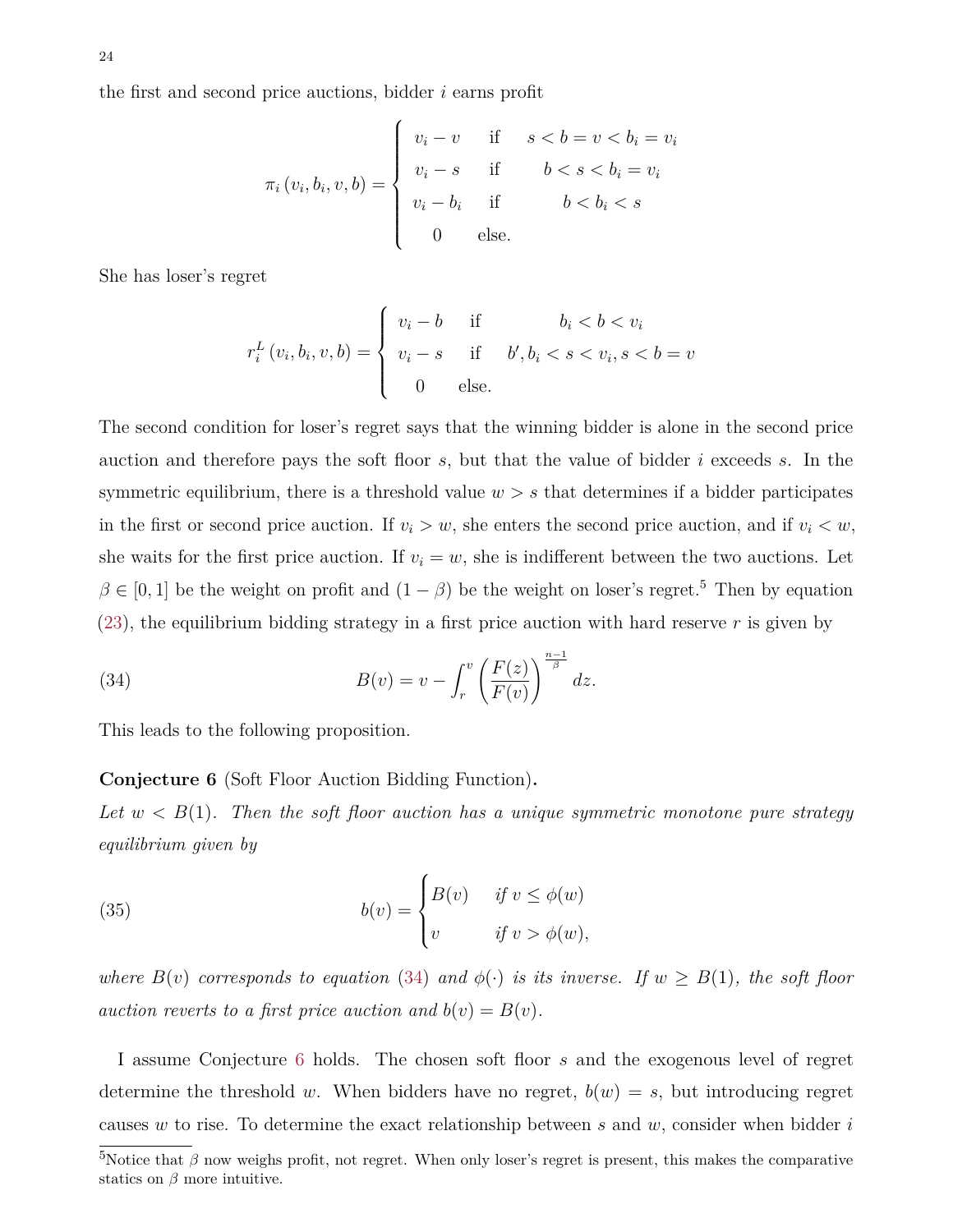the first and second price auctions, bidder $i$ earns profit

$$\pi_i(v_i, b_i, v, b) = \begin{cases} v_i - v & \text{if} \quad s < b = v < b_i = v_i \\ v_i - s & \text{if} \quad b < s < b_i = v_i \\ v_i - b_i & \text{if} \quad b < b_i < s \\ 0 & \text{else.} \end{cases}$$

She has loser's regret

$$r_i^L(v_i, b_i, v, b) = \begin{cases} v_i - b & \text{if} \quad b_i < b < v_i \\ v_i - s & \text{if} \quad b', b_i < s < v_i, s < b = v \\ 0 & \text{else.} \end{cases}$$

The second condition for loser's regret says that the winning bidder is alone in the second price auction and therefore pays the soft floor $s$, but that the value of bidder $i$ exceeds $s$. In the symmetric equilibrium, there is a threshold value $w > s$ that determines if a bidder participates in the first or second price auction. If $v_i > w$, she enters the second price auction, and if $v_i < w$, she waits for the first price auction. If $v_i = w$, she is indifferent between the two auctions. Let $\beta \in [0, 1]$ be the weight on profit and $(1 - \beta)$ be the weight on loser's regret.[5] Then by equation (23), the equilibrium bidding strategy in a first price auction with hard reserve $r$ is given by

$$B(v) = v - \int_r^v \left(\frac{F(z)}{F(v)}\right)^{\frac{n-1}{\beta}} dz. \tag{34}$$

This leads to the following proposition.

**Conjecture 6** (Soft Floor Auction Bidding Function)**.**
*Let $w < B(1)$. Then the soft floor auction has a unique symmetric monotone pure strategy equilibrium given by*

$$b(v) = \begin{cases} B(v) & \text{if } v \leq \phi(w) \\ v & \text{if } v > \phi(w), \end{cases} \tag{35}$$

*where $B(v)$ corresponds to equation (34) and $\phi(\cdot)$ is its inverse. If $w \geq B(1)$, the soft floor auction reverts to a first price auction and $b(v) = B(v)$.*

I assume Conjecture 6 holds. The chosen soft floor $s$ and the exogenous level of regret determine the threshold $w$. When bidders have no regret, $b(w) = s$, but introducing regret causes $w$ to rise. To determine the exact relationship between $s$ and $w$, consider when bidder $i$

[5]Notice that $\beta$ now weighs profit, not regret. When only loser's regret is present, this makes the comparative statics on $\beta$ more intuitive.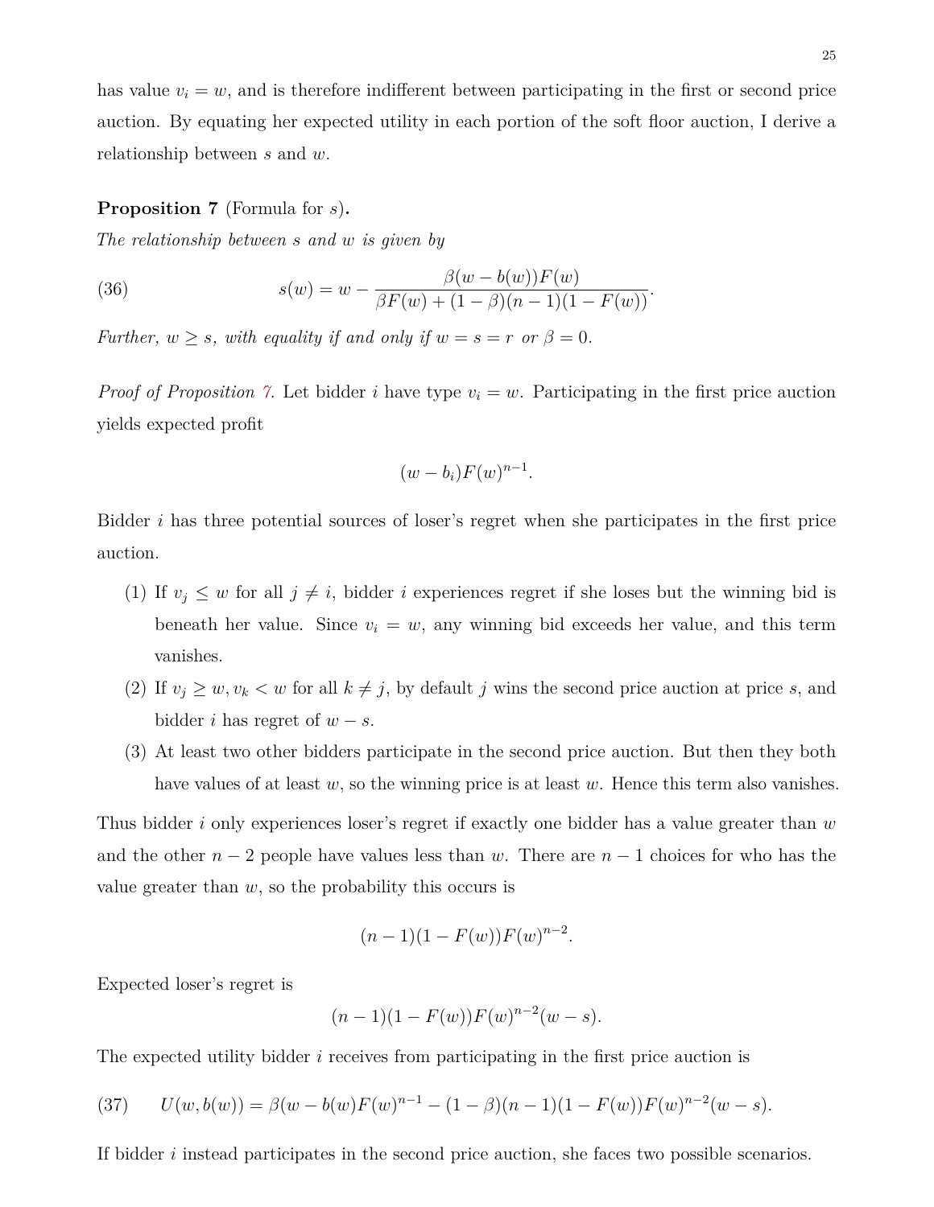has value $v_i = w$, and is therefore indifferent between participating in the first or second price auction. By equating her expected utility in each portion of the soft floor auction, I derive a relationship between $s$ and $w$.

**Proposition 7** (Formula for $s$)**.**
*The relationship between $s$ and $w$ is given by*

$$s(w) = w - \frac{\beta(w - b(w))F(w)}{\beta F(w) + (1-\beta)(n-1)(1-F(w))}. \tag{36}$$

*Further, $w \geq s$, with equality if and only if $w = s = r$ or $\beta = 0$.*

*Proof of Proposition 7.* Let bidder $i$ have type $v_i = w$. Participating in the first price auction yields expected profit

$$(w - b_i)F(w)^{n-1}.$$

Bidder $i$ has three potential sources of loser's regret when she participates in the first price auction.

(1) If $v_j \leq w$ for all $j \neq i$, bidder $i$ experiences regret if she loses but the winning bid is beneath her value. Since $v_i = w$, any winning bid exceeds her value, and this term vanishes.

(2) If $v_j \geq w, v_k < w$ for all $k \neq j$, by default $j$ wins the second price auction at price $s$, and bidder $i$ has regret of $w - s$.

(3) At least two other bidders participate in the second price auction. But then they both have values of at least $w$, so the winning price is at least $w$. Hence this term also vanishes.

Thus bidder $i$ only experiences loser's regret if exactly one bidder has a value greater than $w$ and the other $n-2$ people have values less than $w$. There are $n-1$ choices for who has the value greater than $w$, so the probability this occurs is

$$(n-1)(1-F(w))F(w)^{n-2}.$$

Expected loser's regret is

$$(n-1)(1-F(w))F(w)^{n-2}(w-s).$$

The expected utility bidder $i$ receives from participating in the first price auction is

$$U(w, b(w)) = \beta(w - b(w)F(w)^{n-1} - (1-\beta)(n-1)(1-F(w))F(w)^{n-2}(w-s). \tag{37}$$

If bidder $i$ instead participates in the second price auction, she faces two possible scenarios.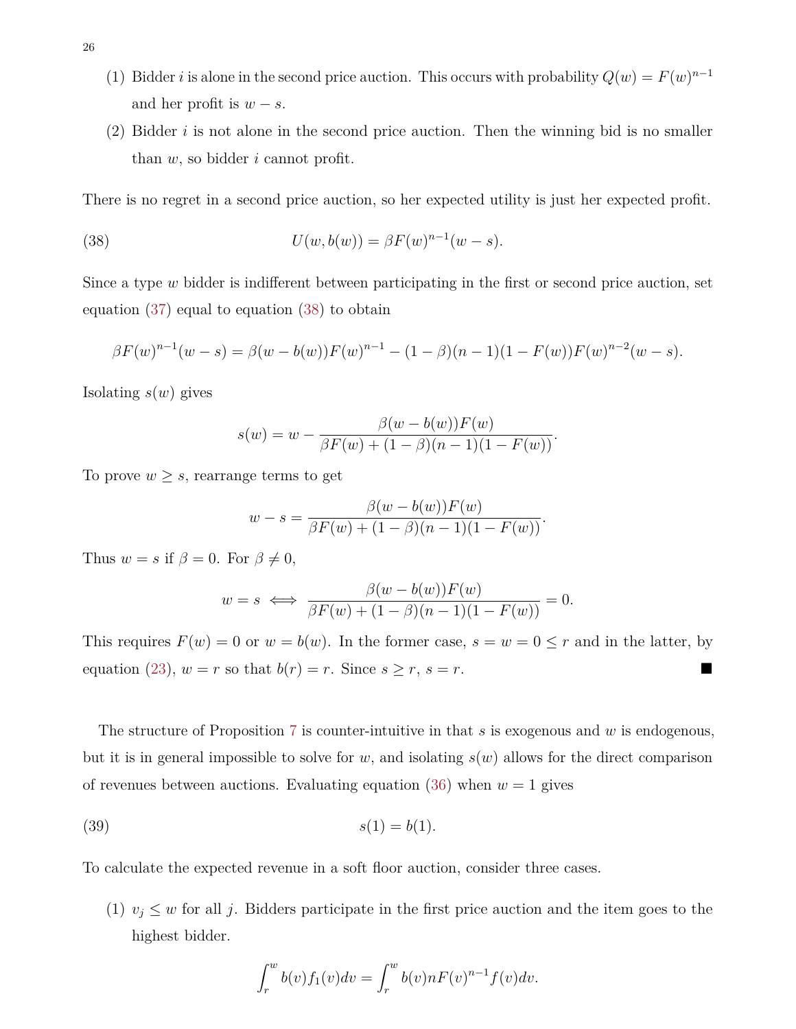(1) Bidder $i$ is alone in the second price auction. This occurs with probability $Q(w) = F(w)^{n-1}$ and her profit is $w - s$.

(2) Bidder $i$ is not alone in the second price auction. Then the winning bid is no smaller than $w$, so bidder $i$ cannot profit.

There is no regret in a second price auction, so her expected utility is just her expected profit.

$$U(w, b(w)) = \beta F(w)^{n-1}(w - s). \tag{38}$$

Since a type $w$ bidder is indifferent between participating in the first or second price auction, set equation (37) equal to equation (38) to obtain

$$\beta F(w)^{n-1}(w - s) = \beta(w - b(w))F(w)^{n-1} - (1 - \beta)(n - 1)(1 - F(w))F(w)^{n-2}(w - s).$$

Isolating $s(w)$ gives

$$s(w) = w - \frac{\beta(w - b(w))F(w)}{\beta F(w) + (1 - \beta)(n - 1)(1 - F(w))}.$$

To prove $w \geq s$, rearrange terms to get

$$w - s = \frac{\beta(w - b(w))F(w)}{\beta F(w) + (1 - \beta)(n - 1)(1 - F(w))}.$$

Thus $w = s$ if $\beta = 0$. For $\beta \neq 0$,

$$w = s \iff \frac{\beta(w - b(w))F(w)}{\beta F(w) + (1 - \beta)(n - 1)(1 - F(w))} = 0.$$

This requires $F(w) = 0$ or $w = b(w)$. In the former case, $s = w = 0 \leq r$ and in the latter, by equation (23), $w = r$ so that $b(r) = r$. Since $s \geq r$, $s = r$. ■

The structure of Proposition 7 is counter-intuitive in that $s$ is exogenous and $w$ is endogenous, but it is in general impossible to solve for $w$, and isolating $s(w)$ allows for the direct comparison of revenues between auctions. Evaluating equation (36) when $w = 1$ gives

$$s(1) = b(1). \tag{39}$$

To calculate the expected revenue in a soft floor auction, consider three cases.

(1) $v_j \leq w$ for all $j$. Bidders participate in the first price auction and the item goes to the highest bidder.

$$\int_r^w b(v)f_1(v)dv = \int_r^w b(v)nF(v)^{n-1}f(v)dv.$$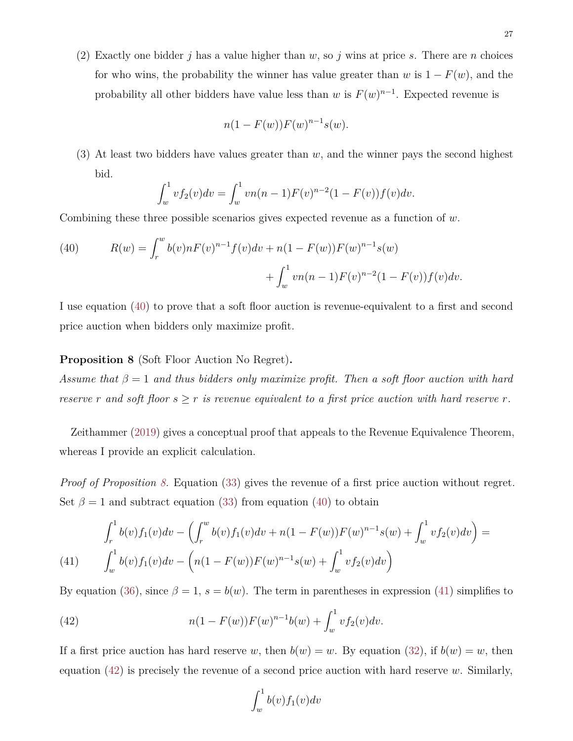(2) Exactly one bidder $j$ has a value higher than $w$, so $j$ wins at price $s$. There are $n$ choices for who wins, the probability the winner has value greater than $w$ is $1 - F(w)$, and the probability all other bidders have value less than $w$ is $F(w)^{n-1}$. Expected revenue is

$$n(1 - F(w))F(w)^{n-1}s(w).$$

(3) At least two bidders have values greater than $w$, and the winner pays the second highest bid.

$$\int_w^1 v f_2(v)dv = \int_w^1 vn(n-1)F(v)^{n-2}(1 - F(v))f(v)dv.$$

Combining these three possible scenarios gives expected revenue as a function of $w$.

$$R(w) = \int_r^w b(v)nF(v)^{n-1}f(v)dv + n(1 - F(w))F(w)^{n-1}s(w) + \int_w^1 vn(n-1)F(v)^{n-2}(1 - F(v))f(v)dv. \tag{40}$$

I use equation (40) to prove that a soft floor auction is revenue-equivalent to a first and second price auction when bidders only maximize profit.

**Proposition 8** (Soft Floor Auction No Regret)**.**
*Assume that $\beta = 1$ and thus bidders only maximize profit. Then a soft floor auction with hard reserve $r$ and soft floor $s \geq r$ is revenue equivalent to a first price auction with hard reserve $r$.*

Zeithammer (2019) gives a conceptual proof that appeals to the Revenue Equivalence Theorem, whereas I provide an explicit calculation.

*Proof of Proposition 8.* Equation (33) gives the revenue of a first price auction without regret. Set $\beta = 1$ and subtract equation (33) from equation (40) to obtain

$$\begin{aligned}
&\int_r^1 b(v)f_1(v)dv - \left(\int_r^w b(v)f_1(v)dv + n(1 - F(w))F(w)^{n-1}s(w) + \int_w^1 vf_2(v)dv\right) = \\
&\int_w^1 b(v)f_1(v)dv - \left(n(1 - F(w))F(w)^{n-1}s(w) + \int_w^1 vf_2(v)dv\right)
\end{aligned} \tag{41}$$

By equation (36), since $\beta = 1$, $s = b(w)$. The term in parentheses in expression (41) simplifies to

$$n(1 - F(w))F(w)^{n-1}b(w) + \int_w^1 vf_2(v)dv. \tag{42}$$

If a first price auction has hard reserve $w$, then $b(w) = w$. By equation (32), if $b(w) = w$, then equation (42) is precisely the revenue of a second price auction with hard reserve $w$. Similarly,

$$\int_w^1 b(v)f_1(v)dv$$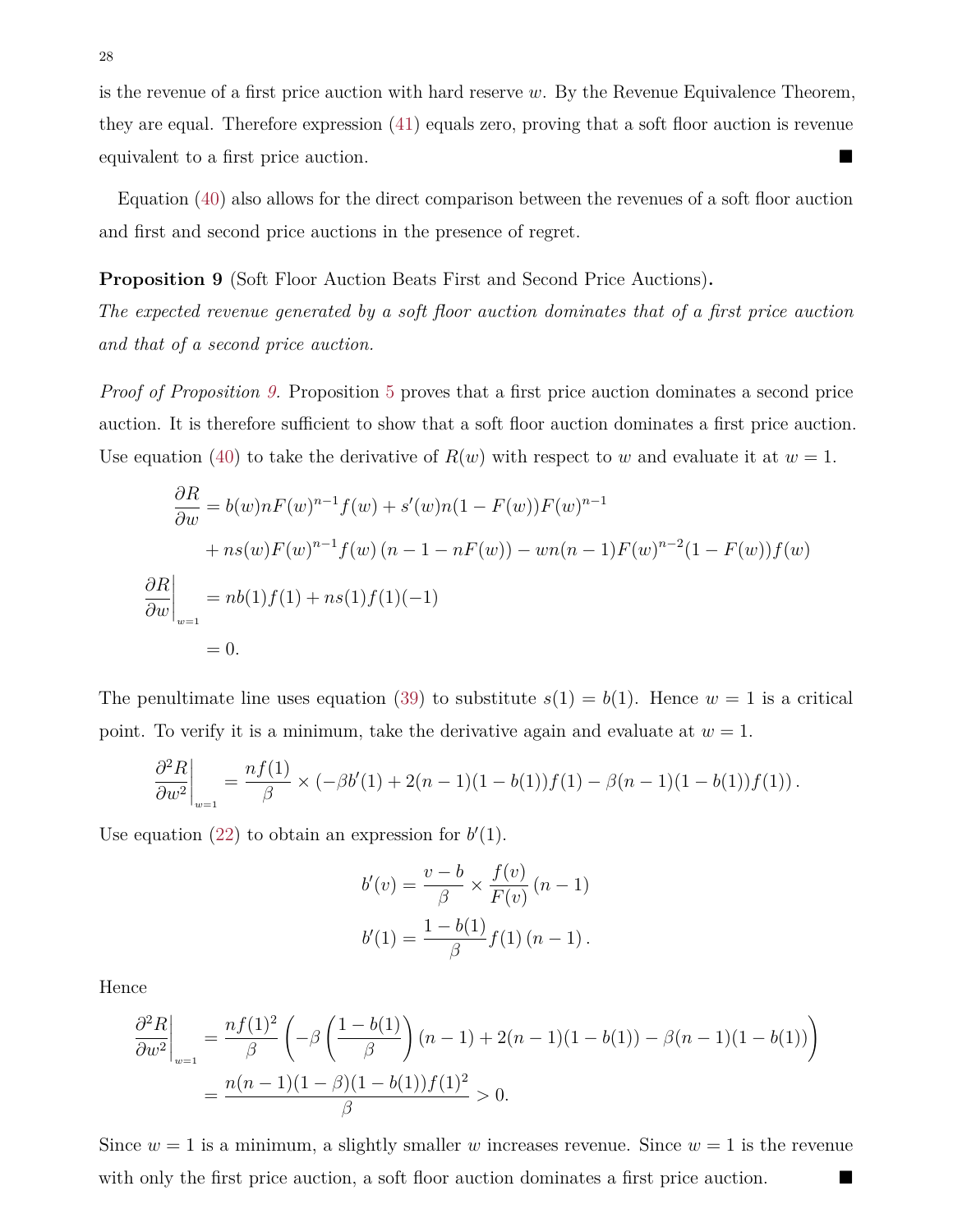is the revenue of a first price auction with hard reserve $w$. By the Revenue Equivalence Theorem, they are equal. Therefore expression (41) equals zero, proving that a soft floor auction is revenue equivalent to a first price auction. ■

Equation (40) also allows for the direct comparison between the revenues of a soft floor auction and first and second price auctions in the presence of regret.

**Proposition 9** (Soft Floor Auction Beats First and Second Price Auctions)**.**
*The expected revenue generated by a soft floor auction dominates that of a first price auction and that of a second price auction.*

*Proof of Proposition 9.* Proposition 5 proves that a first price auction dominates a second price auction. It is therefore sufficient to show that a soft floor auction dominates a first price auction. Use equation (40) to take the derivative of $R(w)$ with respect to $w$ and evaluate it at $w = 1$.

$$
\begin{aligned}
\frac{\partial R}{\partial w} &= b(w)nF(w)^{n-1}f(w) + s'(w)n(1-F(w))F(w)^{n-1} \\
&\quad + ns(w)F(w)^{n-1}f(w)\left(n-1-nF(w)\right) - wn(n-1)F(w)^{n-2}(1-F(w))f(w) \\
\left.\frac{\partial R}{\partial w}\right|_{w=1} &= nb(1)f(1) + ns(1)f(1)(-1) \\
&= 0.
\end{aligned}
$$

The penultimate line uses equation (39) to substitute $s(1) = b(1)$. Hence $w = 1$ is a critical point. To verify it is a minimum, take the derivative again and evaluate at $w = 1$.

$$
\left.\frac{\partial^2 R}{\partial w^2}\right|_{w=1} = \frac{nf(1)}{\beta} \times \left(-\beta b'(1) + 2(n-1)(1-b(1))f(1) - \beta(n-1)(1-b(1))f(1)\right).
$$

Use equation (22) to obtain an expression for $b'(1)$.

$$
\begin{aligned}
b'(v) &= \frac{v-b}{\beta} \times \frac{f(v)}{F(v)}\,(n-1) \\
b'(1) &= \frac{1-b(1)}{\beta} f(1)\,(n-1).
\end{aligned}
$$

Hence

$$
\begin{aligned}
\left.\frac{\partial^2 R}{\partial w^2}\right|_{w=1} &= \frac{nf(1)^2}{\beta}\left(-\beta\left(\frac{1-b(1)}{\beta}\right)(n-1) + 2(n-1)(1-b(1)) - \beta(n-1)(1-b(1))\right) \\
&= \frac{n(n-1)(1-\beta)(1-b(1))f(1)^2}{\beta} > 0.
\end{aligned}
$$

Since $w = 1$ is a minimum, a slightly smaller $w$ increases revenue. Since $w = 1$ is the revenue with only the first price auction, a soft floor auction dominates a first price auction. ■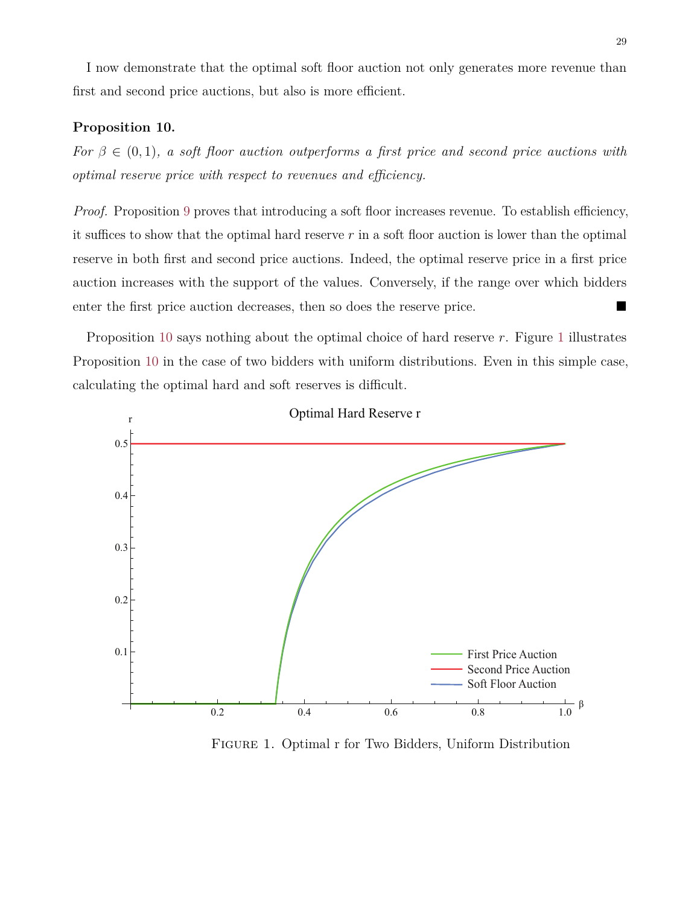I now demonstrate that the optimal soft floor auction not only generates more revenue than first and second price auctions, but also is more efficient.

**Proposition 10.**

*For $\beta \in (0, 1)$, a soft floor auction outperforms a first price and second price auctions with optimal reserve price with respect to revenues and efficiency.*

*Proof.* Proposition 9 proves that introducing a soft floor increases revenue. To establish efficiency, it suffices to show that the optimal hard reserve $r$ in a soft floor auction is lower than the optimal reserve in both first and second price auctions. Indeed, the optimal reserve price in a first price auction increases with the support of the values. Conversely, if the range over which bidders enter the first price auction decreases, then so does the reserve price. ∎

Proposition 10 says nothing about the optimal choice of hard reserve $r$. Figure 1 illustrates Proposition 10 in the case of two bidders with uniform distributions. Even in this simple case, calculating the optimal hard and soft reserves is difficult.

Figure 1. Optimal r for Two Bidders, Uniform Distribution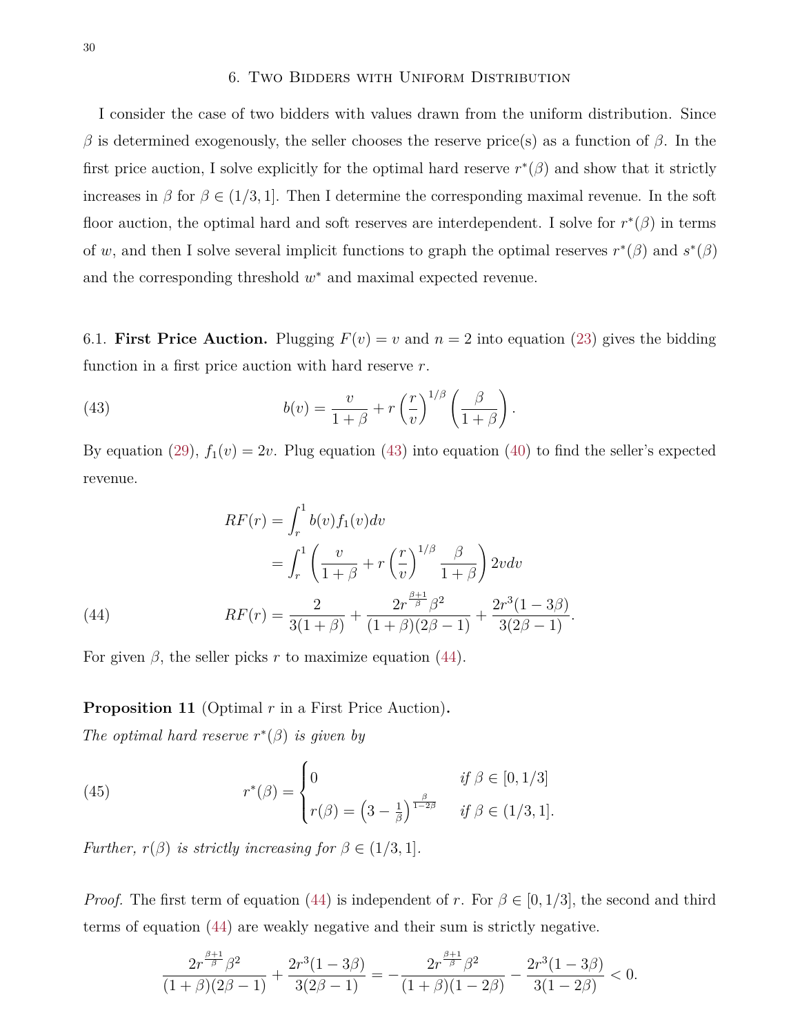## 6. Two Bidders with Uniform Distribution

I consider the case of two bidders with values drawn from the uniform distribution. Since $\beta$ is determined exogenously, the seller chooses the reserve price(s) as a function of $\beta$. In the first price auction, I solve explicitly for the optimal hard reserve $r^*(\beta)$ and show that it strictly increases in $\beta$ for $\beta \in (1/3, 1]$. Then I determine the corresponding maximal revenue. In the soft floor auction, the optimal hard and soft reserves are interdependent. I solve for $r^*(\beta)$ in terms of $w$, and then I solve several implicit functions to graph the optimal reserves $r^*(\beta)$ and $s^*(\beta)$ and the corresponding threshold $w^*$ and maximal expected revenue.

6.1. **First Price Auction.** Plugging $F(v) = v$ and $n = 2$ into equation (23) gives the bidding function in a first price auction with hard reserve $r$.

$$b(v) = \frac{v}{1+\beta} + r\left(\frac{r}{v}\right)^{1/\beta}\left(\frac{\beta}{1+\beta}\right). \tag{43}$$

By equation (29), $f_1(v) = 2v$. Plug equation (43) into equation (40) to find the seller's expected revenue.

$$\begin{aligned}
RF(r) &= \int_r^1 b(v) f_1(v)dv \\
&= \int_r^1 \left(\frac{v}{1+\beta} + r\left(\frac{r}{v}\right)^{1/\beta}\frac{\beta}{1+\beta}\right)2v dv \\
RF(r) &= \frac{2}{3(1+\beta)} + \frac{2r^{\frac{\beta+1}{\beta}}\beta^2}{(1+\beta)(2\beta-1)} + \frac{2r^3(1-3\beta)}{3(2\beta-1)}.
\end{aligned} \tag{44}$$

For given $\beta$, the seller picks $r$ to maximize equation (44).

**Proposition 11** (Optimal $r$ in a First Price Auction)**.**
*The optimal hard reserve $r^*(\beta)$ is given by*

$$r^*(\beta) = \begin{cases} 0 & \text{if } \beta \in [0, 1/3] \\ r(\beta) = \left(3 - \frac{1}{\beta}\right)^{\frac{\beta}{1-2\beta}} & \text{if } \beta \in (1/3, 1]. \end{cases} \tag{45}$$

*Further, $r(\beta)$ is strictly increasing for $\beta \in (1/3, 1]$.*

*Proof.* The first term of equation (44) is independent of $r$. For $\beta \in [0, 1/3]$, the second and third terms of equation (44) are weakly negative and their sum is strictly negative.

$$\frac{2r^{\frac{\beta+1}{\beta}}\beta^2}{(1+\beta)(2\beta-1)} + \frac{2r^3(1-3\beta)}{3(2\beta-1)} = -\frac{2r^{\frac{\beta+1}{\beta}}\beta^2}{(1+\beta)(1-2\beta)} - \frac{2r^3(1-3\beta)}{3(1-2\beta)} < 0.$$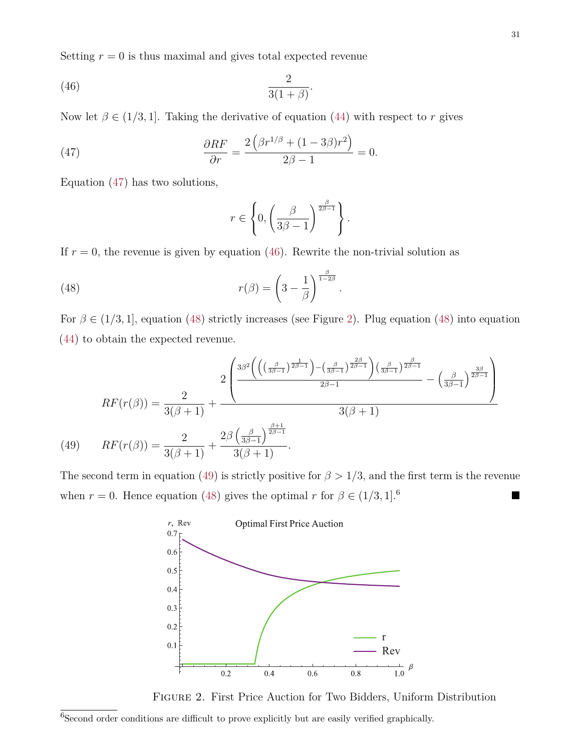Setting $r = 0$ is thus maximal and gives total expected revenue

$$\frac{2}{3(1+\beta)}. \tag{46}$$

Now let $\beta \in (1/3, 1]$. Taking the derivative of equation (44) with respect to $r$ gives

$$\frac{\partial RF}{\partial r} = \frac{2\left(\beta r^{1/\beta} + (1-3\beta)r^2\right)}{2\beta - 1} = 0. \tag{47}$$

Equation (47) has two solutions,

$$r \in \left\{0, \left(\frac{\beta}{3\beta - 1}\right)^{\frac{\beta}{2\beta-1}}\right\}.$$

If $r = 0$, the revenue is given by equation (46). Rewrite the non-trivial solution as

$$r(\beta) = \left(3 - \frac{1}{\beta}\right)^{\frac{\beta}{1-2\beta}}. \tag{48}$$

For $\beta \in (1/3, 1]$, equation (48) strictly increases (see Figure 2). Plug equation (48) into equation (44) to obtain the expected revenue.

$$RF(r(\beta)) = \frac{2}{3(\beta+1)} + \frac{2\left(\frac{3\beta^2\left(\left(\left(\frac{\beta}{3\beta-1}\right)^{\frac{1}{2\beta-1}}\right) - \left(\frac{\beta}{3\beta-1}\right)^{\frac{2\beta}{2\beta-1}}\right)\left(\frac{\beta}{3\beta-1}\right)^{\frac{\beta}{2\beta-1}}}{2\beta-1} - \left(\frac{\beta}{3\beta-1}\right)^{\frac{3\beta}{2\beta-1}}\right)}{3(\beta+1)}$$

$$RF(r(\beta)) = \frac{2}{3(\beta+1)} + \frac{2\beta\left(\frac{\beta}{3\beta-1}\right)^{\frac{\beta+1}{2\beta-1}}}{3(\beta+1)}. \tag{49}$$

The second term in equation (49) is strictly positive for $\beta > 1/3$, and the first term is the revenue when $r = 0$. Hence equation (48) gives the optimal $r$ for $\beta \in (1/3, 1]$.[6] ■

Figure 2. First Price Auction for Two Bidders, Uniform Distribution

[6]Second order conditions are difficult to prove explicitly but are easily verified graphically.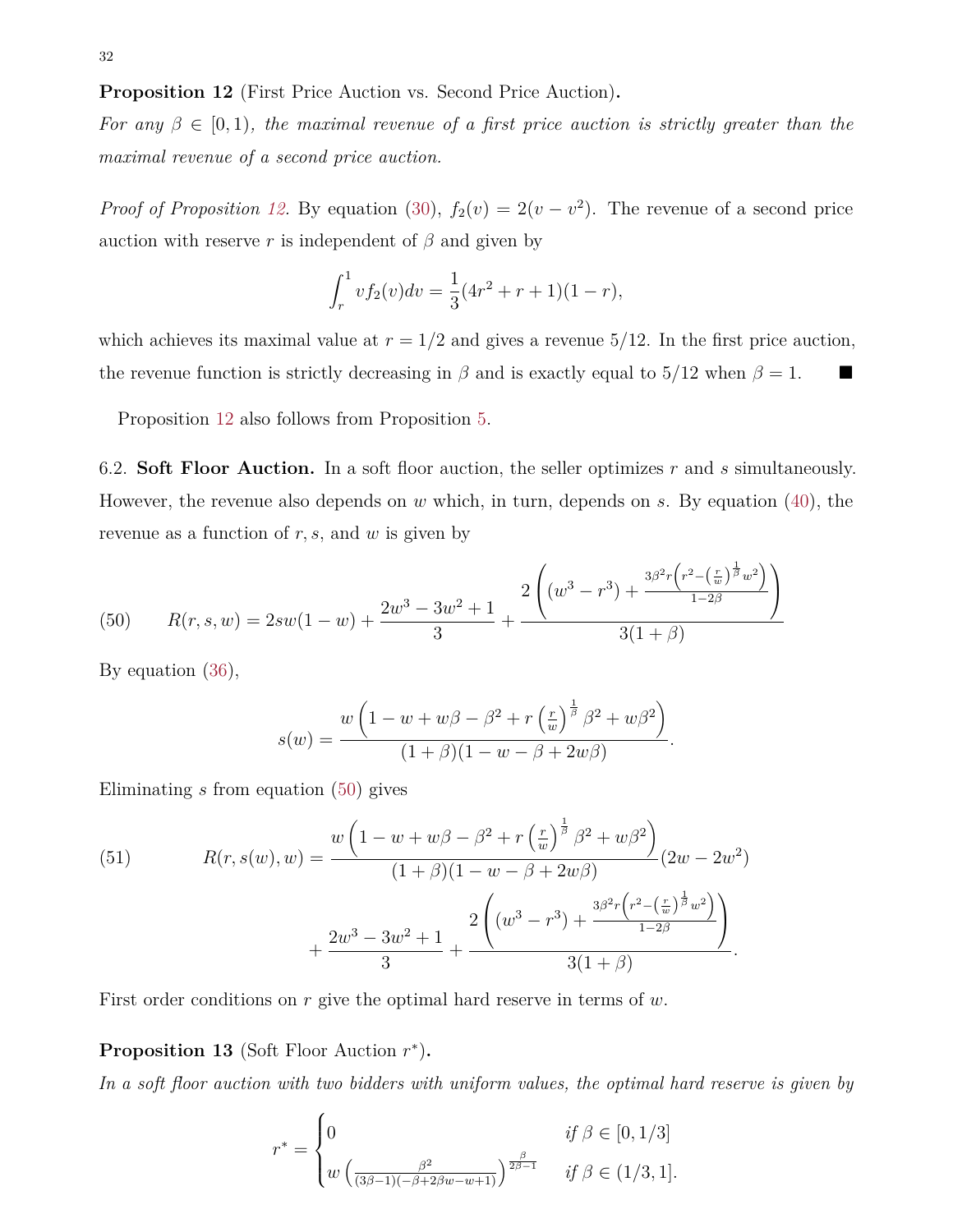**Proposition 12** (First Price Auction vs. Second Price Auction)**.**
*For any $\beta \in [0, 1)$, the maximal revenue of a first price auction is strictly greater than the maximal revenue of a second price auction.*

*Proof of Proposition 12.* By equation (30), $f_2(v) = 2(v - v^2)$. The revenue of a second price auction with reserve $r$ is independent of $\beta$ and given by

$$\int_r^1 v f_2(v) dv = \frac{1}{3}(4r^2 + r + 1)(1 - r),$$

which achieves its maximal value at $r = 1/2$ and gives a revenue $5/12$. In the first price auction, the revenue function is strictly decreasing in $\beta$ and is exactly equal to $5/12$ when $\beta = 1$. ■

Proposition 12 also follows from Proposition 5.

6.2. **Soft Floor Auction.** In a soft floor auction, the seller optimizes $r$ and $s$ simultaneously. However, the revenue also depends on $w$ which, in turn, depends on $s$. By equation (40), the revenue as a function of $r, s,$ and $w$ is given by

$$R(r, s, w) = 2sw(1 - w) + \frac{2w^3 - 3w^2 + 1}{3} + \frac{2\left((w^3 - r^3) + \frac{3\beta^2 r\left(r^2 - \left(\frac{r}{w}\right)^{\frac{1}{\beta}} w^2\right)}{1 - 2\beta}\right)}{3(1 + \beta)} \tag{50}$$

By equation (36),

$$s(w) = \frac{w\left(1 - w + w\beta - \beta^2 + r\left(\frac{r}{w}\right)^{\frac{1}{\beta}}\beta^2 + w\beta^2\right)}{(1 + \beta)(1 - w - \beta + 2w\beta)}.$$

Eliminating $s$ from equation (50) gives

$$R(r, s(w), w) = \frac{w\left(1 - w + w\beta - \beta^2 + r\left(\frac{r}{w}\right)^{\frac{1}{\beta}}\beta^2 + w\beta^2\right)}{(1 + \beta)(1 - w - \beta + 2w\beta)}(2w - 2w^2) + \frac{2w^3 - 3w^2 + 1}{3} + \frac{2\left((w^3 - r^3) + \frac{3\beta^2 r\left(r^2 - \left(\frac{r}{w}\right)^{\frac{1}{\beta}} w^2\right)}{1 - 2\beta}\right)}{3(1 + \beta)}. \tag{51}$$

First order conditions on $r$ give the optimal hard reserve in terms of $w$.

**Proposition 13** (Soft Floor Auction $r^*$)**.**
*In a soft floor auction with two bidders with uniform values, the optimal hard reserve is given by*

$$r^* = \begin{cases} 0 & \text{if } \beta \in [0, 1/3] \\ w\left(\frac{\beta^2}{(3\beta - 1)(-\beta + 2\beta w - w + 1)}\right)^{\frac{\beta}{2\beta - 1}} & \text{if } \beta \in (1/3, 1]. \end{cases}$$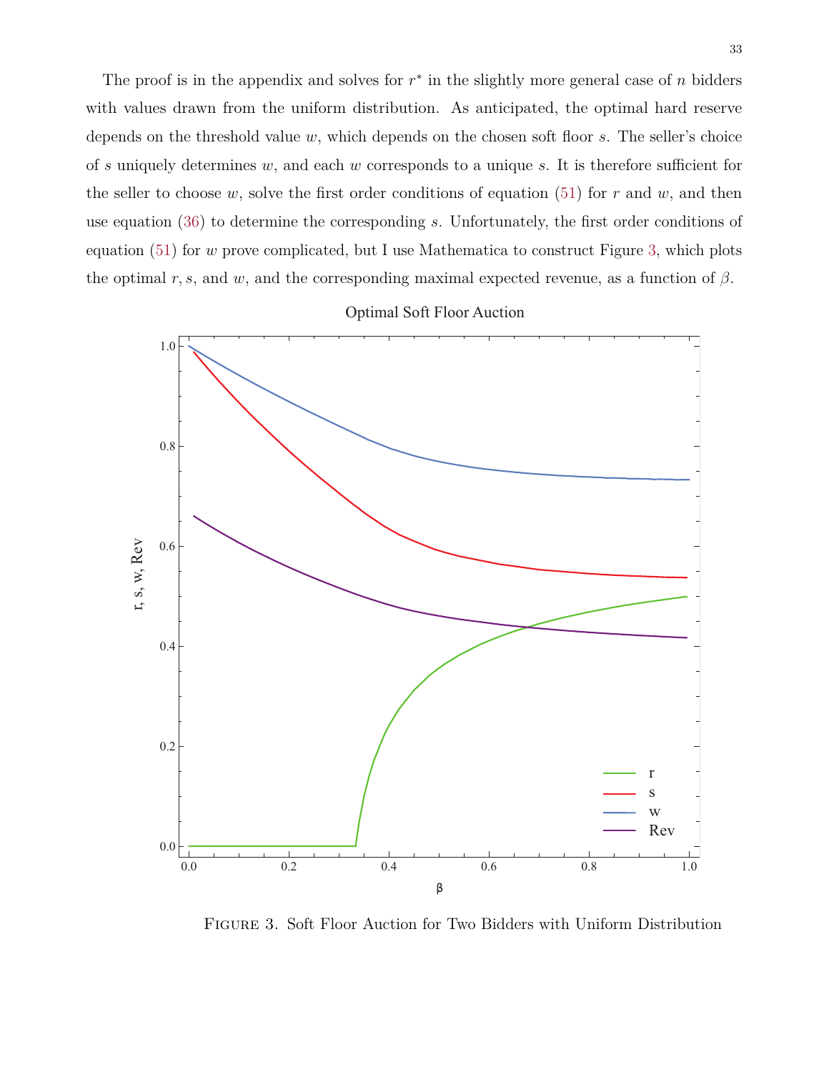The proof is in the appendix and solves for $r^*$ in the slightly more general case of $n$ bidders with values drawn from the uniform distribution. As anticipated, the optimal hard reserve depends on the threshold value $w$, which depends on the chosen soft floor $s$. The seller's choice of $s$ uniquely determines $w$, and each $w$ corresponds to a unique $s$. It is therefore sufficient for the seller to choose $w$, solve the first order conditions of equation (51) for $r$ and $w$, and then use equation (36) to determine the corresponding $s$. Unfortunately, the first order conditions of equation (51) for $w$ prove complicated, but I use Mathematica to construct Figure 3, which plots the optimal $r, s$, and $w$, and the corresponding maximal expected revenue, as a function of $\beta$.

Figure 3. Soft Floor Auction for Two Bidders with Uniform Distribution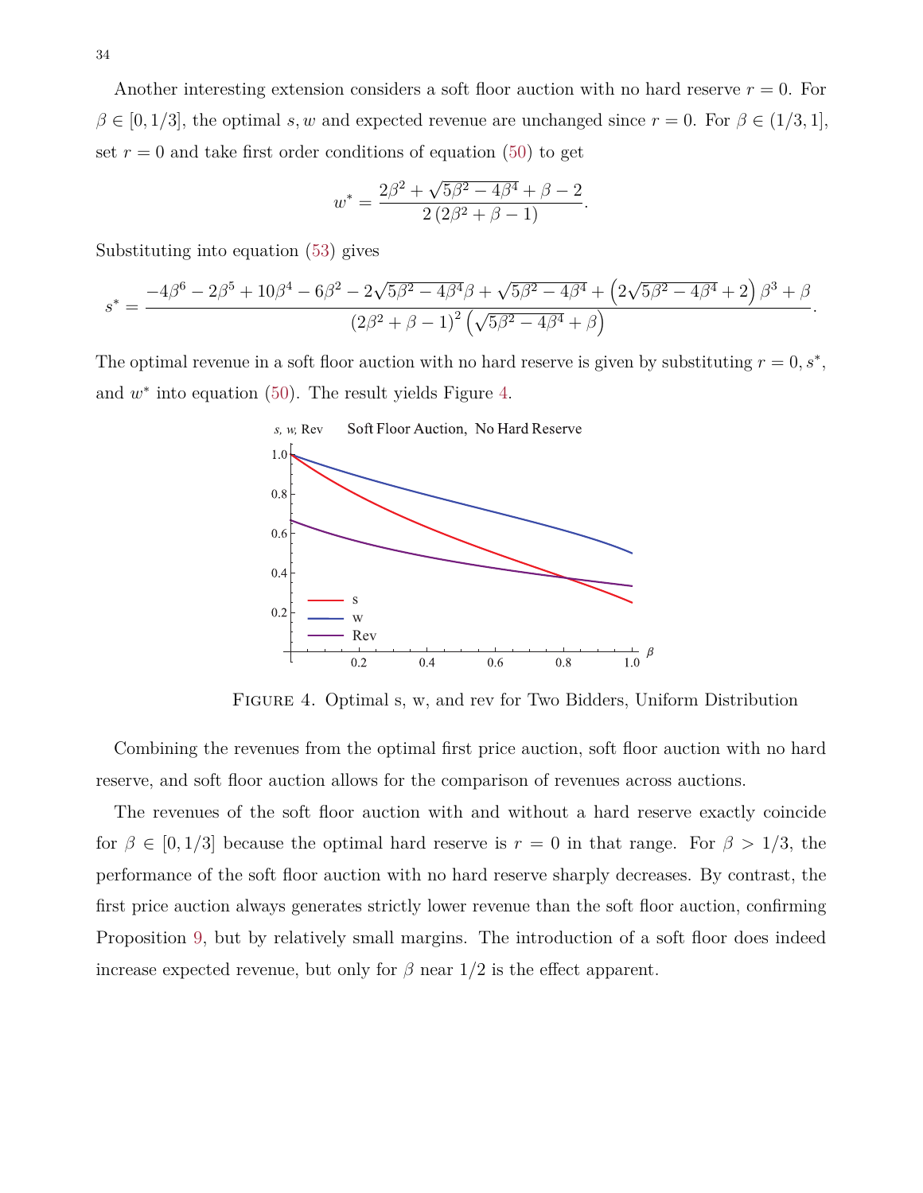Another interesting extension considers a soft floor auction with no hard reserve $r = 0$. For $\beta \in [0, 1/3]$, the optimal $s, w$ and expected revenue are unchanged since $r = 0$. For $\beta \in (1/3, 1]$, set $r = 0$ and take first order conditions of equation (50) to get

$$w^* = \frac{2\beta^2 + \sqrt{5\beta^2 - 4\beta^4} + \beta - 2}{2\left(2\beta^2 + \beta - 1\right)}.$$

Substituting into equation (53) gives

$$s^* = \frac{-4\beta^6 - 2\beta^5 + 10\beta^4 - 6\beta^2 - 2\sqrt{5\beta^2 - 4\beta^4}\beta + \sqrt{5\beta^2 - 4\beta^4} + \left(2\sqrt{5\beta^2 - 4\beta^4} + 2\right)\beta^3 + \beta}{\left(2\beta^2 + \beta - 1\right)^2\left(\sqrt{5\beta^2 - 4\beta^4} + \beta\right)}.$$

The optimal revenue in a soft floor auction with no hard reserve is given by substituting $r = 0, s^*$, and $w^*$ into equation (50). The result yields Figure 4.

Figure 4. Optimal s, w, and rev for Two Bidders, Uniform Distribution

Combining the revenues from the optimal first price auction, soft floor auction with no hard reserve, and soft floor auction allows for the comparison of revenues across auctions.

The revenues of the soft floor auction with and without a hard reserve exactly coincide for $\beta \in [0, 1/3]$ because the optimal hard reserve is $r = 0$ in that range. For $\beta > 1/3$, the performance of the soft floor auction with no hard reserve sharply decreases. By contrast, the first price auction always generates strictly lower revenue than the soft floor auction, confirming Proposition 9, but by relatively small margins. The introduction of a soft floor does indeed increase expected revenue, but only for $\beta$ near $1/2$ is the effect apparent.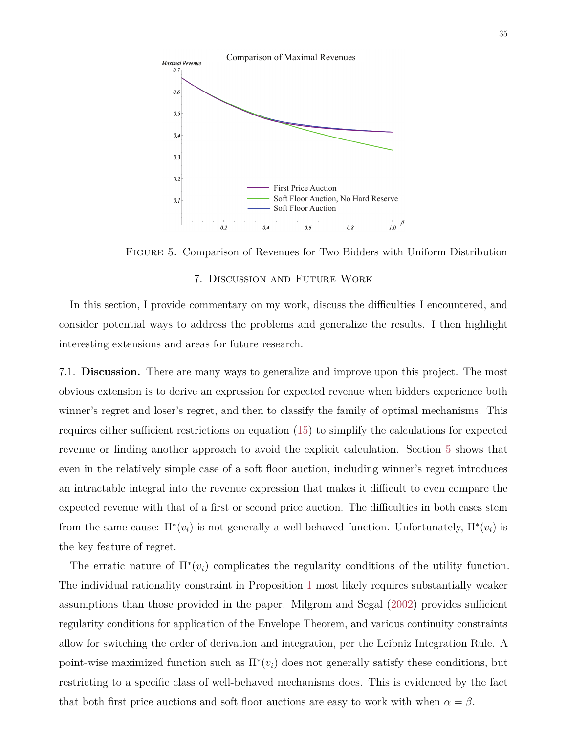FIGURE 5. Comparison of Revenues for Two Bidders with Uniform Distribution

## 7. Discussion and Future Work

In this section, I provide commentary on my work, discuss the difficulties I encountered, and consider potential ways to address the problems and generalize the results. I then highlight interesting extensions and areas for future research.

**7.1. Discussion.** There are many ways to generalize and improve upon this project. The most obvious extension is to derive an expression for expected revenue when bidders experience both winner's regret and loser's regret, and then to classify the family of optimal mechanisms. This requires either sufficient restrictions on equation (15) to simplify the calculations for expected revenue or finding another approach to avoid the explicit calculation. Section 5 shows that even in the relatively simple case of a soft floor auction, including winner's regret introduces an intractable integral into the revenue expression that makes it difficult to even compare the expected revenue with that of a first or second price auction. The difficulties in both cases stem from the same cause: $\Pi^*(v_i)$ is not generally a well-behaved function. Unfortunately, $\Pi^*(v_i)$ is the key feature of regret.

The erratic nature of $\Pi^*(v_i)$ complicates the regularity conditions of the utility function. The individual rationality constraint in Proposition 1 most likely requires substantially weaker assumptions than those provided in the paper. Milgrom and Segal (2002) provides sufficient regularity conditions for application of the Envelope Theorem, and various continuity constraints allow for switching the order of derivation and integration, per the Leibniz Integration Rule. A point-wise maximized function such as $\Pi^*(v_i)$ does not generally satisfy these conditions, but restricting to a specific class of well-behaved mechanisms does. This is evidenced by the fact that both first price auctions and soft floor auctions are easy to work with when $\alpha = \beta$.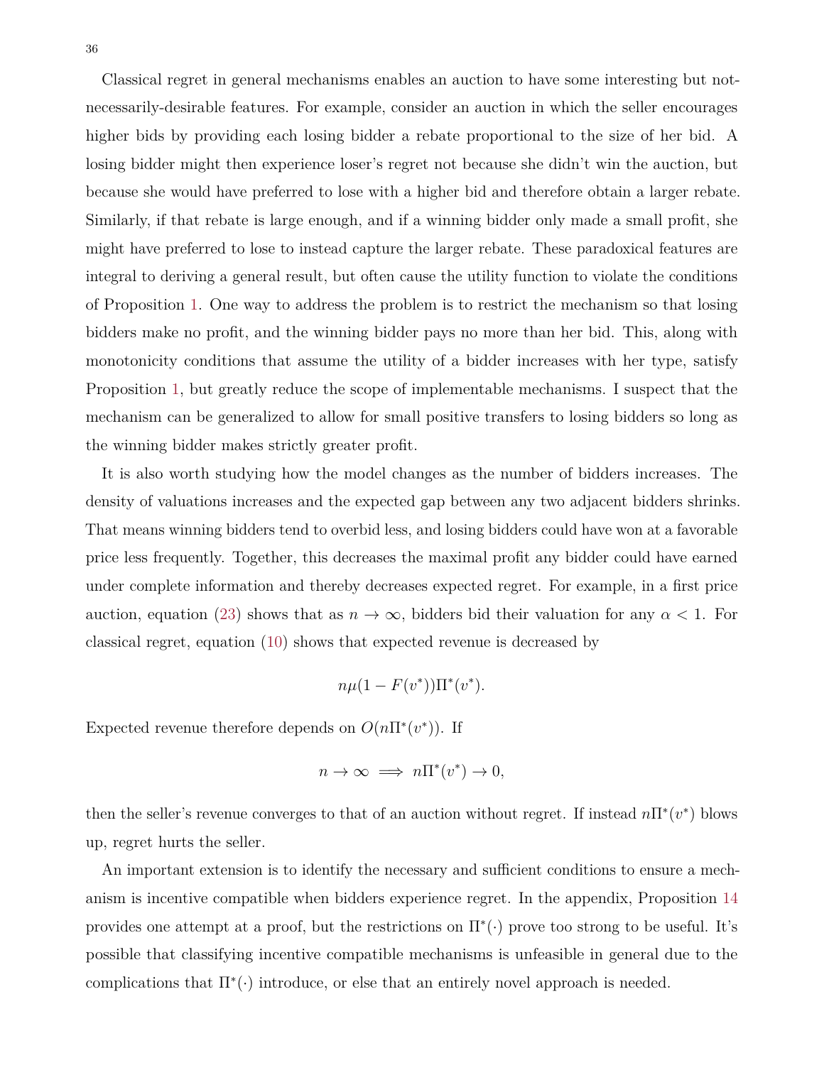Classical regret in general mechanisms enables an auction to have some interesting but not-necessarily-desirable features. For example, consider an auction in which the seller encourages higher bids by providing each losing bidder a rebate proportional to the size of her bid. A losing bidder might then experience loser's regret not because she didn't win the auction, but because she would have preferred to lose with a higher bid and therefore obtain a larger rebate. Similarly, if that rebate is large enough, and if a winning bidder only made a small profit, she might have preferred to lose to instead capture the larger rebate. These paradoxical features are integral to deriving a general result, but often cause the utility function to violate the conditions of Proposition 1. One way to address the problem is to restrict the mechanism so that losing bidders make no profit, and the winning bidder pays no more than her bid. This, along with monotonicity conditions that assume the utility of a bidder increases with her type, satisfy Proposition 1, but greatly reduce the scope of implementable mechanisms. I suspect that the mechanism can be generalized to allow for small positive transfers to losing bidders so long as the winning bidder makes strictly greater profit.

It is also worth studying how the model changes as the number of bidders increases. The density of valuations increases and the expected gap between any two adjacent bidders shrinks. That means winning bidders tend to overbid less, and losing bidders could have won at a favorable price less frequently. Together, this decreases the maximal profit any bidder could have earned under complete information and thereby decreases expected regret. For example, in a first price auction, equation (23) shows that as $n \to \infty$, bidders bid their valuation for any $\alpha < 1$. For classical regret, equation (10) shows that expected revenue is decreased by

$$n\mu(1 - F(v^*))\Pi^*(v^*).$$

Expected revenue therefore depends on $O(n\Pi^*(v^*))$. If

$$n \to \infty \implies n\Pi^*(v^*) \to 0,$$

then the seller's revenue converges to that of an auction without regret. If instead $n\Pi^*(v^*)$ blows up, regret hurts the seller.

An important extension is to identify the necessary and sufficient conditions to ensure a mechanism is incentive compatible when bidders experience regret. In the appendix, Proposition 14 provides one attempt at a proof, but the restrictions on $\Pi^*(\cdot)$ prove too strong to be useful. It's possible that classifying incentive compatible mechanisms is unfeasible in general due to the complications that $\Pi^*(\cdot)$ introduce, or else that an entirely novel approach is needed.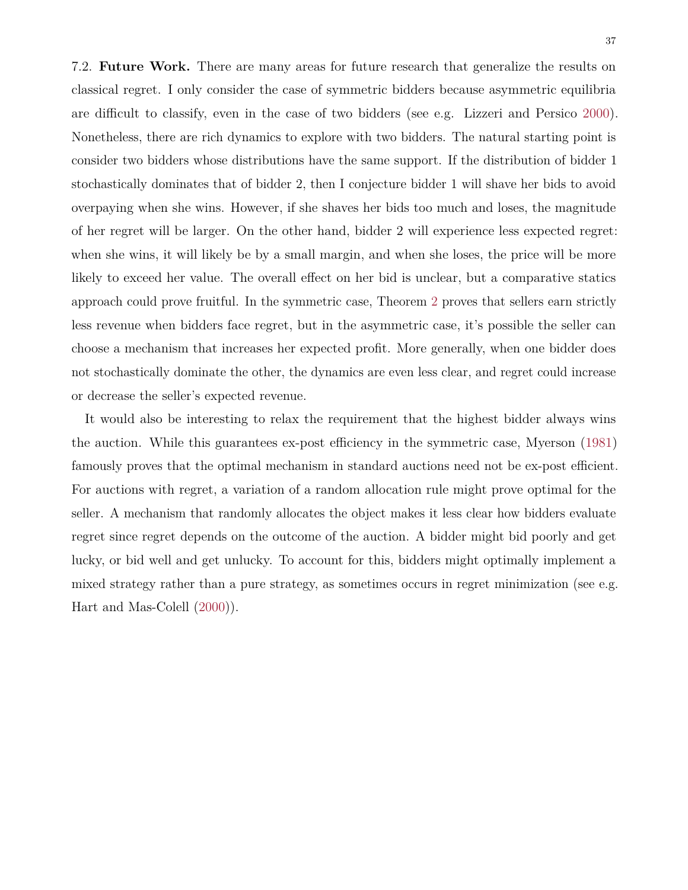7.2. **Future Work.** There are many areas for future research that generalize the results on classical regret. I only consider the case of symmetric bidders because asymmetric equilibria are difficult to classify, even in the case of two bidders (see e.g. Lizzeri and Persico 2000). Nonetheless, there are rich dynamics to explore with two bidders. The natural starting point is consider two bidders whose distributions have the same support. If the distribution of bidder 1 stochastically dominates that of bidder 2, then I conjecture bidder 1 will shave her bids to avoid overpaying when she wins. However, if she shaves her bids too much and loses, the magnitude of her regret will be larger. On the other hand, bidder 2 will experience less expected regret: when she wins, it will likely be by a small margin, and when she loses, the price will be more likely to exceed her value. The overall effect on her bid is unclear, but a comparative statics approach could prove fruitful. In the symmetric case, Theorem 2 proves that sellers earn strictly less revenue when bidders face regret, but in the asymmetric case, it's possible the seller can choose a mechanism that increases her expected profit. More generally, when one bidder does not stochastically dominate the other, the dynamics are even less clear, and regret could increase or decrease the seller's expected revenue.

It would also be interesting to relax the requirement that the highest bidder always wins the auction. While this guarantees ex-post efficiency in the symmetric case, Myerson (1981) famously proves that the optimal mechanism in standard auctions need not be ex-post efficient. For auctions with regret, a variation of a random allocation rule might prove optimal for the seller. A mechanism that randomly allocates the object makes it less clear how bidders evaluate regret since regret depends on the outcome of the auction. A bidder might bid poorly and get lucky, or bid well and get unlucky. To account for this, bidders might optimally implement a mixed strategy rather than a pure strategy, as sometimes occurs in regret minimization (see e.g. Hart and Mas-Colell (2000)).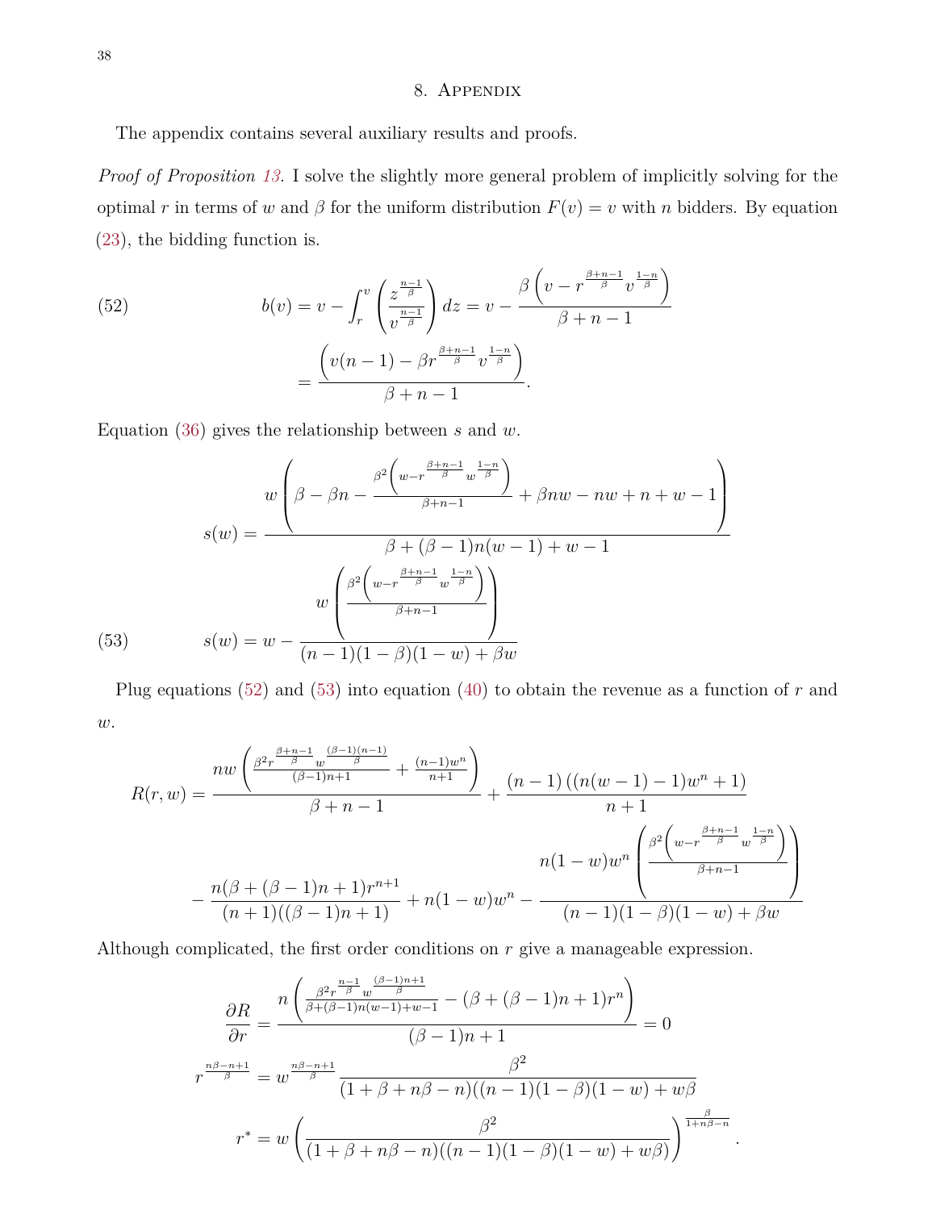# 8. Appendix

The appendix contains several auxiliary results and proofs.

*Proof of Proposition 13.* I solve the slightly more general problem of implicitly solving for the optimal $r$ in terms of $w$ and $\beta$ for the uniform distribution $F(v) = v$ with $n$ bidders. By equation (23), the bidding function is.

$$b(v) = v - \int_r^v \left( \frac{z^{\frac{n-1}{\beta}}}{v^{\frac{n-1}{\beta}}} \right) dz = v - \frac{\beta \left( v - r^{\frac{\beta+n-1}{\beta}} v^{\frac{1-n}{\beta}} \right)}{\beta + n - 1} \tag{52}$$

$$= \frac{\left( v(n-1) - \beta r^{\frac{\beta+n-1}{\beta}} v^{\frac{1-n}{\beta}} \right)}{\beta + n - 1}.$$

Equation (36) gives the relationship between $s$ and $w$.

$$s(w) = \frac{w \left( \beta - \beta n - \frac{\beta^2 \left( w - r^{\frac{\beta+n-1}{\beta}} w^{\frac{1-n}{\beta}} \right)}{\beta+n-1} + \beta n w - n w + n + w - 1 \right)}{\beta + (\beta - 1) n (w - 1) + w - 1}$$

$$s(w) = w - \frac{w \left( \frac{\beta^2 \left( w - r^{\frac{\beta+n-1}{\beta}} w^{\frac{1-n}{\beta}} \right)}{\beta+n-1} \right)}{(n-1)(1-\beta)(1-w) + \beta w} \tag{53}$$

Plug equations (52) and (53) into equation (40) to obtain the revenue as a function of $r$ and $w$.

$$R(r, w) = \frac{n w \left( \frac{\beta^2 r^{\frac{\beta+n-1}{\beta}} w^{\frac{(\beta-1)(n-1)}{\beta}}}{(\beta-1)n+1} + \frac{(n-1) w^n}{n+1} \right)}{\beta + n - 1} + \frac{(n-1)\left((n(w-1) - 1) w^n + 1\right)}{n+1}$$

$$- \frac{n(\beta + (\beta-1)n + 1) r^{n+1}}{(n+1)((\beta-1)n+1)} + n(1-w)w^n - \frac{n(1-w)w^n \left( \frac{\beta^2 \left( w - r^{\frac{\beta+n-1}{\beta}} w^{\frac{1-n}{\beta}} \right)}{\beta+n-1} \right)}{(n-1)(1-\beta)(1-w) + \beta w}$$

Although complicated, the first order conditions on $r$ give a manageable expression.

$$\frac{\partial R}{\partial r} = \frac{n \left( \frac{\beta^2 r^{\frac{n-1}{\beta}} w^{\frac{(\beta-1)n+1}{\beta}}}{\beta + (\beta-1)n(w-1) + w - 1} - (\beta + (\beta-1)n + 1) r^n \right)}{(\beta - 1)n + 1} = 0$$

$$r^{\frac{n\beta - n + 1}{\beta}} = w^{\frac{n\beta - n + 1}{\beta}} \frac{\beta^2}{(1 + \beta + n\beta - n)((n-1)(1-\beta)(1-w) + w\beta}$$

$$r^* = w \left( \frac{\beta^2}{(1 + \beta + n\beta - n)((n-1)(1-\beta)(1-w) + w\beta)} \right)^{\frac{\beta}{1 + n\beta - n}}.$$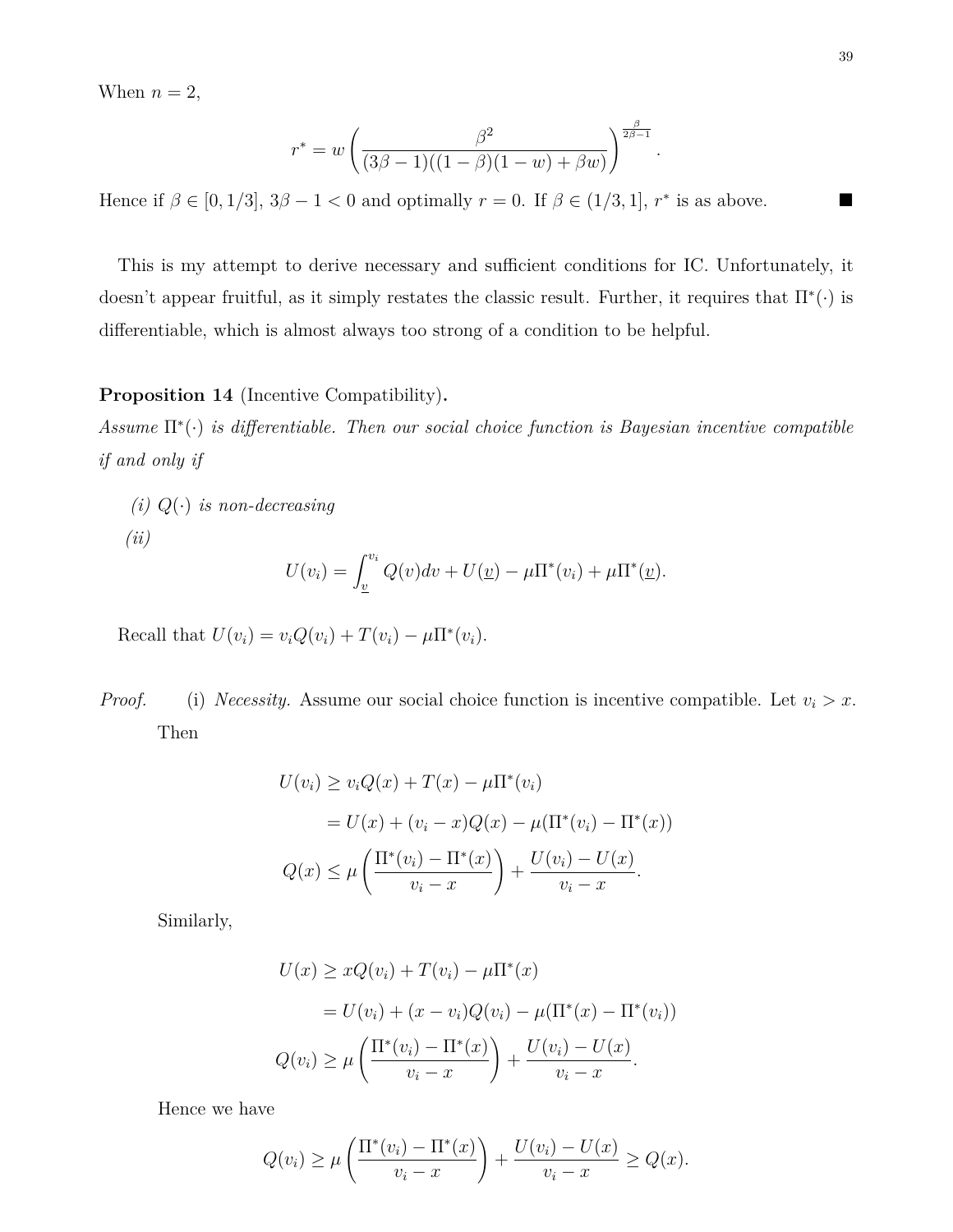When $n = 2$,

$$r^* = w \left( \frac{\beta^2}{(3\beta - 1)((1-\beta)(1-w) + \beta w)} \right)^{\frac{\beta}{2\beta - 1}}.$$

Hence if $\beta \in [0, 1/3]$, $3\beta - 1 < 0$ and optimally $r = 0$. If $\beta \in (1/3, 1]$, $r^*$ is as above. ∎

This is my attempt to derive necessary and sufficient conditions for IC. Unfortunately, it doesn't appear fruitful, as it simply restates the classic result. Further, it requires that $\Pi^*(\cdot)$ is differentiable, which is almost always too strong of a condition to be helpful.

**Proposition 14** (Incentive Compatibility)**.**
*Assume $\Pi^*(\cdot)$ is differentiable. Then our social choice function is Bayesian incentive compatible if and only if*

*(i) $Q(\cdot)$ is non-decreasing*

*(ii)*

$$U(v_i) = \int_{\underline{v}}^{v_i} Q(v)dv + U(\underline{v}) - \mu\Pi^*(v_i) + \mu\Pi^*(\underline{v}).$$

Recall that $U(v_i) = v_i Q(v_i) + T(v_i) - \mu\Pi^*(v_i)$.

*Proof.* (i) *Necessity.* Assume our social choice function is incentive compatible. Let $v_i > x$. Then

$$\begin{aligned}
U(v_i) &\geq v_i Q(x) + T(x) - \mu\Pi^*(v_i) \\
&= U(x) + (v_i - x)Q(x) - \mu(\Pi^*(v_i) - \Pi^*(x)) \\
Q(x) &\leq \mu \left( \frac{\Pi^*(v_i) - \Pi^*(x)}{v_i - x} \right) + \frac{U(v_i) - U(x)}{v_i - x}.
\end{aligned}$$

Similarly,

$$\begin{aligned}
U(x) &\geq x Q(v_i) + T(v_i) - \mu\Pi^*(x) \\
&= U(v_i) + (x - v_i)Q(v_i) - \mu(\Pi^*(x) - \Pi^*(v_i)) \\
Q(v_i) &\geq \mu \left( \frac{\Pi^*(v_i) - \Pi^*(x)}{v_i - x} \right) + \frac{U(v_i) - U(x)}{v_i - x}.
\end{aligned}$$

Hence we have

$$Q(v_i) \geq \mu \left( \frac{\Pi^*(v_i) - \Pi^*(x)}{v_i - x} \right) + \frac{U(v_i) - U(x)}{v_i - x} \geq Q(x).$$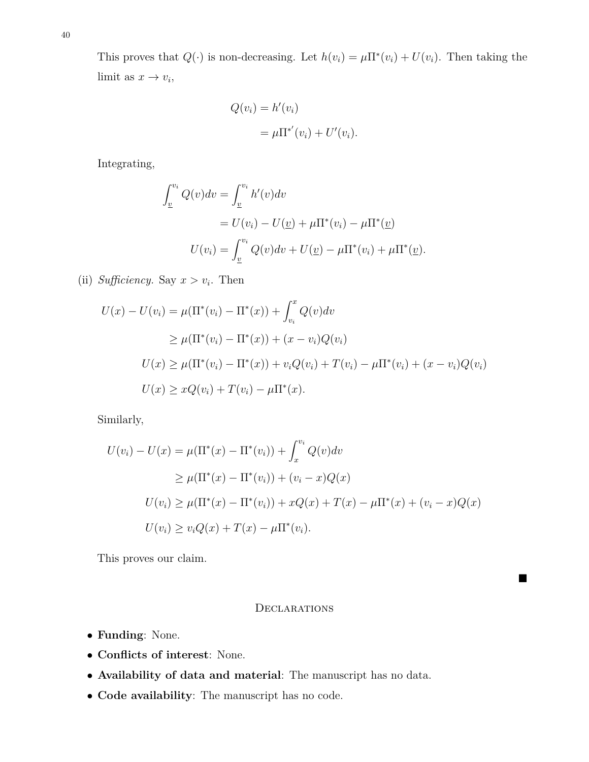This proves that $Q(\cdot)$ is non-decreasing. Let $h(v_i) = \mu\Pi^*(v_i) + U(v_i)$. Then taking the limit as $x \to v_i$,

$$
\begin{aligned}
Q(v_i) &= h'(v_i) \\
&= \mu\Pi^{*'}(v_i) + U'(v_i).
\end{aligned}
$$

Integrating,

$$
\begin{aligned}
\int_{\underline{v}}^{v_i} Q(v)dv &= \int_{\underline{v}}^{v_i} h'(v)dv \\
&= U(v_i) - U(\underline{v}) + \mu\Pi^*(v_i) - \mu\Pi^*(\underline{v}) \\
U(v_i) &= \int_{\underline{v}}^{v_i} Q(v)dv + U(\underline{v}) - \mu\Pi^*(v_i) + \mu\Pi^*(\underline{v}).
\end{aligned}
$$

(ii) *Sufficiency.* Say $x > v_i$. Then

$$
\begin{aligned}
U(x) - U(v_i) &= \mu(\Pi^*(v_i) - \Pi^*(x)) + \int_{v_i}^{x} Q(v)dv \\
&\geq \mu(\Pi^*(v_i) - \Pi^*(x)) + (x - v_i)Q(v_i) \\
U(x) &\geq \mu(\Pi^*(v_i) - \Pi^*(x)) + v_iQ(v_i) + T(v_i) - \mu\Pi^*(v_i) + (x - v_i)Q(v_i) \\
U(x) &\geq xQ(v_i) + T(v_i) - \mu\Pi^*(x).
\end{aligned}
$$

Similarly,

$$
\begin{aligned}
U(v_i) - U(x) &= \mu(\Pi^*(x) - \Pi^*(v_i)) + \int_{x}^{v_i} Q(v)dv \\
&\geq \mu(\Pi^*(x) - \Pi^*(v_i)) + (v_i - x)Q(x) \\
U(v_i) &\geq \mu(\Pi^*(x) - \Pi^*(v_i)) + xQ(x) + T(x) - \mu\Pi^*(x) + (v_i - x)Q(x) \\
U(v_i) &\geq v_iQ(x) + T(x) - \mu\Pi^*(v_i).
\end{aligned}
$$

This proves our claim.

■

## Declarations

- **Funding**: None.
- **Conflicts of interest**: None.
- **Availability of data and material**: The manuscript has no data.
- **Code availability**: The manuscript has no code.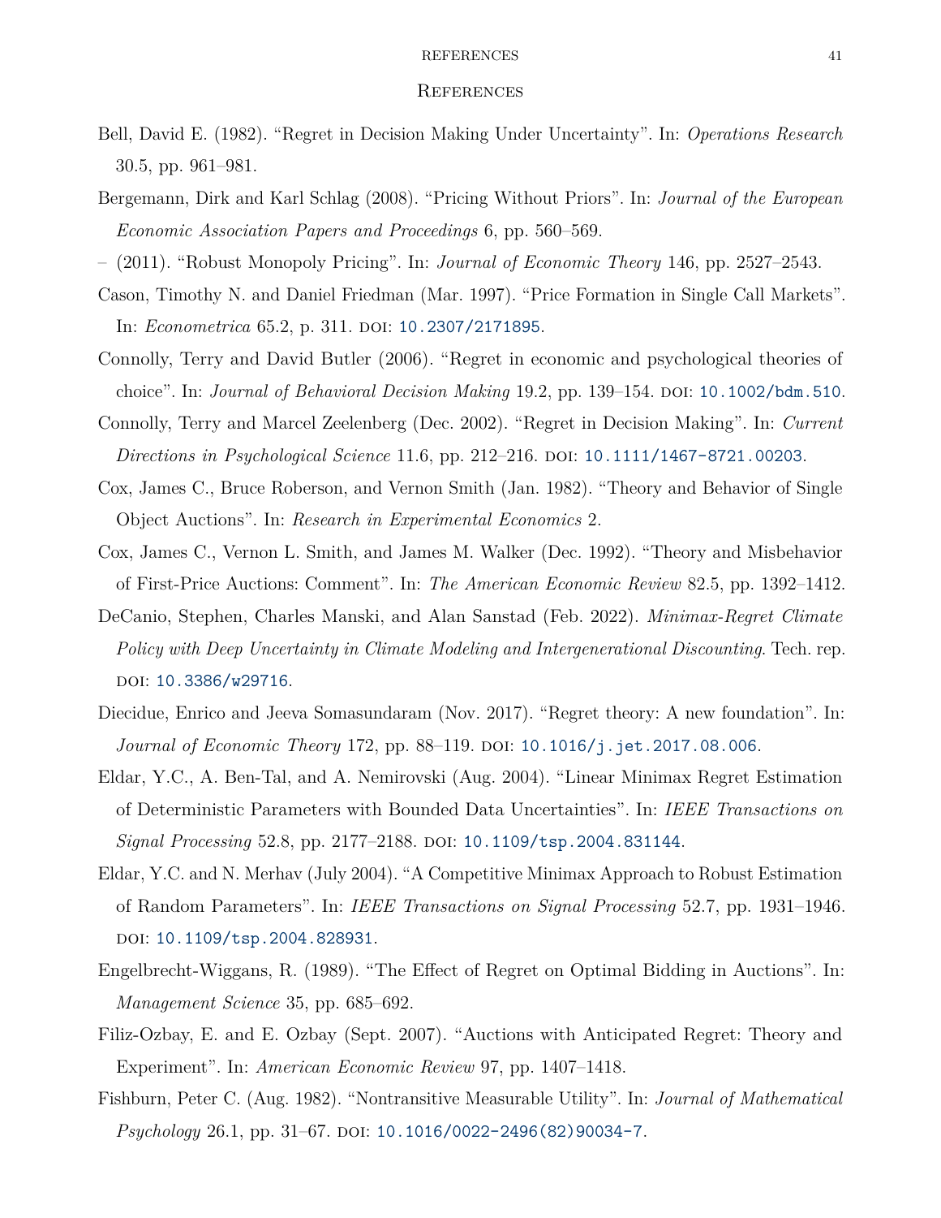## References

Bell, David E. (1982). "Regret in Decision Making Under Uncertainty". In: *Operations Research* 30.5, pp. 961–981.

Bergemann, Dirk and Karl Schlag (2008). "Pricing Without Priors". In: *Journal of the European Economic Association Papers and Proceedings* 6, pp. 560–569.

– (2011). "Robust Monopoly Pricing". In: *Journal of Economic Theory* 146, pp. 2527–2543.

Cason, Timothy N. and Daniel Friedman (Mar. 1997). "Price Formation in Single Call Markets". In: *Econometrica* 65.2, p. 311. DOI: 10.2307/2171895.

Connolly, Terry and David Butler (2006). "Regret in economic and psychological theories of choice". In: *Journal of Behavioral Decision Making* 19.2, pp. 139–154. DOI: 10.1002/bdm.510.

Connolly, Terry and Marcel Zeelenberg (Dec. 2002). "Regret in Decision Making". In: *Current Directions in Psychological Science* 11.6, pp. 212–216. DOI: 10.1111/1467-8721.00203.

Cox, James C., Bruce Roberson, and Vernon Smith (Jan. 1982). "Theory and Behavior of Single Object Auctions". In: *Research in Experimental Economics* 2.

Cox, James C., Vernon L. Smith, and James M. Walker (Dec. 1992). "Theory and Misbehavior of First-Price Auctions: Comment". In: *The American Economic Review* 82.5, pp. 1392–1412.

DeCanio, Stephen, Charles Manski, and Alan Sanstad (Feb. 2022). *Minimax-Regret Climate Policy with Deep Uncertainty in Climate Modeling and Intergenerational Discounting*. Tech. rep. DOI: 10.3386/w29716.

Diecidue, Enrico and Jeeva Somasundaram (Nov. 2017). "Regret theory: A new foundation". In: *Journal of Economic Theory* 172, pp. 88–119. DOI: 10.1016/j.jet.2017.08.006.

Eldar, Y.C., A. Ben-Tal, and A. Nemirovski (Aug. 2004). "Linear Minimax Regret Estimation of Deterministic Parameters with Bounded Data Uncertainties". In: *IEEE Transactions on Signal Processing* 52.8, pp. 2177–2188. DOI: 10.1109/tsp.2004.831144.

Eldar, Y.C. and N. Merhav (July 2004). "A Competitive Minimax Approach to Robust Estimation of Random Parameters". In: *IEEE Transactions on Signal Processing* 52.7, pp. 1931–1946. DOI: 10.1109/tsp.2004.828931.

Engelbrecht-Wiggans, R. (1989). "The Effect of Regret on Optimal Bidding in Auctions". In: *Management Science* 35, pp. 685–692.

Filiz-Ozbay, E. and E. Ozbay (Sept. 2007). "Auctions with Anticipated Regret: Theory and Experiment". In: *American Economic Review* 97, pp. 1407–1418.

Fishburn, Peter C. (Aug. 1982). "Nontransitive Measurable Utility". In: *Journal of Mathematical Psychology* 26.1, pp. 31–67. DOI: 10.1016/0022-2496(82)90034-7.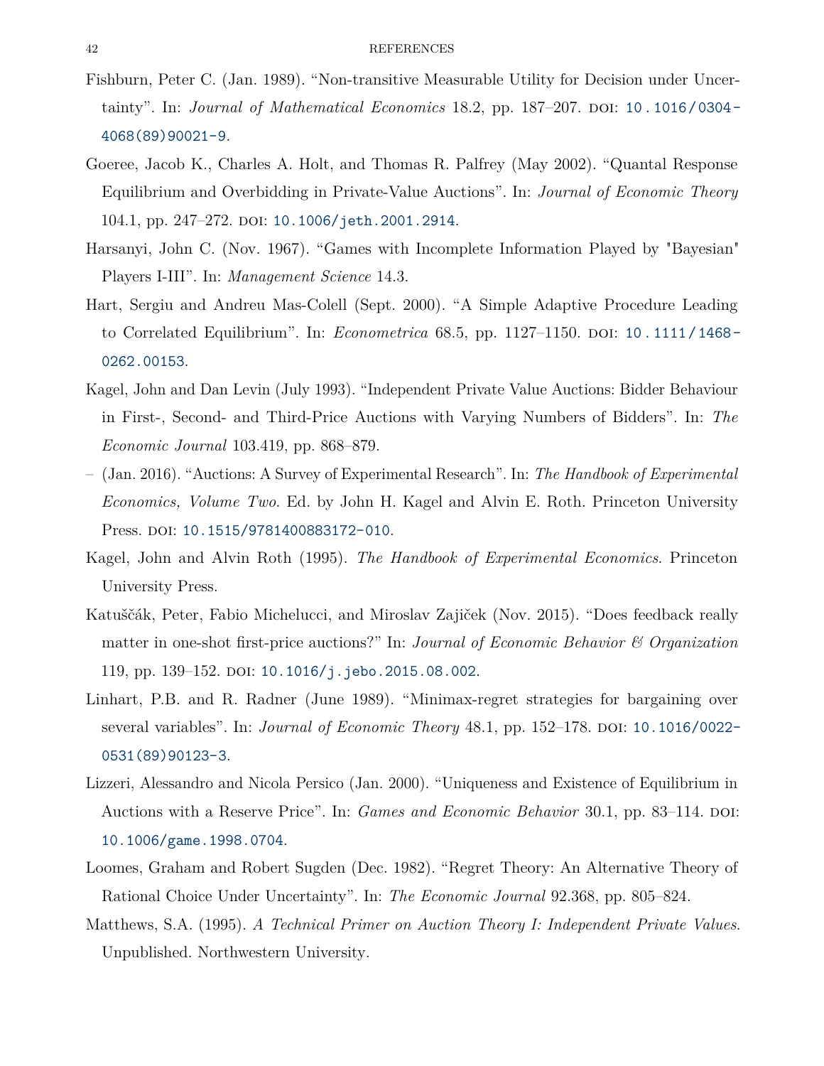Fishburn, Peter C. (Jan. 1989). "Non-transitive Measurable Utility for Decision under Uncertainty". In: *Journal of Mathematical Economics* 18.2, pp. 187–207. DOI: 10.1016/0304-4068(89)90021-9.

Goeree, Jacob K., Charles A. Holt, and Thomas R. Palfrey (May 2002). "Quantal Response Equilibrium and Overbidding in Private-Value Auctions". In: *Journal of Economic Theory* 104.1, pp. 247–272. DOI: 10.1006/jeth.2001.2914.

Harsanyi, John C. (Nov. 1967). "Games with Incomplete Information Played by "Bayesian" Players I-III". In: *Management Science* 14.3.

Hart, Sergiu and Andreu Mas-Colell (Sept. 2000). "A Simple Adaptive Procedure Leading to Correlated Equilibrium". In: *Econometrica* 68.5, pp. 1127–1150. DOI: 10.1111/1468-0262.00153.

Kagel, John and Dan Levin (July 1993). "Independent Private Value Auctions: Bidder Behaviour in First-, Second- and Third-Price Auctions with Varying Numbers of Bidders". In: *The Economic Journal* 103.419, pp. 868–879.

– (Jan. 2016). "Auctions: A Survey of Experimental Research". In: *The Handbook of Experimental Economics, Volume Two*. Ed. by John H. Kagel and Alvin E. Roth. Princeton University Press. DOI: 10.1515/9781400883172-010.

Kagel, John and Alvin Roth (1995). *The Handbook of Experimental Economics*. Princeton University Press.

Katuščák, Peter, Fabio Michelucci, and Miroslav Zajiček (Nov. 2015). "Does feedback really matter in one-shot first-price auctions?" In: *Journal of Economic Behavior & Organization* 119, pp. 139–152. DOI: 10.1016/j.jebo.2015.08.002.

Linhart, P.B. and R. Radner (June 1989). "Minimax-regret strategies for bargaining over several variables". In: *Journal of Economic Theory* 48.1, pp. 152–178. DOI: 10.1016/0022-0531(89)90123-3.

Lizzeri, Alessandro and Nicola Persico (Jan. 2000). "Uniqueness and Existence of Equilibrium in Auctions with a Reserve Price". In: *Games and Economic Behavior* 30.1, pp. 83–114. DOI: 10.1006/game.1998.0704.

Loomes, Graham and Robert Sugden (Dec. 1982). "Regret Theory: An Alternative Theory of Rational Choice Under Uncertainty". In: *The Economic Journal* 92.368, pp. 805–824.

Matthews, S.A. (1995). *A Technical Primer on Auction Theory I: Independent Private Values*. Unpublished. Northwestern University.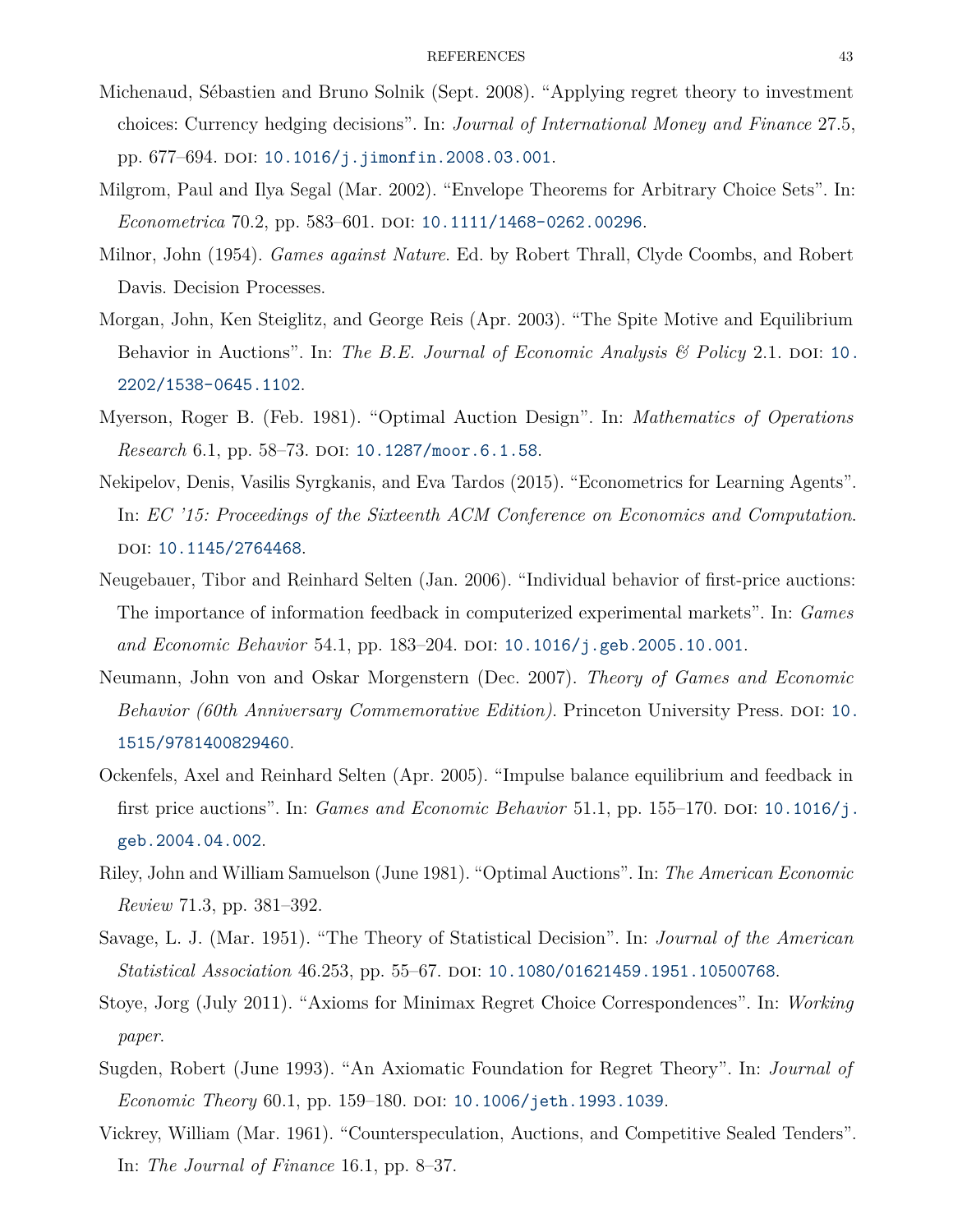Michenaud, Sébastien and Bruno Solnik (Sept. 2008). "Applying regret theory to investment choices: Currency hedging decisions". In: *Journal of International Money and Finance* 27.5, pp. 677–694. DOI: 10.1016/j.jimonfin.2008.03.001.

Milgrom, Paul and Ilya Segal (Mar. 2002). "Envelope Theorems for Arbitrary Choice Sets". In: *Econometrica* 70.2, pp. 583–601. DOI: 10.1111/1468-0262.00296.

Milnor, John (1954). *Games against Nature*. Ed. by Robert Thrall, Clyde Coombs, and Robert Davis. Decision Processes.

Morgan, John, Ken Steiglitz, and George Reis (Apr. 2003). "The Spite Motive and Equilibrium Behavior in Auctions". In: *The B.E. Journal of Economic Analysis & Policy* 2.1. DOI: 10.2202/1538-0645.1102.

Myerson, Roger B. (Feb. 1981). "Optimal Auction Design". In: *Mathematics of Operations Research* 6.1, pp. 58–73. DOI: 10.1287/moor.6.1.58.

Nekipelov, Denis, Vasilis Syrgkanis, and Eva Tardos (2015). "Econometrics for Learning Agents". In: *EC '15: Proceedings of the Sixteenth ACM Conference on Economics and Computation*. DOI: 10.1145/2764468.

Neugebauer, Tibor and Reinhard Selten (Jan. 2006). "Individual behavior of first-price auctions: The importance of information feedback in computerized experimental markets". In: *Games and Economic Behavior* 54.1, pp. 183–204. DOI: 10.1016/j.geb.2005.10.001.

Neumann, John von and Oskar Morgenstern (Dec. 2007). *Theory of Games and Economic Behavior (60th Anniversary Commemorative Edition)*. Princeton University Press. DOI: 10.1515/9781400829460.

Ockenfels, Axel and Reinhard Selten (Apr. 2005). "Impulse balance equilibrium and feedback in first price auctions". In: *Games and Economic Behavior* 51.1, pp. 155–170. DOI: 10.1016/j.geb.2004.04.002.

Riley, John and William Samuelson (June 1981). "Optimal Auctions". In: *The American Economic Review* 71.3, pp. 381–392.

Savage, L. J. (Mar. 1951). "The Theory of Statistical Decision". In: *Journal of the American Statistical Association* 46.253, pp. 55–67. DOI: 10.1080/01621459.1951.10500768.

Stoye, Jorg (July 2011). "Axioms for Minimax Regret Choice Correspondences". In: *Working paper*.

Sugden, Robert (June 1993). "An Axiomatic Foundation for Regret Theory". In: *Journal of Economic Theory* 60.1, pp. 159–180. DOI: 10.1006/jeth.1993.1039.

Vickrey, William (Mar. 1961). "Counterspeculation, Auctions, and Competitive Sealed Tenders". In: *The Journal of Finance* 16.1, pp. 8–37.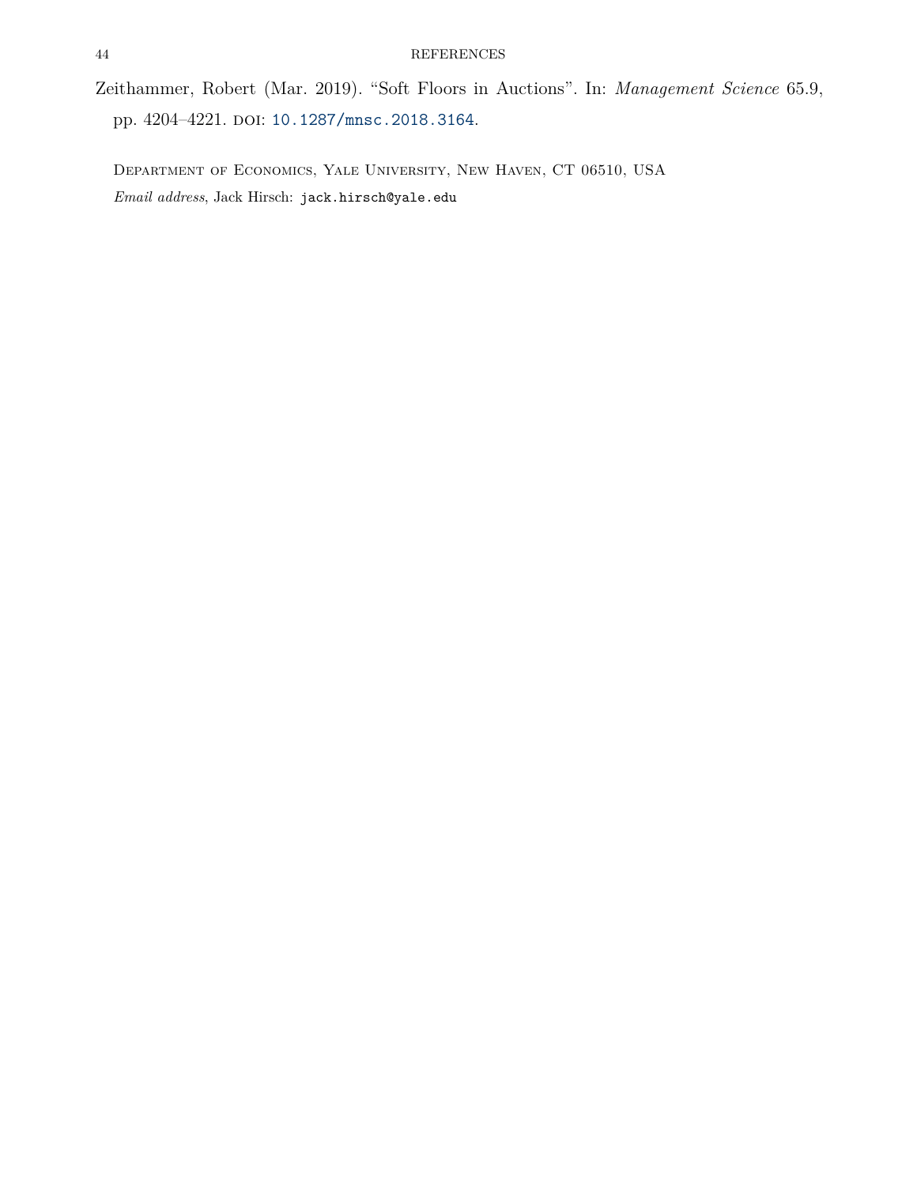Zeithammer, Robert (Mar. 2019). "Soft Floors in Auctions". In: *Management Science* 65.9, pp. 4204–4221. DOI: 10.1287/mnsc.2018.3164.

Department of Economics, Yale University, New Haven, CT 06510, USA

*Email address*, Jack Hirsch: jack.hirsch@yale.edu